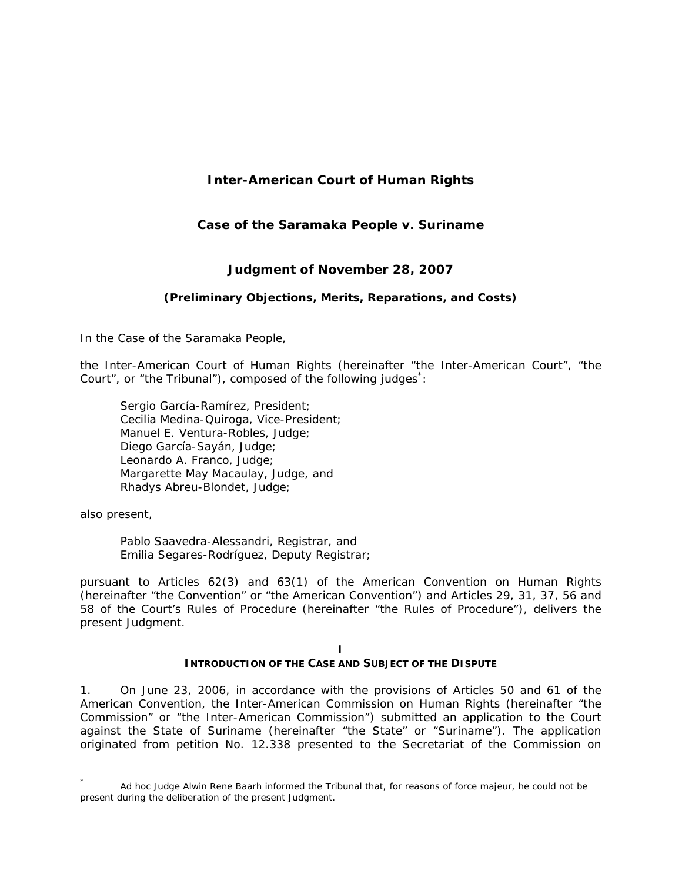# Inter-American Court of Human Rights

## Case of the Saramaka People v. Suriname

## Judgment of November 28, 2007

### (Preliminary Objections, Merits, Reparations, and Costs)

In the Case of the Saramaka People,

the Inter-American Court of Human Rights (hereinafter "the Inter-American Court", "the Court", or "the Tribunal"), composed of the following judges[*]:

> Sergio García-Ramírez, President;
> Cecilia Medina-Quiroga, Vice-President;
> Manuel E. Ventura-Robles, Judge;
> Diego García-Sayán, Judge;
> Leonardo A. Franco, Judge;
> Margarette May Macaulay, Judge, and
> Rhadys Abreu-Blondet, Judge;

also present,

> Pablo Saavedra-Alessandri, Registrar, and
> Emilia Segares-Rodríguez, Deputy Registrar;

pursuant to Articles 62(3) and 63(1) of the American Convention on Human Rights (hereinafter "the Convention" or "the American Convention") and Articles 29, 31, 37, 56 and 58 of the Court's Rules of Procedure (hereinafter "the Rules of Procedure"), delivers the present Judgment.

## I
## INTRODUCTION OF THE CASE AND SUBJECT OF THE DISPUTE

1. On June 23, 2006, in accordance with the provisions of Articles 50 and 61 of the American Convention, the Inter-American Commission on Human Rights (hereinafter "the Commission" or "the Inter-American Commission") submitted an application to the Court against the State of Suriname (hereinafter "the State" or "Suriname"). The application originated from petition No. 12.338 presented to the Secretariat of the Commission on

---

[*] Ad hoc Judge Alwin Rene Baarh informed the Tribunal that, for reasons of force majeur, he could not be present during the deliberation of the present Judgment.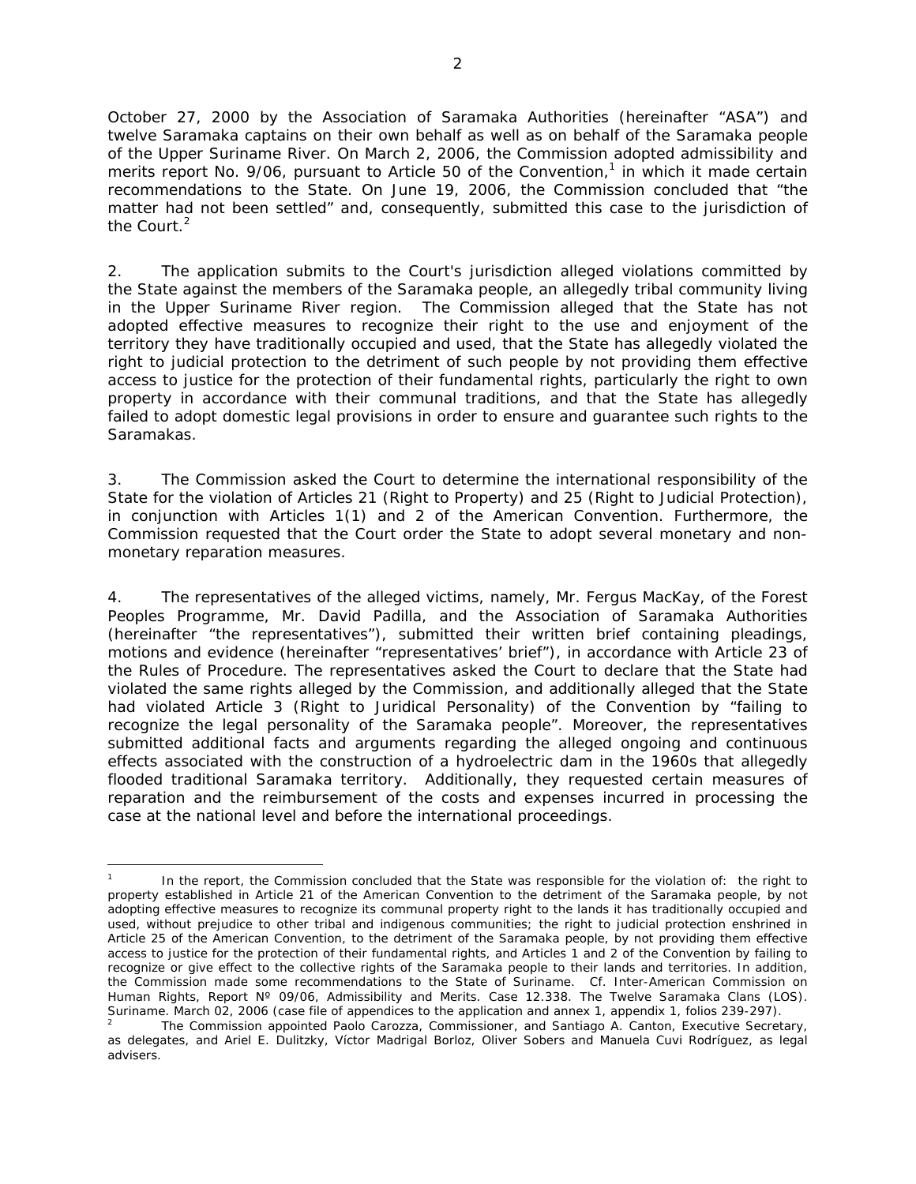October 27, 2000 by the Association of Saramaka Authorities (hereinafter "ASA") and twelve Saramaka captains on their own behalf as well as on behalf of the Saramaka people of the Upper Suriname River. On March 2, 2006, the Commission adopted admissibility and merits report No. 9/06, pursuant to Article 50 of the Convention,[1] in which it made certain recommendations to the State. On June 19, 2006, the Commission concluded that "the matter had not been settled" and, consequently, submitted this case to the jurisdiction of the Court.[2]

2. The application submits to the Court's jurisdiction alleged violations committed by the State against the members of the Saramaka people, an allegedly tribal community living in the Upper Suriname River region. The Commission alleged that the State has not adopted effective measures to recognize their right to the use and enjoyment of the territory they have traditionally occupied and used, that the State has allegedly violated the right to judicial protection to the detriment of such people by not providing them effective access to justice for the protection of their fundamental rights, particularly the right to own property in accordance with their communal traditions, and that the State has allegedly failed to adopt domestic legal provisions in order to ensure and guarantee such rights to the Saramakas.

3. The Commission asked the Court to determine the international responsibility of the State for the violation of Articles 21 (Right to Property) and 25 (Right to Judicial Protection), in conjunction with Articles 1(1) and 2 of the American Convention. Furthermore, the Commission requested that the Court order the State to adopt several monetary and non-monetary reparation measures.

4. The representatives of the alleged victims, namely, Mr. Fergus MacKay, of the Forest Peoples Programme, Mr. David Padilla, and the Association of Saramaka Authorities (hereinafter "the representatives"), submitted their written brief containing pleadings, motions and evidence (hereinafter "representatives' brief"), in accordance with Article 23 of the Rules of Procedure. The representatives asked the Court to declare that the State had violated the same rights alleged by the Commission, and additionally alleged that the State had violated Article 3 (Right to Juridical Personality) of the Convention by "failing to recognize the legal personality of the Saramaka people". Moreover, the representatives submitted additional facts and arguments regarding the alleged ongoing and continuous effects associated with the construction of a hydroelectric dam in the 1960s that allegedly flooded traditional Saramaka territory. Additionally, they requested certain measures of reparation and the reimbursement of the costs and expenses incurred in processing the case at the national level and before the international proceedings.

---

[1] In the report, the Commission concluded that the State was responsible for the violation of: the right to property established in Article 21 of the American Convention to the detriment of the Saramaka people, by not adopting effective measures to recognize its communal property right to the lands it has traditionally occupied and used, without prejudice to other tribal and indigenous communities; the right to judicial protection enshrined in Article 25 of the American Convention, to the detriment of the Saramaka people, by not providing them effective access to justice for the protection of their fundamental rights, and Articles 1 and 2 of the Convention by failing to recognize or give effect to the collective rights of the Saramaka people to their lands and territories. In addition, the Commission made some recommendations to the State of Suriname. Cf. Inter-American Commission on Human Rights, Report Nº 09/06, Admissibility and Merits. Case 12.338. The Twelve Saramaka Clans (LOS). Suriname. March 02, 2006 (case file of appendices to the application and annex 1, appendix 1, folios 239-297).

[2] The Commission appointed Paolo Carozza, Commissioner, and Santiago A. Canton, Executive Secretary, as delegates, and Ariel E. Dulitzky, Víctor Madrigal Borloz, Oliver Sobers and Manuela Cuvi Rodríguez, as legal advisers.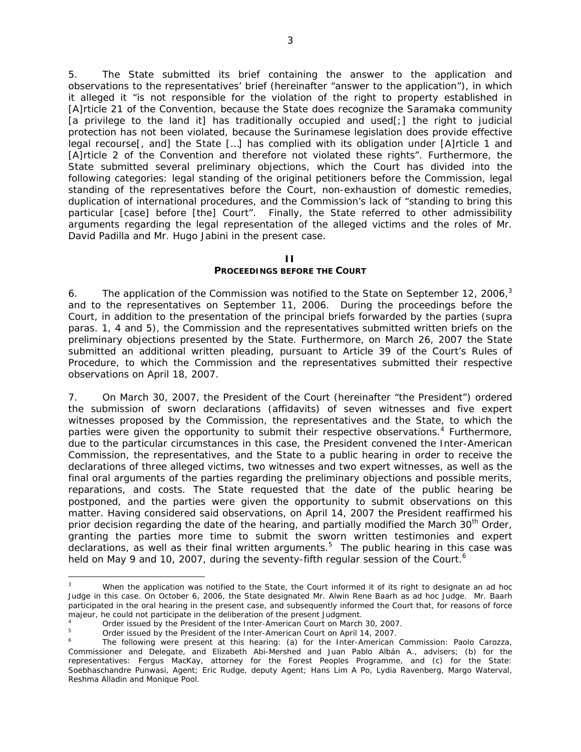5. The State submitted its brief containing the answer to the application and observations to the representatives' brief (hereinafter "answer to the application"), in which it alleged it "is not responsible for the violation of the right to property established in [A]rticle 21 of the Convention, because the State does recognize the Saramaka community [a privilege to the land it] has traditionally occupied and used[;] the right to judicial protection has not been violated, because the Surinamese legislation does provide effective legal recourse[, and] the State […] has complied with its obligation under [A]rticle 1 and [A]rticle 2 of the Convention and therefore not violated these rights". Furthermore, the State submitted several preliminary objections, which the Court has divided into the following categories: legal standing of the original petitioners before the Commission, legal standing of the representatives before the Court, non-exhaustion of domestic remedies, duplication of international procedures, and the Commission's lack of "standing to bring this particular [case] before [the] Court". Finally, the State referred to other admissibility arguments regarding the legal representation of the alleged victims and the roles of Mr. David Padilla and Mr. Hugo Jabini in the present case.

## II
## PROCEEDINGS BEFORE THE COURT

6. The application of the Commission was notified to the State on September 12, 2006,[3] and to the representatives on September 11, 2006. During the proceedings before the Court, in addition to the presentation of the principal briefs forwarded by the parties (*supra* paras. 1, 4 and 5), the Commission and the representatives submitted written briefs on the preliminary objections presented by the State. Furthermore, on March 26, 2007 the State submitted an additional written pleading, pursuant to Article 39 of the Court's Rules of Procedure, to which the Commission and the representatives submitted their respective observations on April 18, 2007.

7. On March 30, 2007, the President of the Court (hereinafter "the President") ordered the submission of sworn declarations (affidavits) of seven witnesses and five expert witnesses proposed by the Commission, the representatives and the State, to which the parties were given the opportunity to submit their respective observations.[4] Furthermore, due to the particular circumstances in this case, the President convened the Inter-American Commission, the representatives, and the State to a public hearing in order to receive the declarations of three alleged victims, two witnesses and two expert witnesses, as well as the final oral arguments of the parties regarding the preliminary objections and possible merits, reparations, and costs. The State requested that the date of the public hearing be postponed, and the parties were given the opportunity to submit observations on this matter. Having considered said observations, on April 14, 2007 the President reaffirmed his prior decision regarding the date of the hearing, and partially modified the March 30th Order, granting the parties more time to submit the sworn written testimonies and expert declarations, as well as their final written arguments.[5] The public hearing in this case was held on May 9 and 10, 2007, during the seventy-fifth regular session of the Court.[6]

---

[3] When the application was notified to the State, the Court informed it of its right to designate an ad hoc Judge in this case. On October 6, 2006, the State designated Mr. Alwin Rene Baarh as ad hoc Judge. Mr. Baarh participated in the oral hearing in the present case, and subsequently informed the Court that, for reasons of force majeur, he could not participate in the deliberation of the present Judgment.

[4] Order issued by the President of the Inter-American Court on March 30, 2007.

[5] Order issued by the President of the Inter-American Court on April 14, 2007.

[6] The following were present at this hearing: (a) for the Inter-American Commission: Paolo Carozza, Commissioner and Delegate, and Elizabeth Abi-Mershed and Juan Pablo Albán A., advisers; (b) for the representatives: Fergus MacKay, attorney for the Forest Peoples Programme, and (c) for the State: Soebhaschandre Punwasi, Agent; Eric Rudge, deputy Agent; Hans Lim A Po, Lydia Ravenberg, Margo Waterval, Reshma Alladin and Monique Pool.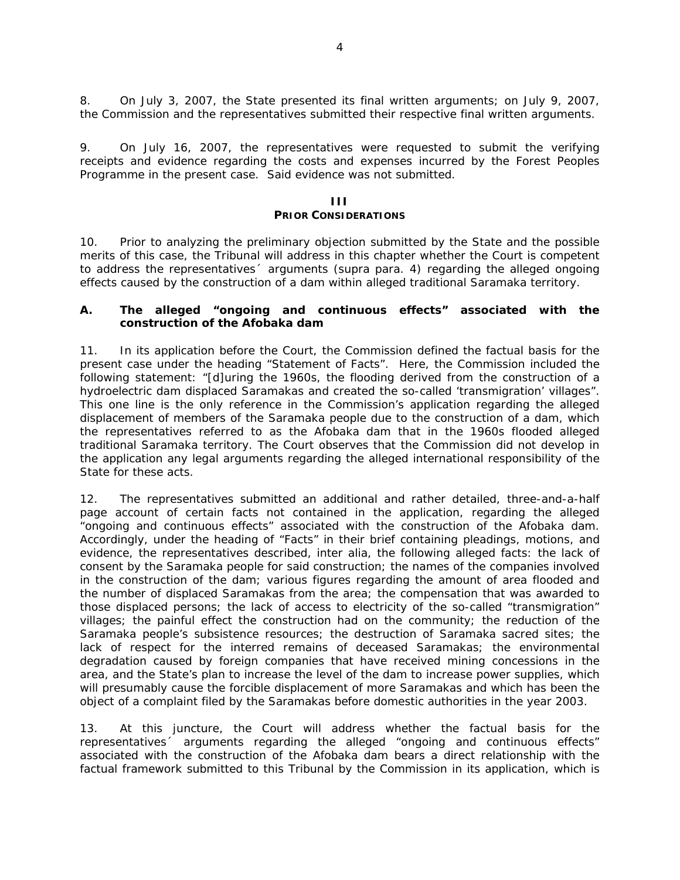8. On July 3, 2007, the State presented its final written arguments; on July 9, 2007, the Commission and the representatives submitted their respective final written arguments.

9. On July 16, 2007, the representatives were requested to submit the verifying receipts and evidence regarding the costs and expenses incurred by the Forest Peoples Programme in the present case. Said evidence was not submitted.

## III
## PRIOR CONSIDERATIONS

10. Prior to analyzing the preliminary objection submitted by the State and the possible merits of this case, the Tribunal will address in this chapter whether the Court is competent to address the representatives´ arguments (supra para. 4) regarding the alleged ongoing effects caused by the construction of a dam within alleged traditional Saramaka territory.

### A. The alleged "ongoing and continuous effects" associated with the construction of the Afobaka dam

11. In its application before the Court, the Commission defined the factual basis for the present case under the heading "Statement of Facts". Here, the Commission included the following statement: "[d]uring the 1960s, the flooding derived from the construction of a hydroelectric dam displaced Saramakas and created the so-called 'transmigration' villages". This one line is the only reference in the Commission's application regarding the alleged displacement of members of the Saramaka people due to the construction of a dam, which the representatives referred to as the Afobaka dam that in the 1960s flooded alleged traditional Saramaka territory. The Court observes that the Commission did not develop in the application any legal arguments regarding the alleged international responsibility of the State for these acts.

12. The representatives submitted an additional and rather detailed, three-and-a-half page account of certain facts not contained in the application, regarding the alleged "ongoing and continuous effects" associated with the construction of the Afobaka dam. Accordingly, under the heading of "Facts" in their brief containing pleadings, motions, and evidence, the representatives described, inter alia, the following alleged facts: the lack of consent by the Saramaka people for said construction; the names of the companies involved in the construction of the dam; various figures regarding the amount of area flooded and the number of displaced Saramakas from the area; the compensation that was awarded to those displaced persons; the lack of access to electricity of the so-called "transmigration" villages; the painful effect the construction had on the community; the reduction of the Saramaka people's subsistence resources; the destruction of Saramaka sacred sites; the lack of respect for the interred remains of deceased Saramakas; the environmental degradation caused by foreign companies that have received mining concessions in the area, and the State's plan to increase the level of the dam to increase power supplies, which will presumably cause the forcible displacement of more Saramakas and which has been the object of a complaint filed by the Saramakas before domestic authorities in the year 2003.

13. At this juncture, the Court will address whether the factual basis for the representatives´ arguments regarding the alleged "ongoing and continuous effects" associated with the construction of the Afobaka dam bears a direct relationship with the factual framework submitted to this Tribunal by the Commission in its application, which is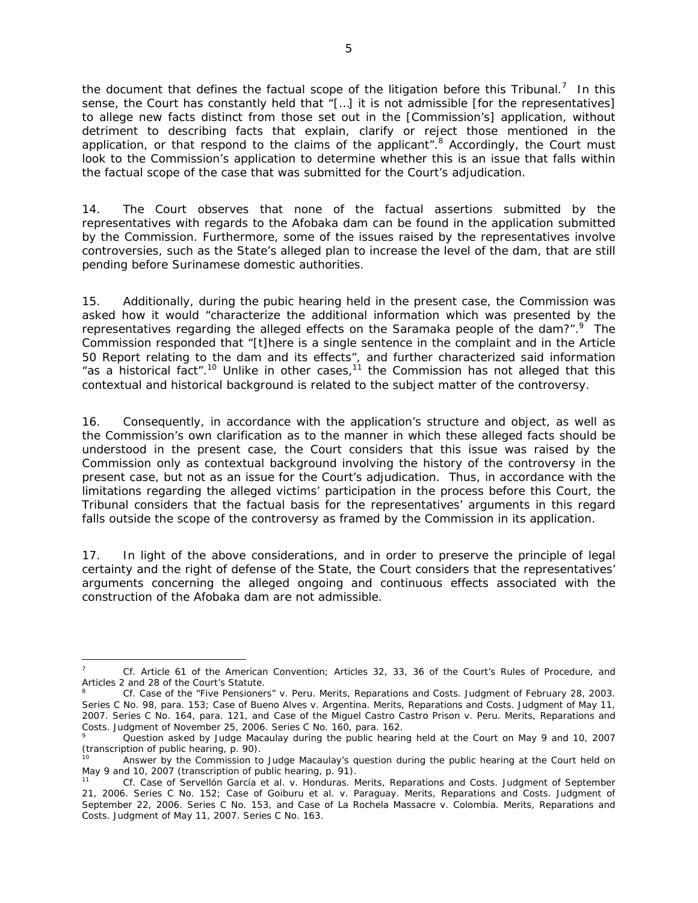the document that defines the factual scope of the litigation before this Tribunal.[7] In this sense, the Court has constantly held that "[…] it is not admissible [for the representatives] to allege new facts distinct from those set out in the [Commission's] application, without detriment to describing facts that explain, clarify or reject those mentioned in the application, or that respond to the claims of the applicant".[8] Accordingly, the Court must look to the Commission's application to determine whether this is an issue that falls within the factual scope of the case that was submitted for the Court's adjudication.

14. The Court observes that none of the factual assertions submitted by the representatives with regards to the Afobaka dam can be found in the application submitted by the Commission. Furthermore, some of the issues raised by the representatives involve controversies, such as the State's alleged plan to increase the level of the dam, that are still pending before Surinamese domestic authorities.

15. Additionally, during the pubic hearing held in the present case, the Commission was asked how it would "characterize the additional information which was presented by the representatives regarding the alleged effects on the Saramaka people of the dam?".[9] The Commission responded that "[t]here is a single sentence in the complaint and in the Article 50 Report relating to the dam and its effects", and further characterized said information "as a historical fact".[10] Unlike in other cases,[11] the Commission has not alleged that this contextual and historical background is related to the subject matter of the controversy.

16. Consequently, in accordance with the application's structure and object, as well as the Commission's own clarification as to the manner in which these alleged facts should be understood in the present case, the Court considers that this issue was raised by the Commission only as contextual background involving the history of the controversy in the present case, but not as an issue for the Court's adjudication. Thus, in accordance with the limitations regarding the alleged victims' participation in the process before this Court, the Tribunal considers that the factual basis for the representatives' arguments in this regard falls outside the scope of the controversy as framed by the Commission in its application.

17. In light of the above considerations, and in order to preserve the principle of legal certainty and the right of defense of the State, the Court considers that the representatives' arguments concerning the alleged ongoing and continuous effects associated with the construction of the Afobaka dam are not admissible.

---

[7] *Cf.* Article 61 of the American Convention; Articles 32, 33, 36 of the Court's Rules of Procedure, and Articles 2 and 28 of the Court's Statute.

[8] *Cf. Case of the "Five Pensioners" v. Peru. Merits, Reparations and Costs.* Judgment of February 28, 2003. Series C No. 98, para. 153; *Case of Bueno Alves v. Argentina. Merits, Reparations and Costs.* Judgment of May 11, 2007. Series C No. 164, para. 121, and *Case of the Miguel Castro Castro Prison v. Peru. Merits, Reparations and Costs.* Judgment of November 25, 2006. Series C No. 160, para. 162.

[9] Question asked by Judge Macaulay during the public hearing held at the Court on May 9 and 10, 2007 (transcription of public hearing, p. 90).

[10] Answer by the Commission to Judge Macaulay's question during the public hearing at the Court held on May 9 and 10, 2007 (transcription of public hearing, p. 91).

[11] *Cf. Case of Servellón García et al. v. Honduras. Merits, Reparations and Costs.* Judgment of September 21, 2006. Series C No. 152; *Case of Goiburu et al. v. Paraguay. Merits, Reparations and Costs.* Judgment of September 22, 2006. Series C No. 153, and *Case of La Rochela Massacre v. Colombia. Merits, Reparations and Costs.* Judgment of May 11, 2007. Series C No. 163.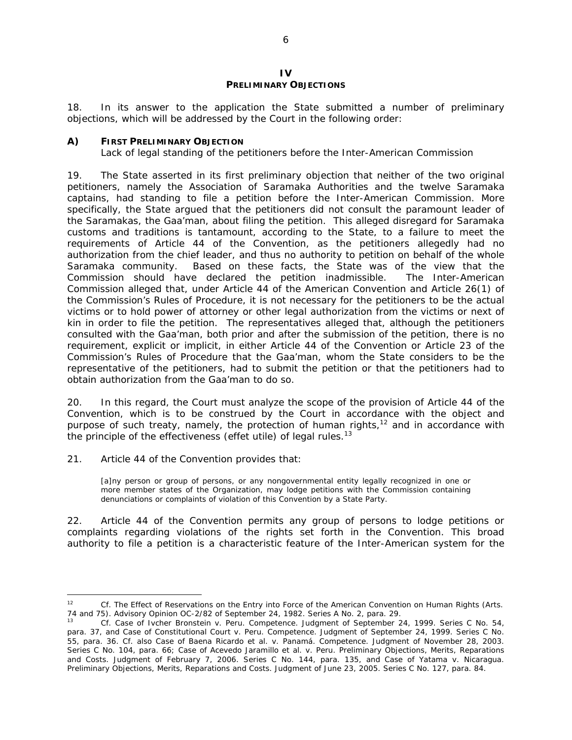# IV
# PRELIMINARY OBJECTIONS

18. In its answer to the application the State submitted a number of preliminary objections, which will be addressed by the Court in the following order:

## A) FIRST PRELIMINARY OBJECTION
Lack of legal standing of the petitioners before the Inter-American Commission

19. The State asserted in its first preliminary objection that neither of the two original petitioners, namely the Association of Saramaka Authorities and the twelve Saramaka captains, had standing to file a petition before the Inter-American Commission. More specifically, the State argued that the petitioners did not consult the paramount leader of the Saramakas, the Gaa'man, about filing the petition. This alleged disregard for Saramaka customs and traditions is tantamount, according to the State, to a failure to meet the requirements of Article 44 of the Convention, as the petitioners allegedly had no authorization from the chief leader, and thus no authority to petition on behalf of the whole Saramaka community. Based on these facts, the State was of the view that the Commission should have declared the petition inadmissible. The Inter-American Commission alleged that, under Article 44 of the American Convention and Article 26(1) of the Commission's Rules of Procedure, it is not necessary for the petitioners to be the actual victims or to hold power of attorney or other legal authorization from the victims or next of kin in order to file the petition. The representatives alleged that, although the petitioners consulted with the Gaa'man, both prior and after the submission of the petition, there is no requirement, explicit or implicit, in either Article 44 of the Convention or Article 23 of the Commission's Rules of Procedure that the Gaa'man, whom the State considers to be the representative of the petitioners, had to submit the petition or that the petitioners had to obtain authorization from the Gaa'man to do so.

20. In this regard, the Court must analyze the scope of the provision of Article 44 of the Convention, which is to be construed by the Court in accordance with the object and purpose of such treaty, namely, the protection of human rights,[12] and in accordance with the principle of the effectiveness (*effet utile*) of legal rules.[13]

21. Article 44 of the Convention provides that:

> [a]ny person or group of persons, or any nongovernmental entity legally recognized in one or more member states of the Organization, may lodge petitions with the Commission containing denunciations or complaints of violation of this Convention by a State Party.

22. Article 44 of the Convention permits any group of persons to lodge petitions or complaints regarding violations of the rights set forth in the Convention. This broad authority to file a petition is a characteristic feature of the Inter-American system for the

---

[12] *Cf.* *The Effect of Reservations on the Entry into Force of the American Convention on Human Rights (Arts. 74 and 75)*. Advisory Opinion OC-2/82 of September 24, 1982. Series A No. 2, para. 29.

[13] *Cf.* *Case of Ivcher Bronstein v. Peru. Competence*. Judgment of September 24, 1999. Series C No. 54, para. 37, and *Case of Constitutional Court v. Peru. Competence*. Judgment of September 24, 1999. Series C No. 55, para. 36. *Cf. also* *Case of Baena Ricardo et al. v. Panamá. Competence*. Judgment of November 28, 2003. Series C No. 104, para. 66; *Case of Acevedo Jaramillo et al. v. Peru. Preliminary Objections, Merits, Reparations and Costs*. Judgment of February 7, 2006. Series C No. 144, para. 135, and *Case of Yatama v. Nicaragua. Preliminary Objections, Merits, Reparations and Costs*. Judgment of June 23, 2005. Series C No. 127, para. 84.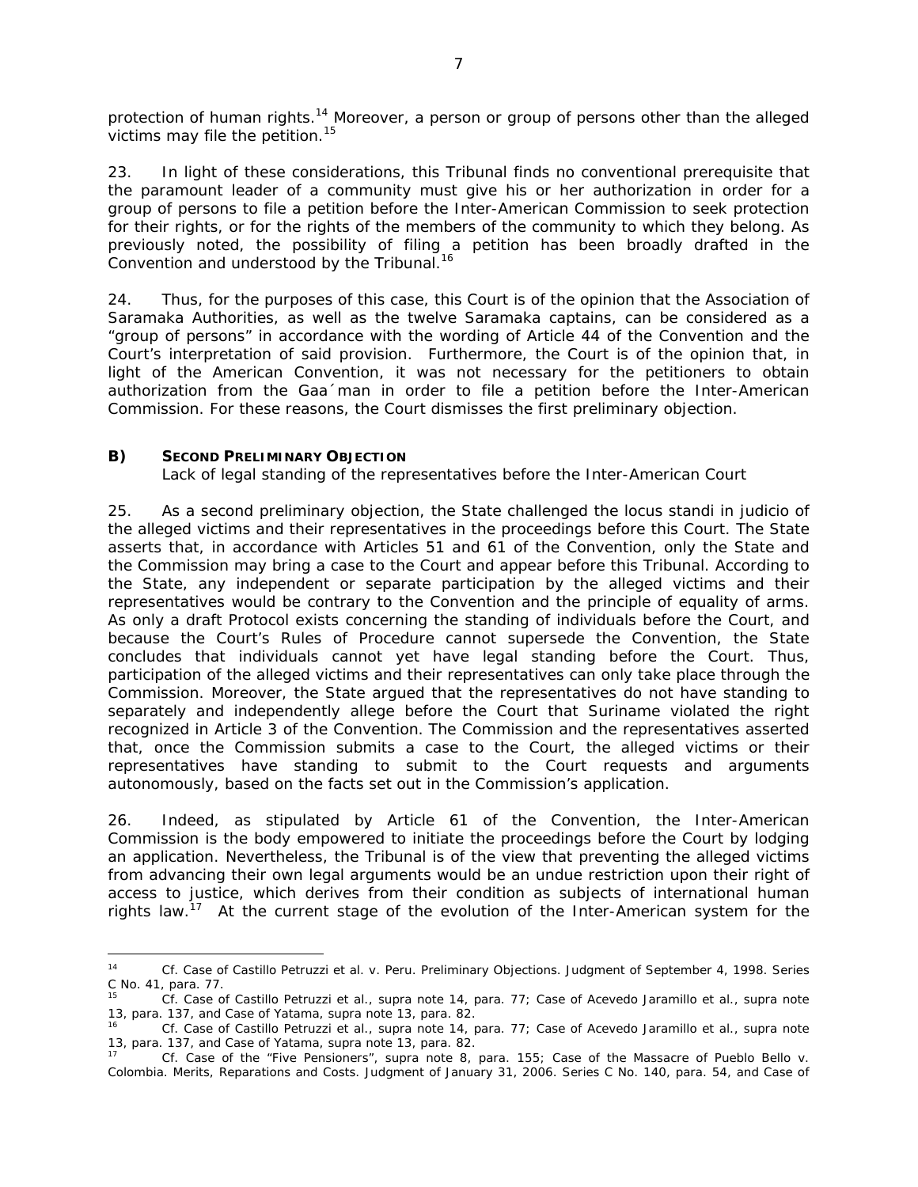protection of human rights.[14] Moreover, a person or group of persons other than the alleged victims may file the petition.[15]

23. In light of these considerations, this Tribunal finds no conventional prerequisite that the paramount leader of a community must give his or her authorization in order for a group of persons to file a petition before the Inter-American Commission to seek protection for their rights, or for the rights of the members of the community to which they belong. As previously noted, the possibility of filing a petition has been broadly drafted in the Convention and understood by the Tribunal.[16]

24. Thus, for the purposes of this case, this Court is of the opinion that the Association of Saramaka Authorities, as well as the twelve Saramaka captains, can be considered as a "group of persons" in accordance with the wording of Article 44 of the Convention and the Court's interpretation of said provision. Furthermore, the Court is of the opinion that, in light of the American Convention, it was not necessary for the petitioners to obtain authorization from the Gaa´man in order to file a petition before the Inter-American Commission. For these reasons, the Court dismisses the first preliminary objection.

### B) SECOND PRELIMINARY OBJECTION

Lack of legal standing of the representatives before the Inter-American Court

25. As a second preliminary objection, the State challenged the locus standi in judicio of the alleged victims and their representatives in the proceedings before this Court. The State asserts that, in accordance with Articles 51 and 61 of the Convention, only the State and the Commission may bring a case to the Court and appear before this Tribunal. According to the State, any independent or separate participation by the alleged victims and their representatives would be contrary to the Convention and the principle of equality of arms. As only a draft Protocol exists concerning the standing of individuals before the Court, and because the Court's Rules of Procedure cannot supersede the Convention, the State concludes that individuals cannot yet have legal standing before the Court. Thus, participation of the alleged victims and their representatives can only take place through the Commission. Moreover, the State argued that the representatives do not have standing to separately and independently allege before the Court that Suriname violated the right recognized in Article 3 of the Convention. The Commission and the representatives asserted that, once the Commission submits a case to the Court, the alleged victims or their representatives have standing to submit to the Court requests and arguments autonomously, based on the facts set out in the Commission's application.

26. Indeed, as stipulated by Article 61 of the Convention, the Inter-American Commission is the body empowered to initiate the proceedings before the Court by lodging an application. Nevertheless, the Tribunal is of the view that preventing the alleged victims from advancing their own legal arguments would be an undue restriction upon their right of access to justice, which derives from their condition as subjects of international human rights law.[17] At the current stage of the evolution of the Inter-American system for the

---

[14] *Cf. Case of Castillo Petruzzi et al. v. Peru. Preliminary Objections*. Judgment of September 4, 1998. Series C No. 41, para. 77.

[15] *Cf. Case of Castillo Petruzzi et al., supra* note 14, para. 77; *Case of Acevedo Jaramillo et al., supra* note 13, para. 137, and *Case of Yatama, supra* note 13, para. 82.

[16] *Cf. Case of Castillo Petruzzi et al., supra* note 14, para. 77; *Case of Acevedo Jaramillo et al., supra* note 13, para. 137, and *Case of Yatama, supra* note 13, para. 82.

[17] *Cf. Case of the "Five Pensioners", supra* note 8, para. 155; *Case of the Massacre of Pueblo Bello v. Colombia. Merits, Reparations and Costs*. Judgment of January 31, 2006. Series C No. 140, para. 54, and *Case of*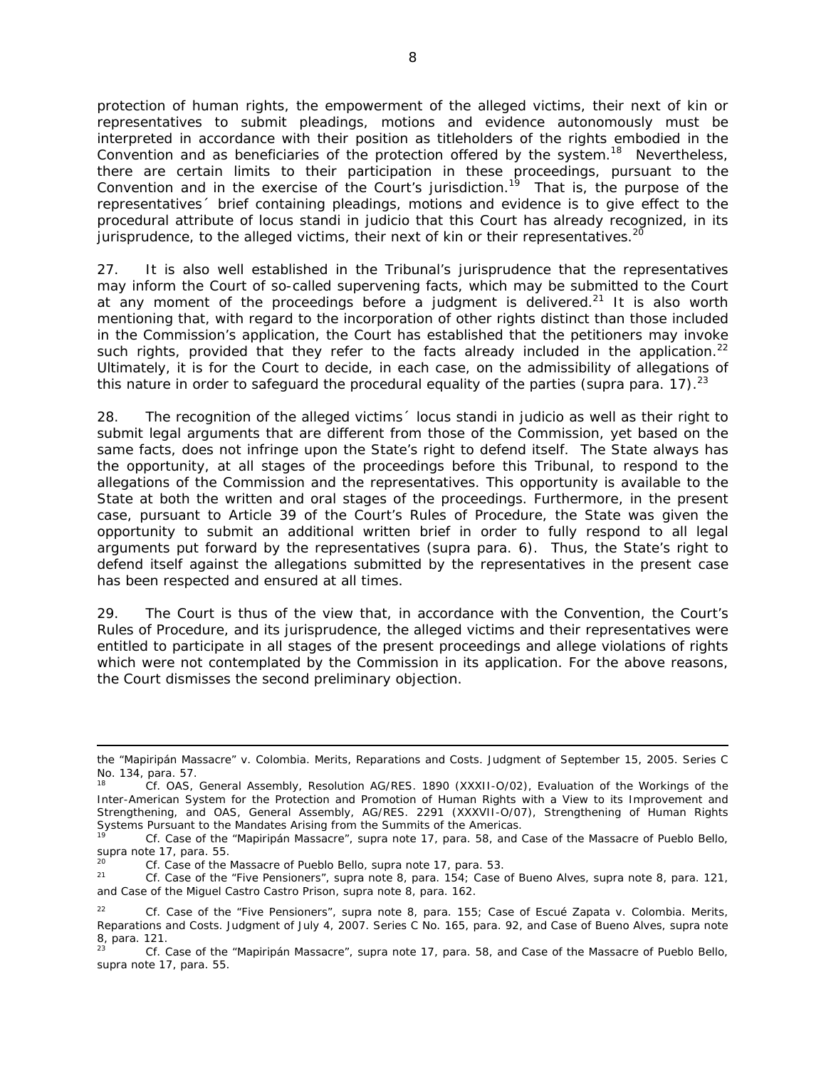protection of human rights, the empowerment of the alleged victims, their next of kin or representatives to submit pleadings, motions and evidence autonomously must be interpreted in accordance with their position as titleholders of the rights embodied in the Convention and as beneficiaries of the protection offered by the system.[18] Nevertheless, there are certain limits to their participation in these proceedings, pursuant to the Convention and in the exercise of the Court's jurisdiction.[19] That is, the purpose of the representatives´ brief containing pleadings, motions and evidence is to give effect to the procedural attribute of *locus standi in judicio* that this Court has already recognized, in its jurisprudence, to the alleged victims, their next of kin or their representatives.[20]

27. It is also well established in the Tribunal's jurisprudence that the representatives may inform the Court of so-called supervening facts, which may be submitted to the Court at any moment of the proceedings before a judgment is delivered.[21] It is also worth mentioning that, with regard to the incorporation of other rights distinct than those included in the Commission's application, the Court has established that the petitioners may invoke such rights, provided that they refer to the facts already included in the application.[22] Ultimately, it is for the Court to decide, in each case, on the admissibility of allegations of this nature in order to safeguard the procedural equality of the parties (*supra* para. 17).[23]

28. The recognition of the alleged victims´ *locus standi in judicio* as well as their right to submit legal arguments that are different from those of the Commission, yet based on the same facts, does not infringe upon the State's right to defend itself. The State always has the opportunity, at all stages of the proceedings before this Tribunal, to respond to the allegations of the Commission and the representatives. This opportunity is available to the State at both the written and oral stages of the proceedings. Furthermore, in the present case, pursuant to Article 39 of the Court's Rules of Procedure, the State was given the opportunity to submit an additional written brief in order to fully respond to all legal arguments put forward by the representatives (*supra* para. 6). Thus, the State's right to defend itself against the allegations submitted by the representatives in the present case has been respected and ensured at all times.

29. The Court is thus of the view that, in accordance with the Convention, the Court's Rules of Procedure, and its jurisprudence, the alleged victims and their representatives were entitled to participate in all stages of the present proceedings and allege violations of rights which were not contemplated by the Commission in its application. For the above reasons, the Court dismisses the second preliminary objection.

---

the "Mapiripán Massacre" v. Colombia. Merits, Reparations and Costs. Judgment of September 15, 2005. Series C No. 134, para. 57.

[18] *Cf.* OAS, General Assembly, Resolution AG/RES. 1890 (XXXII-O/02), Evaluation of the Workings of the Inter-American System for the Protection and Promotion of Human Rights with a View to its Improvement and Strengthening, and OAS, General Assembly, AG/RES. 2291 (XXXVII-O/07), Strengthening of Human Rights Systems Pursuant to the Mandates Arising from the Summits of the Americas.

[19] *Cf. Case of the "Mapiripán Massacre"*, *supra* note 17, para. 58, and *Case of the Massacre of Pueblo Bello*, *supra* note 17, para. 55.

[20] *Cf. Case of the Massacre of Pueblo Bello*, *supra* note 17, para. 53.

[21] *Cf. Case of the "Five Pensioners"*, *supra* note 8, para. 154; *Case of Bueno Alves*, *supra* note 8, para. 121, and *Case of the Miguel Castro Castro Prison*, *supra* note 8, para. 162.

[22] *Cf. Case of the "Five Pensioners"*, *supra* note 8, para. 155; *Case of Escué Zapata v. Colombia. Merits, Reparations and Costs*. Judgment of July 4, 2007. Series C No. 165, para. 92, and *Case of Bueno Alves*, *supra* note 8, para. 121.

[23] *Cf. Case of the "Mapiripán Massacre"*, *supra* note 17, para. 58, and *Case of the Massacre of Pueblo Bello*, *supra* note 17, para. 55.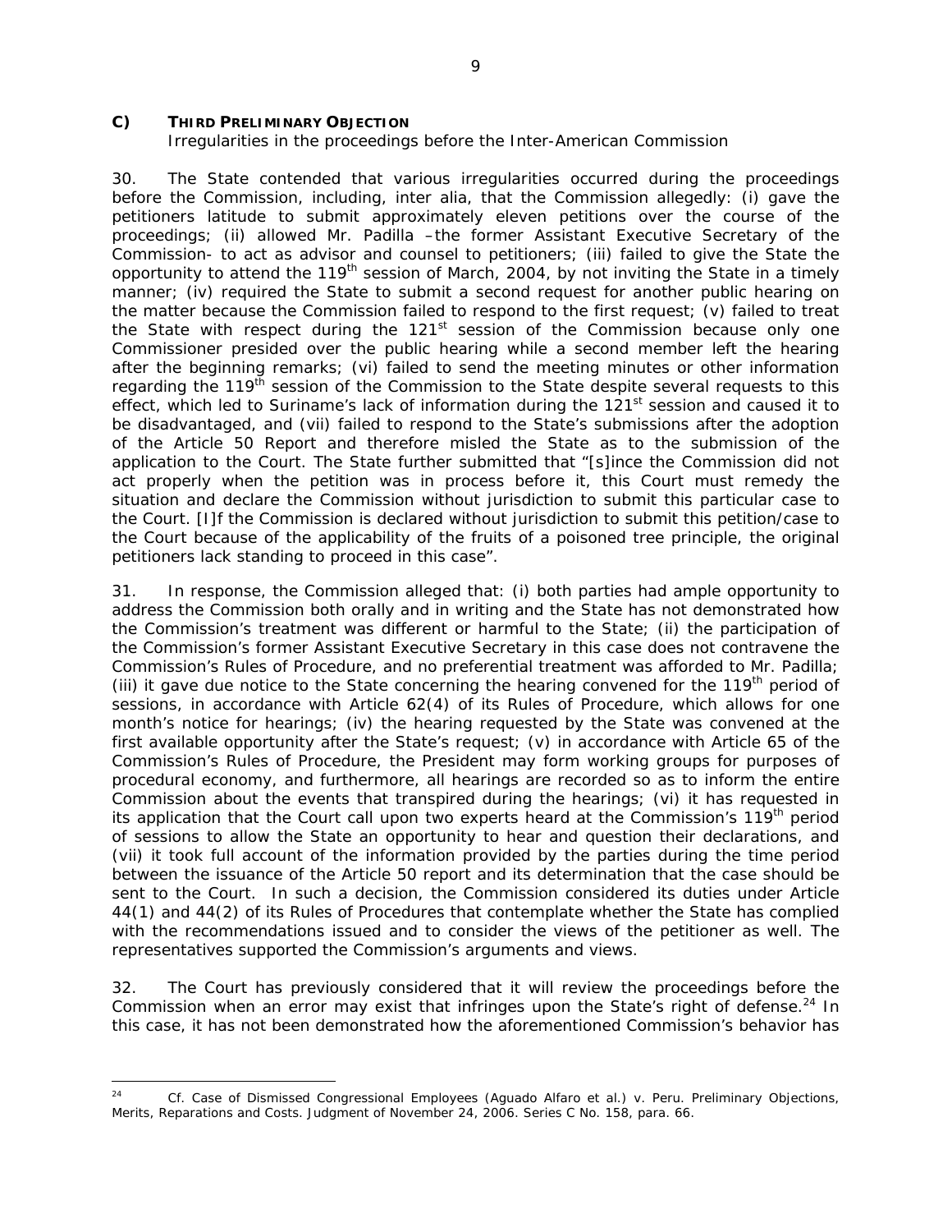### C) THIRD PRELIMINARY OBJECTION

*Irregularities in the proceedings before the Inter-American Commission*

30. The State contended that various irregularities occurred during the proceedings before the Commission, including, inter alia, that the Commission allegedly: (i) gave the petitioners latitude to submit approximately eleven petitions over the course of the proceedings; (ii) allowed Mr. Padilla –the former Assistant Executive Secretary of the Commission- to act as advisor and counsel to petitioners; (iii) failed to give the State the opportunity to attend the 119th session of March, 2004, by not inviting the State in a timely manner; (iv) required the State to submit a second request for another public hearing on the matter because the Commission failed to respond to the first request; (v) failed to treat the State with respect during the 121st session of the Commission because only one Commissioner presided over the public hearing while a second member left the hearing after the beginning remarks; (vi) failed to send the meeting minutes or other information regarding the 119th session of the Commission to the State despite several requests to this effect, which led to Suriname's lack of information during the 121st session and caused it to be disadvantaged, and (vii) failed to respond to the State's submissions after the adoption of the Article 50 Report and therefore misled the State as to the submission of the application to the Court. The State further submitted that "[s]ince the Commission did not act properly when the petition was in process before it, this Court must remedy the situation and declare the Commission without jurisdiction to submit this particular case to the Court. [I]f the Commission is declared without jurisdiction to submit this petition/case to the Court because of the applicability of the fruits of a poisoned tree principle, the original petitioners lack standing to proceed in this case".

31. In response, the Commission alleged that: (i) both parties had ample opportunity to address the Commission both orally and in writing and the State has not demonstrated how the Commission's treatment was different or harmful to the State; (ii) the participation of the Commission's former Assistant Executive Secretary in this case does not contravene the Commission's Rules of Procedure, and no preferential treatment was afforded to Mr. Padilla; (iii) it gave due notice to the State concerning the hearing convened for the 119th period of sessions, in accordance with Article 62(4) of its Rules of Procedure, which allows for one month's notice for hearings; (iv) the hearing requested by the State was convened at the first available opportunity after the State's request; (v) in accordance with Article 65 of the Commission's Rules of Procedure, the President may form working groups for purposes of procedural economy, and furthermore, all hearings are recorded so as to inform the entire Commission about the events that transpired during the hearings; (vi) it has requested in its application that the Court call upon two experts heard at the Commission's 119th period of sessions to allow the State an opportunity to hear and question their declarations, and (vii) it took full account of the information provided by the parties during the time period between the issuance of the Article 50 report and its determination that the case should be sent to the Court. In such a decision, the Commission considered its duties under Article 44(1) and 44(2) of its Rules of Procedures that contemplate whether the State has complied with the recommendations issued and to consider the views of the petitioner as well. The representatives supported the Commission's arguments and views.

32. The Court has previously considered that it will review the proceedings before the Commission when an error may exist that infringes upon the State's right of defense.[24] In this case, it has not been demonstrated how the aforementioned Commission's behavior has

---

[24] *Cf. Case of Dismissed Congressional Employees (Aguado Alfaro et al.) v. Peru. Preliminary Objections, Merits, Reparations and Costs.* Judgment of November 24, 2006. Series C No. 158, para. 66.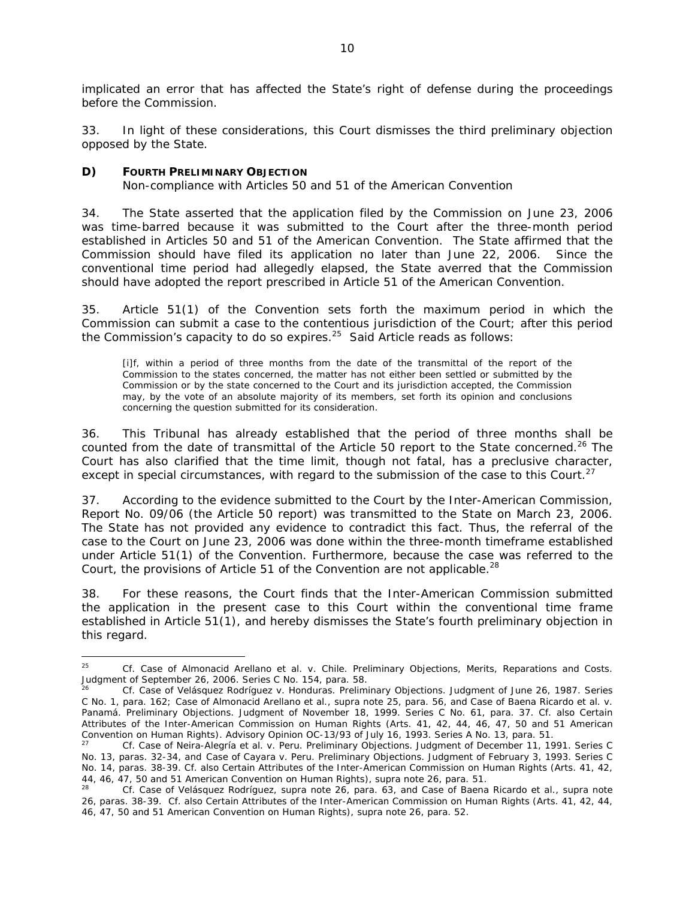implicated an error that has affected the State's right of defense during the proceedings before the Commission.

33. In light of these considerations, this Court dismisses the third preliminary objection opposed by the State.

### D) FOURTH PRELIMINARY OBJECTION

*Non-compliance with Articles 50 and 51 of the American Convention*

34. The State asserted that the application filed by the Commission on June 23, 2006 was time-barred because it was submitted to the Court after the three-month period established in Articles 50 and 51 of the American Convention. The State affirmed that the Commission should have filed its application no later than June 22, 2006. Since the conventional time period had allegedly elapsed, the State averred that the Commission should have adopted the report prescribed in Article 51 of the American Convention.

35. Article 51(1) of the Convention sets forth the maximum period in which the Commission can submit a case to the contentious jurisdiction of the Court; after this period the Commission's capacity to do so expires.[25] Said Article reads as follows:

> [i]f, within a period of three months from the date of the transmittal of the report of the Commission to the states concerned, the matter has not either been settled or submitted by the Commission or by the state concerned to the Court and its jurisdiction accepted, the Commission may, by the vote of an absolute majority of its members, set forth its opinion and conclusions concerning the question submitted for its consideration.

36. This Tribunal has already established that the period of three months shall be counted from the date of transmittal of the Article 50 report to the State concerned.[26] The Court has also clarified that the time limit, though not fatal, has a preclusive character, except in special circumstances, with regard to the submission of the case to this Court.[27]

37. According to the evidence submitted to the Court by the Inter-American Commission, Report No. 09/06 (the Article 50 report) was transmitted to the State on March 23, 2006. The State has not provided any evidence to contradict this fact. Thus, the referral of the case to the Court on June 23, 2006 was done within the three-month timeframe established under Article 51(1) of the Convention. Furthermore, because the case was referred to the Court, the provisions of Article 51 of the Convention are not applicable.[28]

38. For these reasons, the Court finds that the Inter-American Commission submitted the application in the present case to this Court within the conventional time frame established in Article 51(1), and hereby dismisses the State's fourth preliminary objection in this regard.

---

[25] Cf. *Case of Almonacid Arellano et al. v. Chile. Preliminary Objections, Merits, Reparations and Costs.* Judgment of September 26, 2006. Series C No. 154, para. 58.

[26] Cf. *Case of Velásquez Rodríguez v. Honduras. Preliminary Objections.* Judgment of June 26, 1987. Series C No. 1, para. 162; *Case of Almonacid Arellano et al., supra* note 25, para. 56, and *Case of Baena Ricardo et al. v. Panamá. Preliminary Objections.* Judgment of November 18, 1999. Series C No. 61, para. 37. Cf. also *Certain Attributes of the Inter-American Commission on Human Rights (Arts. 41, 42, 44, 46, 47, 50 and 51 American Convention on Human Rights)*. Advisory Opinion OC-13/93 of July 16, 1993. Series A No. 13, para. 51.

[27] Cf. *Case of Neira-Alegría et al. v. Peru. Preliminary Objections.* Judgment of December 11, 1991. Series C No. 13, paras. 32-34, and *Case of Cayara v. Peru. Preliminary Objections.* Judgment of February 3, 1993. Series C No. 14, paras. 38-39. Cf. also *Certain Attributes of the Inter-American Commission on Human Rights (Arts. 41, 42, 44, 46, 47, 50 and 51 American Convention on Human Rights)*, *supra* note 26, para. 51.

[28] Cf. *Case of Velásquez Rodríguez*, *supra* note 26, para. 63, and *Case of Baena Ricardo et al.*, *supra* note 26, paras. 38-39. Cf. also *Certain Attributes of the Inter-American Commission on Human Rights (Arts. 41, 42, 44, 46, 47, 50 and 51 American Convention on Human Rights)*, *supra* note 26, para. 52.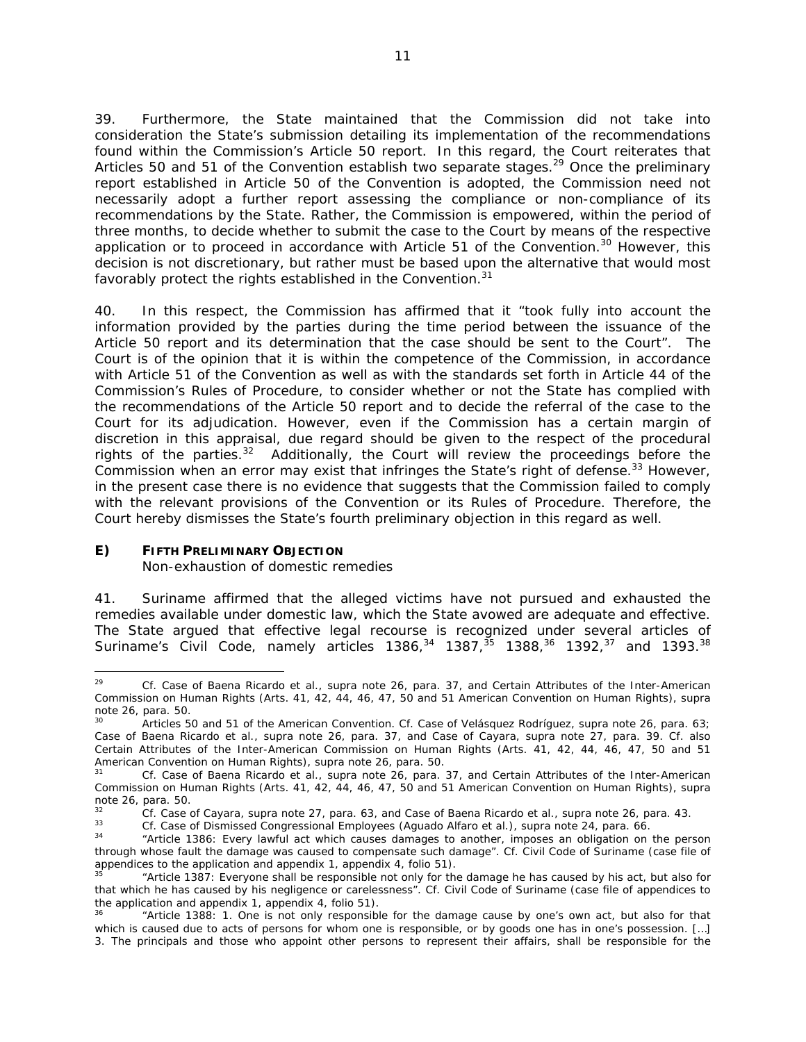39. Furthermore, the State maintained that the Commission did not take into consideration the State's submission detailing its implementation of the recommendations found within the Commission's Article 50 report. In this regard, the Court reiterates that Articles 50 and 51 of the Convention establish two separate stages.[29] Once the preliminary report established in Article 50 of the Convention is adopted, the Commission need not necessarily adopt a further report assessing the compliance or non-compliance of its recommendations by the State. Rather, the Commission is empowered, within the period of three months, to decide whether to submit the case to the Court by means of the respective application or to proceed in accordance with Article 51 of the Convention.[30] However, this decision is not discretionary, but rather must be based upon the alternative that would most favorably protect the rights established in the Convention.[31]

40. In this respect, the Commission has affirmed that it "took fully into account the information provided by the parties during the time period between the issuance of the Article 50 report and its determination that the case should be sent to the Court". The Court is of the opinion that it is within the competence of the Commission, in accordance with Article 51 of the Convention as well as with the standards set forth in Article 44 of the Commission's Rules of Procedure, to consider whether or not the State has complied with the recommendations of the Article 50 report and to decide the referral of the case to the Court for its adjudication. However, even if the Commission has a certain margin of discretion in this appraisal, due regard should be given to the respect of the procedural rights of the parties.[32] Additionally, the Court will review the proceedings before the Commission when an error may exist that infringes the State's right of defense.[33] However, in the present case there is no evidence that suggests that the Commission failed to comply with the relevant provisions of the Convention or its Rules of Procedure. Therefore, the Court hereby dismisses the State's fourth preliminary objection in this regard as well.

## E) FIFTH PRELIMINARY OBJECTION

*Non-exhaustion of domestic remedies*

41. Suriname affirmed that the alleged victims have not pursued and exhausted the remedies available under domestic law, which the State avowed are adequate and effective. The State argued that effective legal recourse is recognized under several articles of Suriname's Civil Code, namely articles 1386,[34] 1387,[35] 1388,[36] 1392,[37] and 1393.[38]

---

[29] *Cf. Case of Baena Ricardo et al., supra* note 26, para. 37, and *Certain Attributes of the Inter-American Commission on Human Rights (Arts. 41, 42, 44, 46, 47, 50 and 51 American Convention on Human Rights), supra* note 26, para. 50.

[30] Articles 50 and 51 of the American Convention. *Cf. Case of Velásquez Rodríguez, supra* note 26, para. 63; *Case of Baena Ricardo et al., supra* note 26, para. 37, and *Case of Cayara, supra* note 27, para. 39. *Cf. also Certain Attributes of the Inter-American Commission on Human Rights (Arts. 41, 42, 44, 46, 47, 50 and 51 American Convention on Human Rights), supra* note 26, para. 50.

[31] *Cf. Case of Baena Ricardo et al., supra* note 26, para. 37, and *Certain Attributes of the Inter-American Commission on Human Rights (Arts. 41, 42, 44, 46, 47, 50 and 51 American Convention on Human Rights), supra* note 26, para. 50.

[32] *Cf. Case of Cayara, supra* note 27, para. 63, and *Case of Baena Ricardo et al., supra* note 26, para. 43.

[33] *Cf. Case of Dismissed Congressional Employees (Aguado Alfaro et al.), supra* note 24, para. 66.

[34] "Article 1386: Every lawful act which causes damages to another, imposes an obligation on the person through whose fault the damage was caused to compensate such damage". *Cf.* Civil Code of Suriname (case file of appendices to the application and appendix 1, appendix 4, folio 51).

[35] "Article 1387: Everyone shall be responsible not only for the damage he has caused by his act, but also for that which he has caused by his negligence or carelessness". *Cf.* Civil Code of Suriname (case file of appendices to the application and appendix 1, appendix 4, folio 51).

[36] "Article 1388: 1. One is not only responsible for the damage cause by one's own act, but also for that which is caused due to acts of persons for whom one is responsible, or by goods one has in one's possession. […] 3. The principals and those who appoint other persons to represent their affairs, shall be responsible for the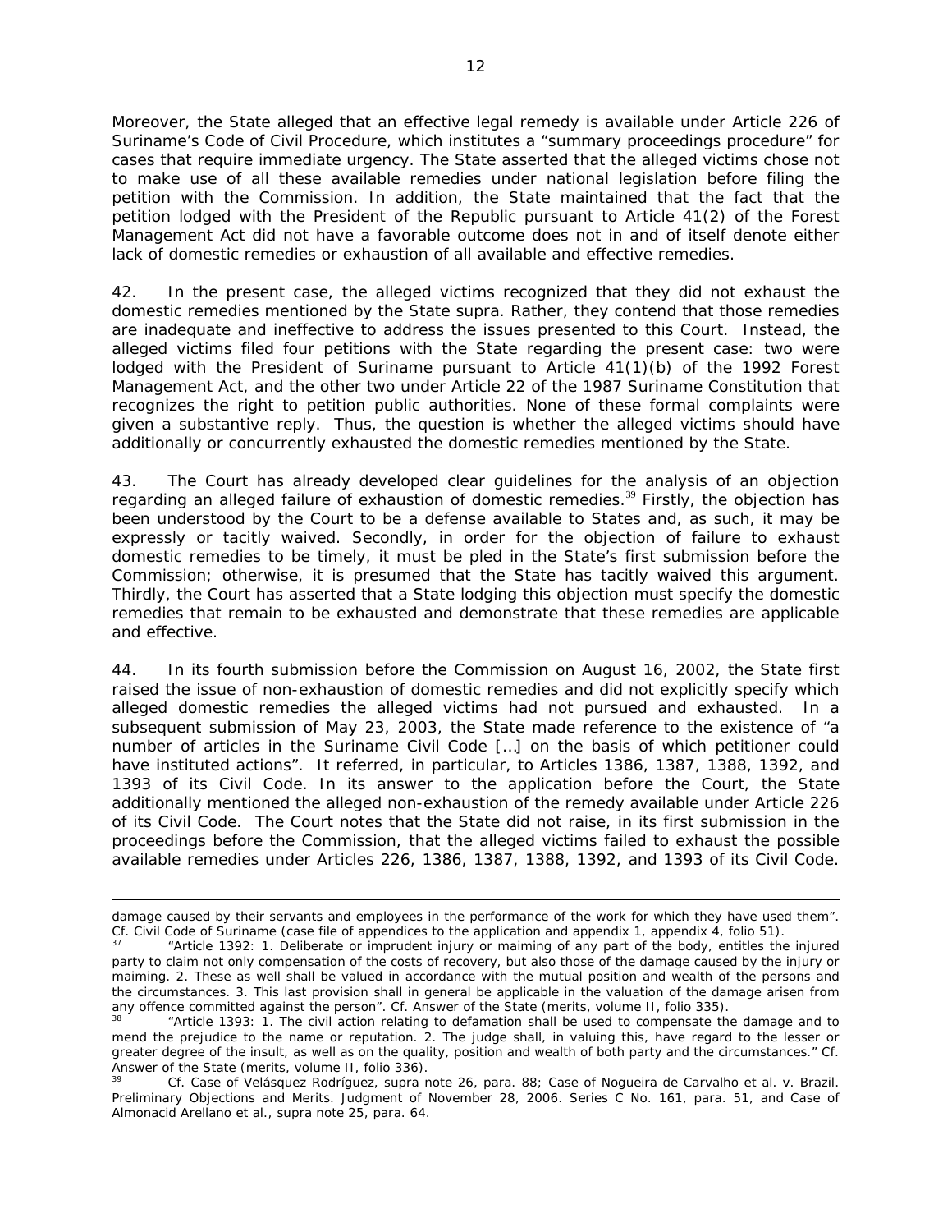Moreover, the State alleged that an effective legal remedy is available under Article 226 of Suriname's Code of Civil Procedure, which institutes a "summary proceedings procedure" for cases that require immediate urgency. The State asserted that the alleged victims chose not to make use of all these available remedies under national legislation before filing the petition with the Commission. In addition, the State maintained that the fact that the petition lodged with the President of the Republic pursuant to Article 41(2) of the Forest Management Act did not have a favorable outcome does not in and of itself denote either lack of domestic remedies or exhaustion of all available and effective remedies.

42. In the present case, the alleged victims recognized that they did not exhaust the domestic remedies mentioned by the State supra. Rather, they contend that those remedies are inadequate and ineffective to address the issues presented to this Court. Instead, the alleged victims filed four petitions with the State regarding the present case: two were lodged with the President of Suriname pursuant to Article 41(1)(b) of the 1992 Forest Management Act, and the other two under Article 22 of the 1987 Suriname Constitution that recognizes the right to petition public authorities. None of these formal complaints were given a substantive reply. Thus, the question is whether the alleged victims should have additionally or concurrently exhausted the domestic remedies mentioned by the State.

43. The Court has already developed clear guidelines for the analysis of an objection regarding an alleged failure of exhaustion of domestic remedies.[39] Firstly, the objection has been understood by the Court to be a defense available to States and, as such, it may be expressly or tacitly waived. Secondly, in order for the objection of failure to exhaust domestic remedies to be timely, it must be pled in the State's first submission before the Commission; otherwise, it is presumed that the State has tacitly waived this argument. Thirdly, the Court has asserted that a State lodging this objection must specify the domestic remedies that remain to be exhausted and demonstrate that these remedies are applicable and effective.

44. In its fourth submission before the Commission on August 16, 2002, the State first raised the issue of non-exhaustion of domestic remedies and did not explicitly specify which alleged domestic remedies the alleged victims had not pursued and exhausted. In a subsequent submission of May 23, 2003, the State made reference to the existence of "a number of articles in the Suriname Civil Code […] on the basis of which petitioner could have instituted actions". It referred, in particular, to Articles 1386, 1387, 1388, 1392, and 1393 of its Civil Code. In its answer to the application before the Court, the State additionally mentioned the alleged non-exhaustion of the remedy available under Article 226 of its Civil Code. The Court notes that the State did not raise, in its first submission in the proceedings before the Commission, that the alleged victims failed to exhaust the possible available remedies under Articles 226, 1386, 1387, 1388, 1392, and 1393 of its Civil Code.

---

damage caused by their servants and employees in the performance of the work for which they have used them". Cf. Civil Code of Suriname (case file of appendices to the application and appendix 1, appendix 4, folio 51).

[37] "Article 1392: 1. Deliberate or imprudent injury or maiming of any part of the body, entitles the injured party to claim not only compensation of the costs of recovery, but also those of the damage caused by the injury or maiming. 2. These as well shall be valued in accordance with the mutual position and wealth of the persons and the circumstances. 3. This last provision shall in general be applicable in the valuation of the damage arisen from any offence committed against the person". Cf. Answer of the State (merits, volume II, folio 335).

[38] "Article 1393: 1. The civil action relating to defamation shall be used to compensate the damage and to mend the prejudice to the name or reputation. 2. The judge shall, in valuing this, have regard to the lesser or greater degree of the insult, as well as on the quality, position and wealth of both party and the circumstances." Cf. Answer of the State (merits, volume II, folio 336).

[39] Cf. Case of Velásquez Rodríguez, supra note 26, para. 88; Case of Nogueira de Carvalho et al. v. Brazil. Preliminary Objections and Merits. Judgment of November 28, 2006. Series C No. 161, para. 51, and Case of Almonacid Arellano et al., supra note 25, para. 64.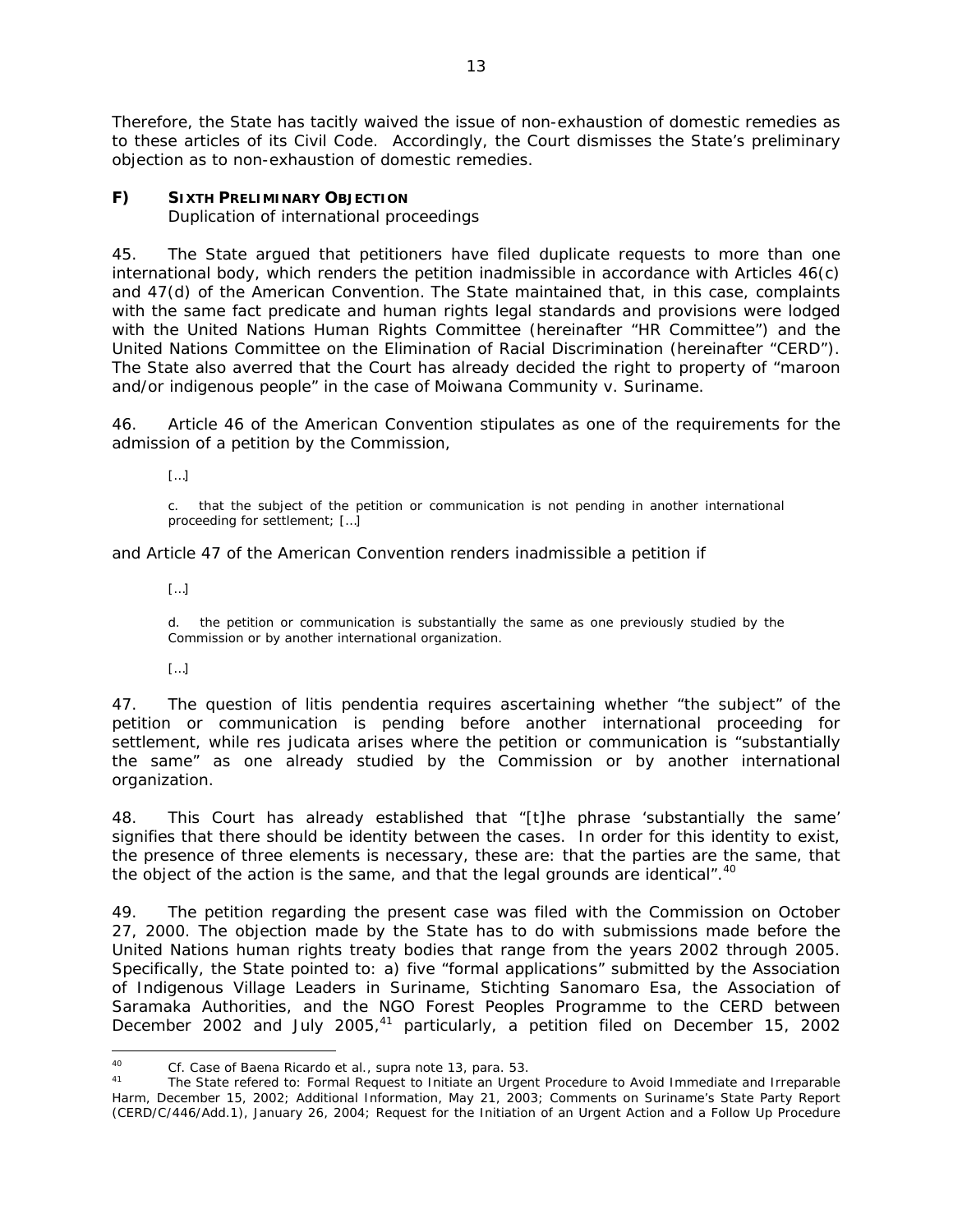Therefore, the State has tacitly waived the issue of non-exhaustion of domestic remedies as to these articles of its Civil Code. Accordingly, the Court dismisses the State's preliminary objection as to non-exhaustion of domestic remedies.

### F) SIXTH PRELIMINARY OBJECTION

*Duplication of international proceedings*

45. The State argued that petitioners have filed duplicate requests to more than one international body, which renders the petition inadmissible in accordance with Articles 46(c) and 47(d) of the American Convention. The State maintained that, in this case, complaints with the same fact predicate and human rights legal standards and provisions were lodged with the United Nations Human Rights Committee (hereinafter "HR Committee") and the United Nations Committee on the Elimination of Racial Discrimination (hereinafter "CERD"). The State also averred that the Court has already decided the right to property of "maroon and/or indigenous people" in the case of *Moiwana Community v. Suriname*.

46. Article 46 of the American Convention stipulates as one of the requirements for the admission of a petition by the Commission,

> […]
>
> c. that the subject of the petition or communication is not pending in another international proceeding for settlement; […]

and Article 47 of the American Convention renders inadmissible a petition if

> […]
>
> d. the petition or communication is substantially the same as one previously studied by the Commission or by another international organization.
>
> […]

47. The question of *litis pendentia* requires ascertaining whether "the subject" of the petition or communication is pending before another international proceeding for settlement, while *res judicata* arises where the petition or communication is "substantially the same" as one already studied by the Commission or by another international organization.

48. This Court has already established that "[t]he phrase 'substantially the same' signifies that there should be identity between the cases. In order for this identity to exist, the presence of three elements is necessary, these are: that the parties are the same, that the object of the action is the same, and that the legal grounds are identical".[40]

49. The petition regarding the present case was filed with the Commission on October 27, 2000. The objection made by the State has to do with submissions made before the United Nations human rights treaty bodies that range from the years 2002 through 2005. Specifically, the State pointed to: a) five "formal applications" submitted by the Association of Indigenous Village Leaders in Suriname, Stichting Sanomaro Esa, the Association of Saramaka Authorities, and the NGO Forest Peoples Programme to the CERD between December 2002 and July 2005,[41] particularly, a petition filed on December 15, 2002

---

[40] *Cf. Case of Baena Ricardo et al.*, *supra* note 13, para. 53.

[41] The State refered to: Formal Request to Initiate an Urgent Procedure to Avoid Immediate and Irreparable Harm, December 15, 2002; Additional Information, May 21, 2003; Comments on Suriname's State Party Report (CERD/C/446/Add.1), January 26, 2004; Request for the Initiation of an Urgent Action and a Follow Up Procedure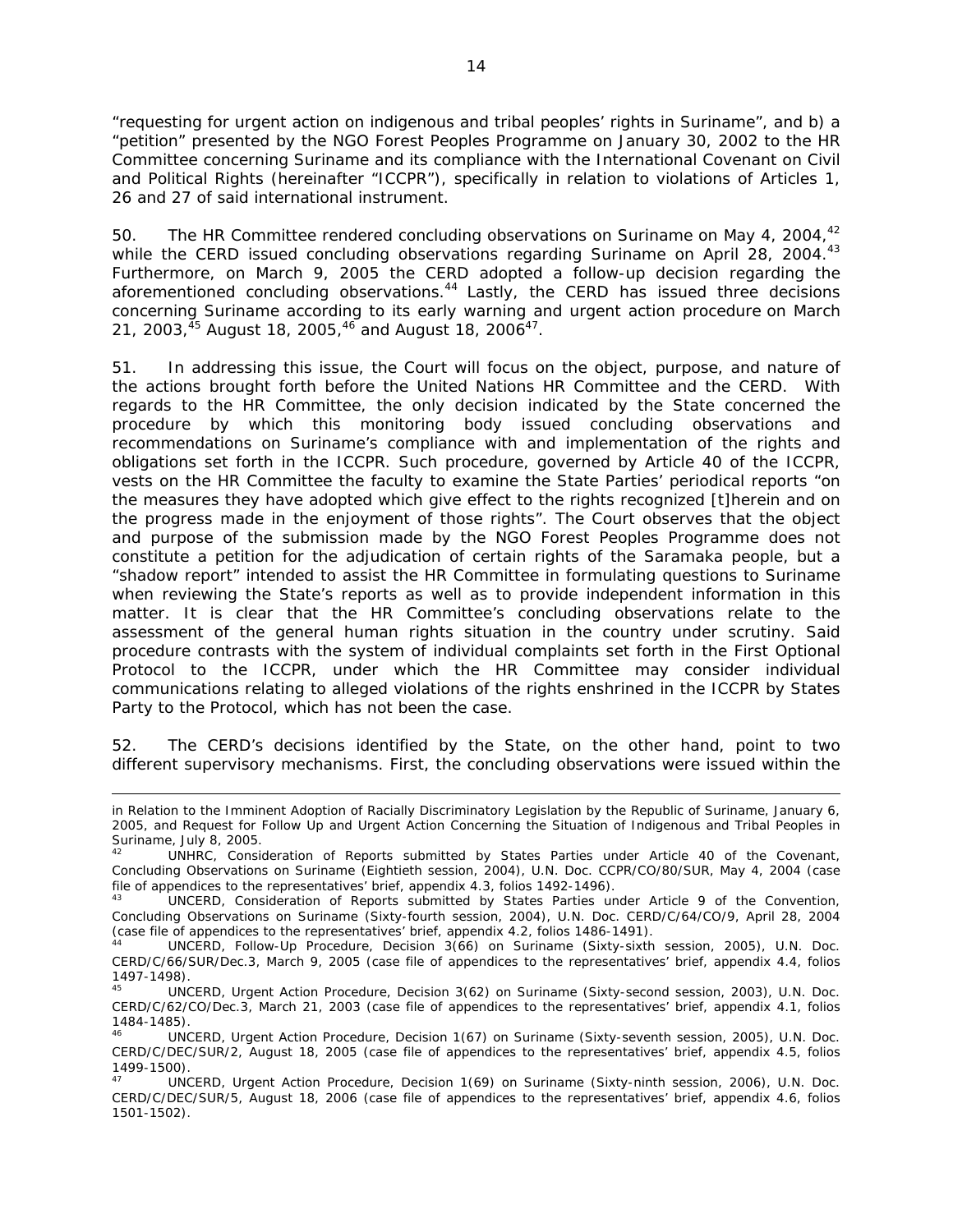"requesting for urgent action on indigenous and tribal peoples' rights in Suriname", and b) a "petition" presented by the NGO Forest Peoples Programme on January 30, 2002 to the HR Committee concerning Suriname and its compliance with the International Covenant on Civil and Political Rights (hereinafter "ICCPR"), specifically in relation to violations of Articles 1, 26 and 27 of said international instrument.

50. The HR Committee rendered concluding observations on Suriname on May 4, 2004,[42] while the CERD issued concluding observations regarding Suriname on April 28, 2004.[43] Furthermore, on March 9, 2005 the CERD adopted a follow-up decision regarding the aforementioned concluding observations.[44] Lastly, the CERD has issued three decisions concerning Suriname according to its early warning and urgent action procedure on March 21, 2003,[45] August 18, 2005,[46] and August 18, 2006[47].

51. In addressing this issue, the Court will focus on the object, purpose, and nature of the actions brought forth before the United Nations HR Committee and the CERD. With regards to the HR Committee, the only decision indicated by the State concerned the procedure by which this monitoring body issued concluding observations and recommendations on Suriname's compliance with and implementation of the rights and obligations set forth in the ICCPR. Such procedure, governed by Article 40 of the ICCPR, vests on the HR Committee the faculty to examine the State Parties' periodical reports "on the measures they have adopted which give effect to the rights recognized [t]herein and on the progress made in the enjoyment of those rights". The Court observes that the object and purpose of the submission made by the NGO Forest Peoples Programme does not constitute a petition for the adjudication of certain rights of the Saramaka people, but a "shadow report" intended to assist the HR Committee in formulating questions to Suriname when reviewing the State's reports as well as to provide independent information in this matter. It is clear that the HR Committee's concluding observations relate to the assessment of the general human rights situation in the country under scrutiny. Said procedure contrasts with the system of individual complaints set forth in the First Optional Protocol to the ICCPR, under which the HR Committee may consider individual communications relating to alleged violations of the rights enshrined in the ICCPR by States Party to the Protocol, which has not been the case.

52. The CERD's decisions identified by the State, on the other hand, point to two different supervisory mechanisms. First, the concluding observations were issued within the

---

in Relation to the Imminent Adoption of Racially Discriminatory Legislation by the Republic of Suriname, January 6, 2005, and Request for Follow Up and Urgent Action Concerning the Situation of Indigenous and Tribal Peoples in Suriname, July 8, 2005.

[42] UNHRC, Consideration of Reports submitted by States Parties under Article 40 of the Covenant, Concluding Observations on Suriname (Eightieth session, 2004), U.N. Doc. CCPR/CO/80/SUR, May 4, 2004 (case file of appendices to the representatives' brief, appendix 4.3, folios 1492-1496).

[43] UNCERD, Consideration of Reports submitted by States Parties under Article 9 of the Convention, Concluding Observations on Suriname (Sixty-fourth session, 2004), U.N. Doc. CERD/C/64/CO/9, April 28, 2004 (case file of appendices to the representatives' brief, appendix 4.2, folios 1486-1491).

[44] UNCERD, Follow-Up Procedure, Decision 3(66) on Suriname (Sixty-sixth session, 2005), U.N. Doc. CERD/C/66/SUR/Dec.3, March 9, 2005 (case file of appendices to the representatives' brief, appendix 4.4, folios 1497-1498).

[45] UNCERD, Urgent Action Procedure, Decision 3(62) on Suriname (Sixty-second session, 2003), U.N. Doc. CERD/C/62/CO/Dec.3, March 21, 2003 (case file of appendices to the representatives' brief, appendix 4.1, folios 1484-1485).

[46] UNCERD, Urgent Action Procedure, Decision 1(67) on Suriname (Sixty-seventh session, 2005), U.N. Doc. CERD/C/DEC/SUR/2, August 18, 2005 (case file of appendices to the representatives' brief, appendix 4.5, folios 1499-1500).

[47] UNCERD, Urgent Action Procedure, Decision 1(69) on Suriname (Sixty-ninth session, 2006), U.N. Doc. CERD/C/DEC/SUR/5, August 18, 2006 (case file of appendices to the representatives' brief, appendix 4.6, folios 1501-1502).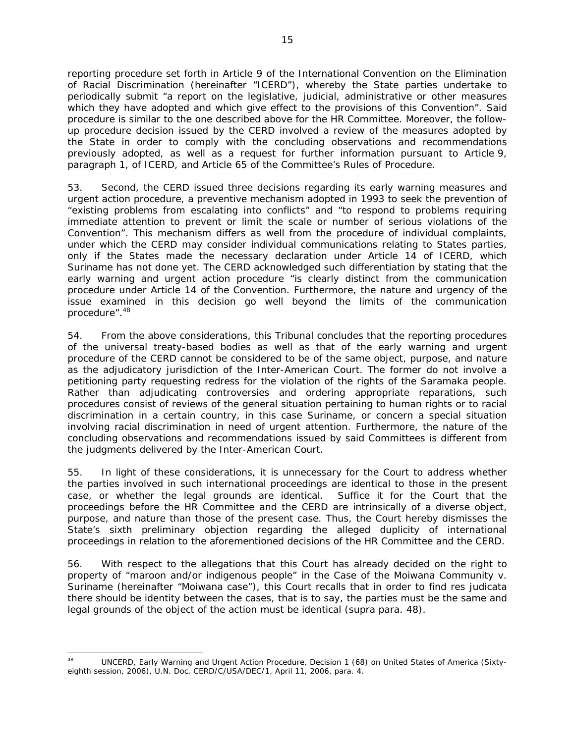reporting procedure set forth in Article 9 of the International Convention on the Elimination of Racial Discrimination (hereinafter "ICERD"), whereby the State parties undertake to periodically submit "a report on the legislative, judicial, administrative or other measures which they have adopted and which give effect to the provisions of this Convention". Said procedure is similar to the one described above for the HR Committee. Moreover, the follow-up procedure decision issued by the CERD involved a review of the measures adopted by the State in order to comply with the concluding observations and recommendations previously adopted, as well as a request for further information pursuant to Article 9, paragraph 1, of ICERD, and Article 65 of the Committee's Rules of Procedure.

53. Second, the CERD issued three decisions regarding its early warning measures and urgent action procedure, a preventive mechanism adopted in 1993 to seek the prevention of "existing problems from escalating into conflicts" and "to respond to problems requiring immediate attention to prevent or limit the scale or number of serious violations of the Convention". This mechanism differs as well from the procedure of individual complaints, under which the CERD may consider individual communications relating to States parties, only if the States made the necessary declaration under Article 14 of ICERD, which Suriname has not done yet. The CERD acknowledged such differentiation by stating that the early warning and urgent action procedure "is clearly distinct from the communication procedure under Article 14 of the Convention. Furthermore, the nature and urgency of the issue examined in this decision go well beyond the limits of the communication procedure".[48]

54. From the above considerations, this Tribunal concludes that the reporting procedures of the universal treaty-based bodies as well as that of the early warning and urgent procedure of the CERD cannot be considered to be of the same object, purpose, and nature as the adjudicatory jurisdiction of the Inter-American Court. The former do not involve a petitioning party requesting redress for the violation of the rights of the Saramaka people. Rather than adjudicating controversies and ordering appropriate reparations, such procedures consist of reviews of the general situation pertaining to human rights or to racial discrimination in a certain country, in this case Suriname, or concern a special situation involving racial discrimination in need of urgent attention. Furthermore, the nature of the concluding observations and recommendations issued by said Committees is different from the judgments delivered by the Inter-American Court.

55. In light of these considerations, it is unnecessary for the Court to address whether the parties involved in such international proceedings are identical to those in the present case, or whether the legal grounds are identical. Suffice it for the Court that the proceedings before the HR Committee and the CERD are intrinsically of a diverse object, purpose, and nature than those of the present case. Thus, the Court hereby dismisses the State's sixth preliminary objection regarding the alleged duplicity of international proceedings in relation to the aforementioned decisions of the HR Committee and the CERD.

56. With respect to the allegations that this Court has already decided on the right to property of "maroon and/or indigenous people" in the *Case of the Moiwana Community v. Suriname* (hereinafter "Moiwana case"), this Court recalls that in order to find *res judicata* there should be identity between the cases, that is to say, the parties must be the same and legal grounds of the object of the action must be identical (*supra* para. 48).

---

[48] UNCERD, Early Warning and Urgent Action Procedure, Decision 1 (68) on United States of America (Sixty-eighth session, 2006), U.N. Doc. CERD/C/USA/DEC/1, April 11, 2006, para. 4.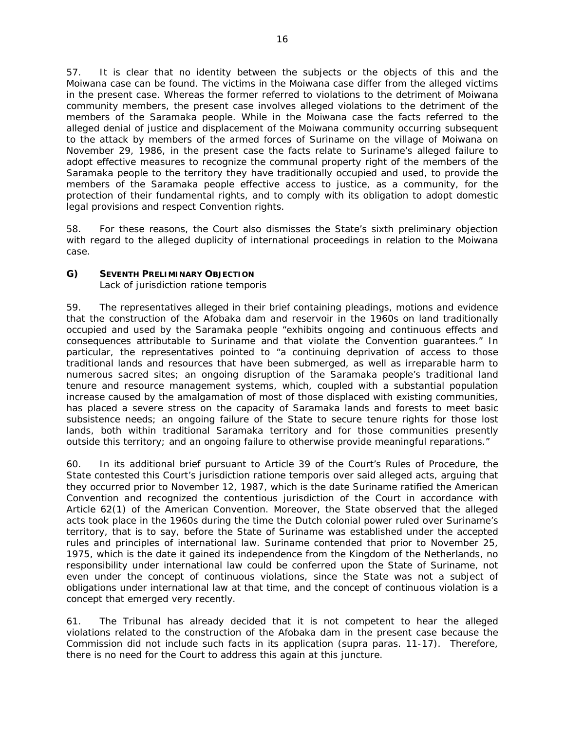57. It is clear that no identity between the subjects or the objects of this and the Moiwana case can be found. The victims in the Moiwana case differ from the alleged victims in the present case. Whereas the former referred to violations to the detriment of Moiwana community members, the present case involves alleged violations to the detriment of the members of the Saramaka people. While in the Moiwana case the facts referred to the alleged denial of justice and displacement of the Moiwana community occurring subsequent to the attack by members of the armed forces of Suriname on the village of Moiwana on November 29, 1986, in the present case the facts relate to Suriname's alleged failure to adopt effective measures to recognize the communal property right of the members of the Saramaka people to the territory they have traditionally occupied and used, to provide the members of the Saramaka people effective access to justice, as a community, for the protection of their fundamental rights, and to comply with its obligation to adopt domestic legal provisions and respect Convention rights.

58. For these reasons, the Court also dismisses the State's sixth preliminary objection with regard to the alleged duplicity of international proceedings in relation to the Moiwana case.

### G) SEVENTH PRELIMINARY OBJECTION

Lack of jurisdiction ratione temporis

59. The representatives alleged in their brief containing pleadings, motions and evidence that the construction of the Afobaka dam and reservoir in the 1960s on land traditionally occupied and used by the Saramaka people "exhibits ongoing and continuous effects and consequences attributable to Suriname and that violate the Convention guarantees." In particular, the representatives pointed to "a continuing deprivation of access to those traditional lands and resources that have been submerged, as well as irreparable harm to numerous sacred sites; an ongoing disruption of the Saramaka people's traditional land tenure and resource management systems, which, coupled with a substantial population increase caused by the amalgamation of most of those displaced with existing communities, has placed a severe stress on the capacity of Saramaka lands and forests to meet basic subsistence needs; an ongoing failure of the State to secure tenure rights for those lost lands, both within traditional Saramaka territory and for those communities presently outside this territory; and an ongoing failure to otherwise provide meaningful reparations."

60. In its additional brief pursuant to Article 39 of the Court's Rules of Procedure, the State contested this Court's jurisdiction ratione temporis over said alleged acts, arguing that they occurred prior to November 12, 1987, which is the date Suriname ratified the American Convention and recognized the contentious jurisdiction of the Court in accordance with Article 62(1) of the American Convention. Moreover, the State observed that the alleged acts took place in the 1960s during the time the Dutch colonial power ruled over Suriname's territory, that is to say, before the State of Suriname was established under the accepted rules and principles of international law. Suriname contended that prior to November 25, 1975, which is the date it gained its independence from the Kingdom of the Netherlands, no responsibility under international law could be conferred upon the State of Suriname, not even under the concept of continuous violations, since the State was not a subject of obligations under international law at that time, and the concept of continuous violation is a concept that emerged very recently.

61. The Tribunal has already decided that it is not competent to hear the alleged violations related to the construction of the Afobaka dam in the present case because the Commission did not include such facts in its application (*supra* paras. 11-17). Therefore, there is no need for the Court to address this again at this juncture.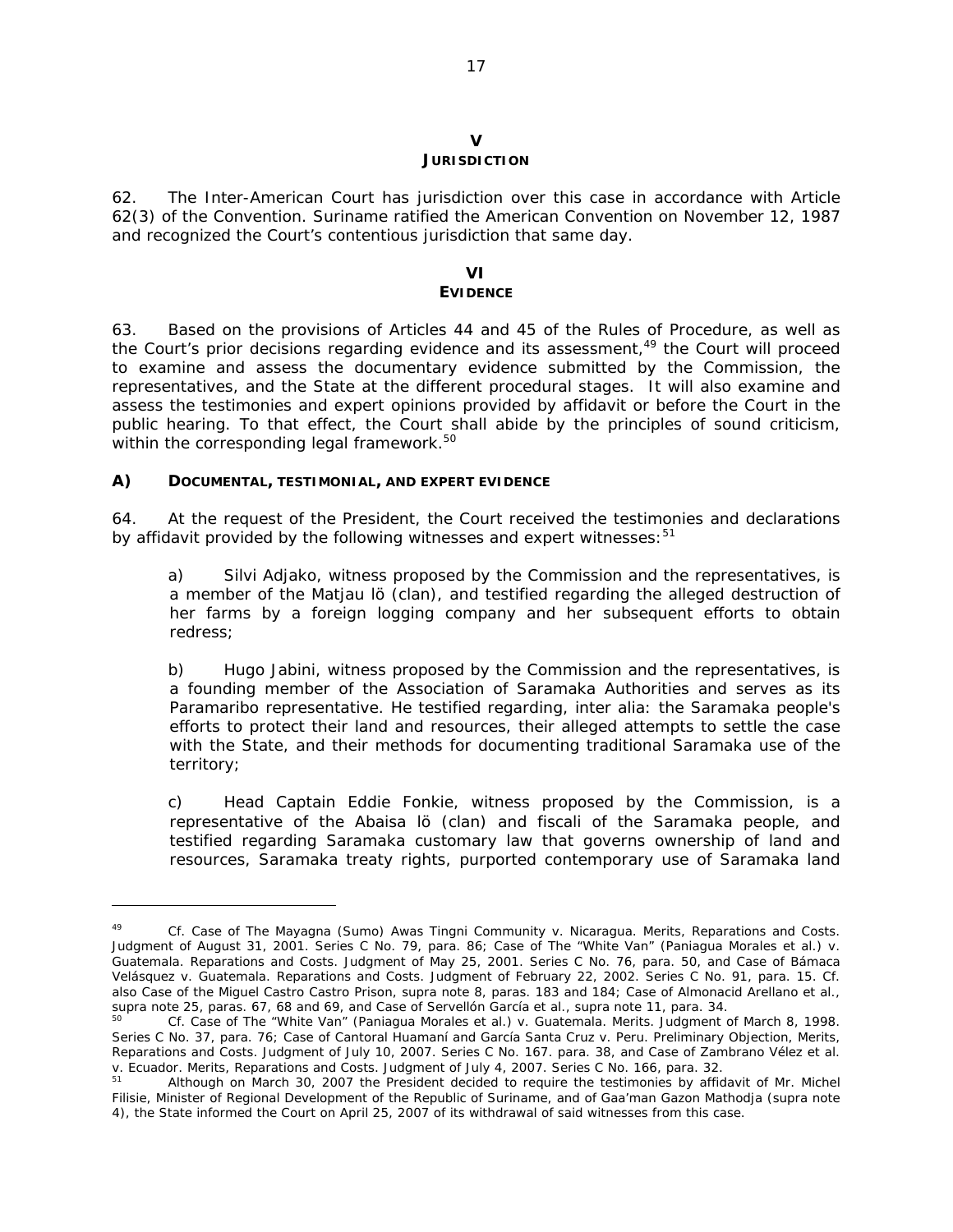## V
## JURISDICTION

62. The Inter-American Court has jurisdiction over this case in accordance with Article 62(3) of the Convention. Suriname ratified the American Convention on November 12, 1987 and recognized the Court's contentious jurisdiction that same day.

## VI
## EVIDENCE

63. Based on the provisions of Articles 44 and 45 of the Rules of Procedure, as well as the Court's prior decisions regarding evidence and its assessment,[49] the Court will proceed to examine and assess the documentary evidence submitted by the Commission, the representatives, and the State at the different procedural stages. It will also examine and assess the testimonies and expert opinions provided by affidavit or before the Court in the public hearing. To that effect, the Court shall abide by the principles of sound criticism, within the corresponding legal framework.[50]

### A) DOCUMENTAL, TESTIMONIAL, AND EXPERT EVIDENCE

64. At the request of the President, the Court received the testimonies and declarations by affidavit provided by the following witnesses and expert witnesses:[51]

a) Silvi Adjako, witness proposed by the Commission and the representatives, is a member of the Matjau lö (clan), and testified regarding the alleged destruction of her farms by a foreign logging company and her subsequent efforts to obtain redress;

b) Hugo Jabini, witness proposed by the Commission and the representatives, is a founding member of the Association of Saramaka Authorities and serves as its Paramaribo representative. He testified regarding, inter alia: the Saramaka people's efforts to protect their land and resources, their alleged attempts to settle the case with the State, and their methods for documenting traditional Saramaka use of the territory;

c) Head Captain Eddie Fonkie, witness proposed by the Commission, is a representative of the Abaisa lö (clan) and fiscali of the Saramaka people, and testified regarding Saramaka customary law that governs ownership of land and resources, Saramaka treaty rights, purported contemporary use of Saramaka land

---

[49] *Cf. Case of The Mayagna (Sumo) Awas Tingni Community v. Nicaragua. Merits, Reparations and Costs.* Judgment of August 31, 2001. Series C No. 79, para. 86; *Case of The "White Van" (Paniagua Morales et al.) v. Guatemala. Reparations and Costs.* Judgment of May 25, 2001. Series C No. 76, para. 50, and *Case of Bámaca Velásquez v. Guatemala. Reparations and Costs.* Judgment of February 22, 2002. Series C No. 91, para. 15. *Cf.* also *Case of the Miguel Castro Castro Prison, supra* note 8, paras. 183 and 184; *Case of Almonacid Arellano et al., supra* note 25, paras. 67, 68 and 69, and *Case of Servellón García et al., supra* note 11, para. 34.

[50] *Cf. Case of The "White Van" (Paniagua Morales et al.) v. Guatemala. Merits.* Judgment of March 8, 1998. Series C No. 37, para. 76; *Case of Cantoral Huamaní and García Santa Cruz v. Peru. Preliminary Objection, Merits, Reparations and Costs.* Judgment of July 10, 2007. Series C No. 167. para. 38, and *Case of Zambrano Vélez et al. v. Ecuador. Merits, Reparations and Costs.* Judgment of July 4, 2007. Series C No. 166, para. 32.

[51] Although on March 30, 2007 the President decided to require the testimonies by affidavit of Mr. Michel Filisie, Minister of Regional Development of the Republic of Suriname, and of Gaa'man Gazon Mathodja (*supra* note 4), the State informed the Court on April 25, 2007 of its withdrawal of said witnesses from this case.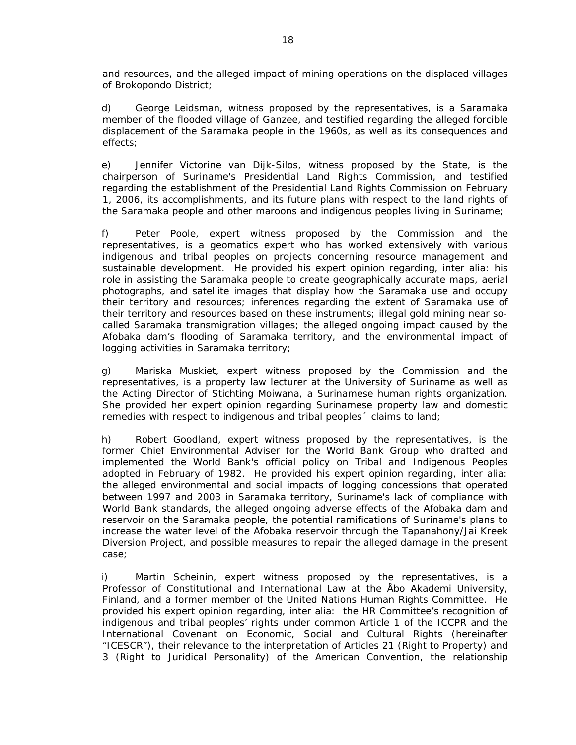and resources, and the alleged impact of mining operations on the displaced villages of Brokopondo District;

d) George Leidsman, witness proposed by the representatives, is a Saramaka member of the flooded village of Ganzee, and testified regarding the alleged forcible displacement of the Saramaka people in the 1960s, as well as its consequences and effects;

e) Jennifer Victorine van Dijk-Silos, witness proposed by the State, is the chairperson of Suriname's Presidential Land Rights Commission, and testified regarding the establishment of the Presidential Land Rights Commission on February 1, 2006, its accomplishments, and its future plans with respect to the land rights of the Saramaka people and other maroons and indigenous peoples living in Suriname;

f) Peter Poole, expert witness proposed by the Commission and the representatives, is a geomatics expert who has worked extensively with various indigenous and tribal peoples on projects concerning resource management and sustainable development. He provided his expert opinion regarding, inter alia: his role in assisting the Saramaka people to create geographically accurate maps, aerial photographs, and satellite images that display how the Saramaka use and occupy their territory and resources; inferences regarding the extent of Saramaka use of their territory and resources based on these instruments; illegal gold mining near so-called Saramaka transmigration villages; the alleged ongoing impact caused by the Afobaka dam's flooding of Saramaka territory, and the environmental impact of logging activities in Saramaka territory;

g) Mariska Muskiet, expert witness proposed by the Commission and the representatives, is a property law lecturer at the University of Suriname as well as the Acting Director of Stichting Moiwana, a Surinamese human rights organization. She provided her expert opinion regarding Surinamese property law and domestic remedies with respect to indigenous and tribal peoples´ claims to land;

h) Robert Goodland, expert witness proposed by the representatives, is the former Chief Environmental Adviser for the World Bank Group who drafted and implemented the World Bank's official policy on Tribal and Indigenous Peoples adopted in February of 1982. He provided his expert opinion regarding, inter alia: the alleged environmental and social impacts of logging concessions that operated between 1997 and 2003 in Saramaka territory, Suriname's lack of compliance with World Bank standards, the alleged ongoing adverse effects of the Afobaka dam and reservoir on the Saramaka people, the potential ramifications of Suriname's plans to increase the water level of the Afobaka reservoir through the Tapanahony/Jai Kreek Diversion Project, and possible measures to repair the alleged damage in the present case;

i) Martin Scheinin, expert witness proposed by the representatives, is a Professor of Constitutional and International Law at the Åbo Akademi University, Finland, and a former member of the United Nations Human Rights Committee. He provided his expert opinion regarding, inter alia: the HR Committee's recognition of indigenous and tribal peoples' rights under common Article 1 of the ICCPR and the International Covenant on Economic, Social and Cultural Rights (hereinafter "ICESCR"), their relevance to the interpretation of Articles 21 (Right to Property) and 3 (Right to Juridical Personality) of the American Convention, the relationship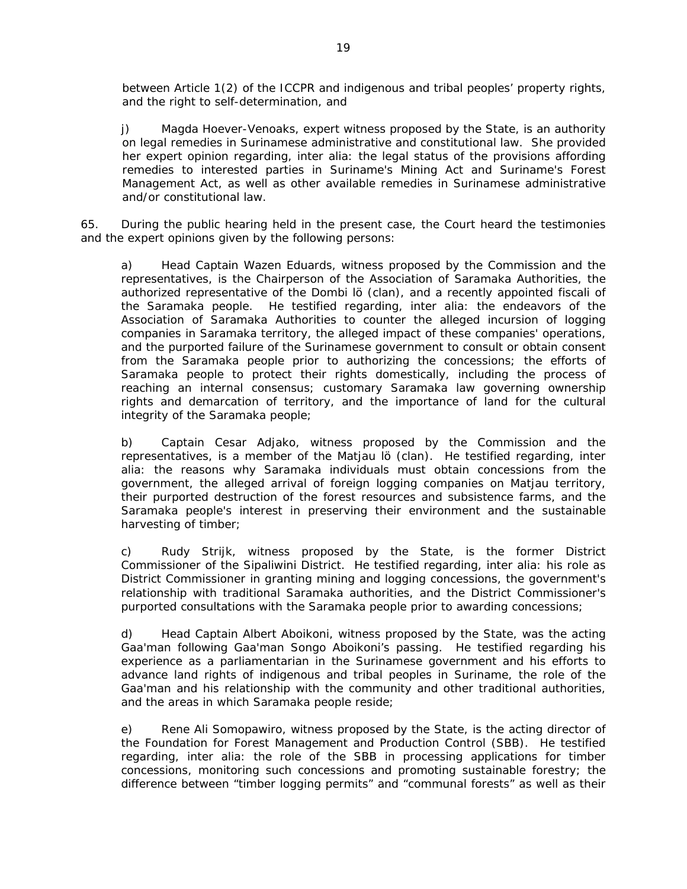between Article 1(2) of the ICCPR and indigenous and tribal peoples' property rights, and the right to self-determination, and

j) Magda Hoever-Venoaks, expert witness proposed by the State, is an authority on legal remedies in Surinamese administrative and constitutional law. She provided her expert opinion regarding, inter alia: the legal status of the provisions affording remedies to interested parties in Suriname's Mining Act and Suriname's Forest Management Act, as well as other available remedies in Surinamese administrative and/or constitutional law.

65. During the public hearing held in the present case, the Court heard the testimonies and the expert opinions given by the following persons:

a) Head Captain Wazen Eduards, witness proposed by the Commission and the representatives, is the Chairperson of the Association of Saramaka Authorities, the authorized representative of the Dombi lö (clan), and a recently appointed fiscali of the Saramaka people. He testified regarding, inter alia: the endeavors of the Association of Saramaka Authorities to counter the alleged incursion of logging companies in Saramaka territory, the alleged impact of these companies' operations, and the purported failure of the Surinamese government to consult or obtain consent from the Saramaka people prior to authorizing the concessions; the efforts of Saramaka people to protect their rights domestically, including the process of reaching an internal consensus; customary Saramaka law governing ownership rights and demarcation of territory, and the importance of land for the cultural integrity of the Saramaka people;

b) Captain Cesar Adjako, witness proposed by the Commission and the representatives, is a member of the Matjau lö (clan). He testified regarding, inter alia: the reasons why Saramaka individuals must obtain concessions from the government, the alleged arrival of foreign logging companies on Matjau territory, their purported destruction of the forest resources and subsistence farms, and the Saramaka people's interest in preserving their environment and the sustainable harvesting of timber;

c) Rudy Strijk, witness proposed by the State, is the former District Commissioner of the Sipaliwini District. He testified regarding, inter alia: his role as District Commissioner in granting mining and logging concessions, the government's relationship with traditional Saramaka authorities, and the District Commissioner's purported consultations with the Saramaka people prior to awarding concessions;

d) Head Captain Albert Aboikoni, witness proposed by the State, was the acting Gaa'man following Gaa'man Songo Aboikoni's passing. He testified regarding his experience as a parliamentarian in the Surinamese government and his efforts to advance land rights of indigenous and tribal peoples in Suriname, the role of the Gaa'man and his relationship with the community and other traditional authorities, and the areas in which Saramaka people reside;

e) Rene Ali Somopawiro, witness proposed by the State, is the acting director of the Foundation for Forest Management and Production Control (SBB). He testified regarding, inter alia: the role of the SBB in processing applications for timber concessions, monitoring such concessions and promoting sustainable forestry; the difference between "timber logging permits" and "communal forests" as well as their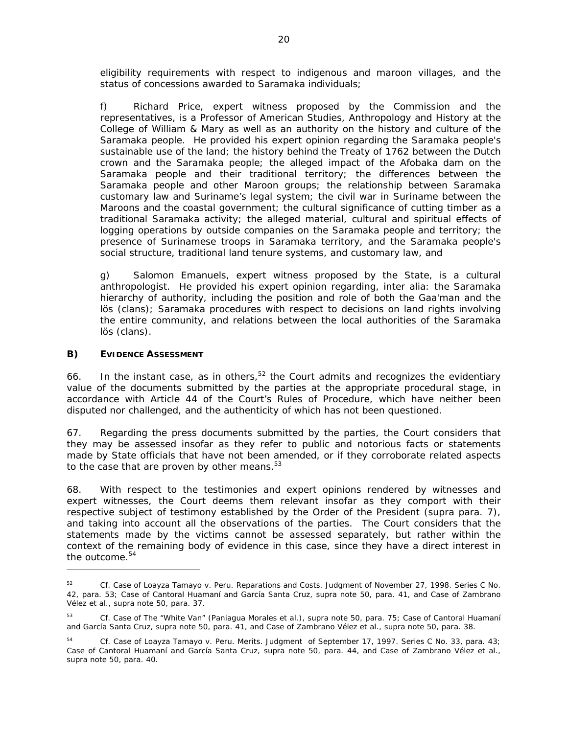eligibility requirements with respect to indigenous and maroon villages, and the status of concessions awarded to Saramaka individuals;

f) Richard Price, expert witness proposed by the Commission and the representatives, is a Professor of American Studies, Anthropology and History at the College of William & Mary as well as an authority on the history and culture of the Saramaka people. He provided his expert opinion regarding the Saramaka people's sustainable use of the land; the history behind the Treaty of 1762 between the Dutch crown and the Saramaka people; the alleged impact of the Afobaka dam on the Saramaka people and their traditional territory; the differences between the Saramaka people and other Maroon groups; the relationship between Saramaka customary law and Suriname's legal system; the civil war in Suriname between the Maroons and the coastal government; the cultural significance of cutting timber as a traditional Saramaka activity; the alleged material, cultural and spiritual effects of logging operations by outside companies on the Saramaka people and territory; the presence of Surinamese troops in Saramaka territory, and the Saramaka people's social structure, traditional land tenure systems, and customary law, and

g) Salomon Emanuels, expert witness proposed by the State, is a cultural anthropologist. He provided his expert opinion regarding, inter alia: the Saramaka hierarchy of authority, including the position and role of both the Gaa'man and the lös (clans); Saramaka procedures with respect to decisions on land rights involving the entire community, and relations between the local authorities of the Saramaka lös (clans).

### B) EVIDENCE ASSESSMENT

66. In the instant case, as in others,[52] the Court admits and recognizes the evidentiary value of the documents submitted by the parties at the appropriate procedural stage, in accordance with Article 44 of the Court's Rules of Procedure, which have neither been disputed nor challenged, and the authenticity of which has not been questioned.

67. Regarding the press documents submitted by the parties, the Court considers that they may be assessed insofar as they refer to public and notorious facts or statements made by State officials that have not been amended, or if they corroborate related aspects to the case that are proven by other means.[53]

68. With respect to the testimonies and expert opinions rendered by witnesses and expert witnesses, the Court deems them relevant insofar as they comport with their respective subject of testimony established by the Order of the President (supra para. 7), and taking into account all the observations of the parties. The Court considers that the statements made by the victims cannot be assessed separately, but rather within the context of the remaining body of evidence in this case, since they have a direct interest in the outcome.[54]

---

[52] *Cf. Case of Loayza Tamayo v. Peru. Reparations and Costs.* Judgment of November 27, 1998. Series C No. 42, para. 53; *Case of Cantoral Huamaní and García Santa Cruz, supra* note 50, para. 41, and *Case of Zambrano Vélez et al., supra* note 50, para. 37.

[53] *Cf. Case of The "White Van" (Paniagua Morales et al.), supra* note 50, para. 75; *Case of Cantoral Huamaní and García Santa Cruz, supra* note 50, para. 41, and *Case of Zambrano Vélez et al., supra* note 50, para. 38.

[54] *Cf. Case of Loayza Tamayo v. Peru. Merits.* Judgment of September 17, 1997. Series C No. 33, para. 43; *Case of Cantoral Huamaní and García Santa Cruz, supra* note 50, para. 44, and *Case of Zambrano Vélez et al., supra* note 50, para. 40.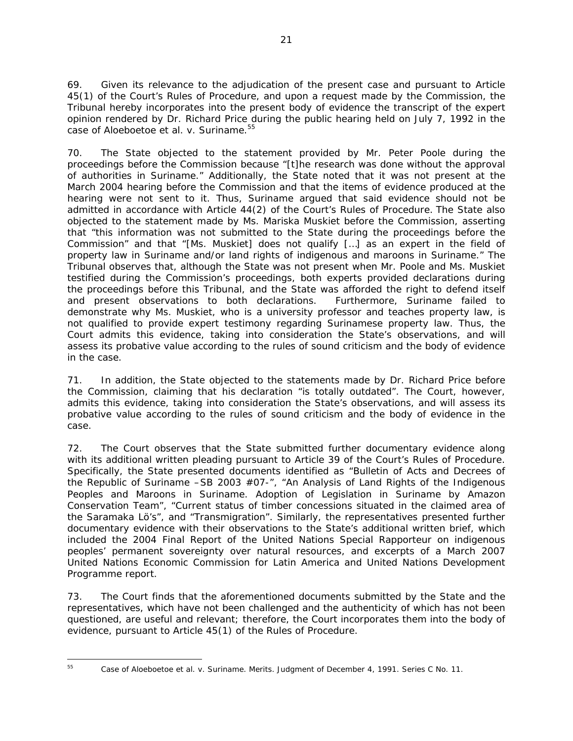69. Given its relevance to the adjudication of the present case and pursuant to Article 45(1) of the Court's Rules of Procedure, and upon a request made by the Commission, the Tribunal hereby incorporates into the present body of evidence the transcript of the expert opinion rendered by Dr. Richard Price during the public hearing held on July 7, 1992 in the case of Aloeboetoe et al. v. Suriname.[55]

70. The State objected to the statement provided by Mr. Peter Poole during the proceedings before the Commission because "[t]he research was done without the approval of authorities in Suriname." Additionally, the State noted that it was not present at the March 2004 hearing before the Commission and that the items of evidence produced at the hearing were not sent to it. Thus, Suriname argued that said evidence should not be admitted in accordance with Article 44(2) of the Court's Rules of Procedure. The State also objected to the statement made by Ms. Mariska Muskiet before the Commission, asserting that "this information was not submitted to the State during the proceedings before the Commission" and that "[Ms. Muskiet] does not qualify […] as an expert in the field of property law in Suriname and/or land rights of indigenous and maroons in Suriname." The Tribunal observes that, although the State was not present when Mr. Poole and Ms. Muskiet testified during the Commission's proceedings, both experts provided declarations during the proceedings before this Tribunal, and the State was afforded the right to defend itself and present observations to both declarations. Furthermore, Suriname failed to demonstrate why Ms. Muskiet, who is a university professor and teaches property law, is not qualified to provide expert testimony regarding Surinamese property law. Thus, the Court admits this evidence, taking into consideration the State's observations, and will assess its probative value according to the rules of sound criticism and the body of evidence in the case.

71. In addition, the State objected to the statements made by Dr. Richard Price before the Commission, claiming that his declaration "is totally outdated". The Court, however, admits this evidence, taking into consideration the State's observations, and will assess its probative value according to the rules of sound criticism and the body of evidence in the case.

72. The Court observes that the State submitted further documentary evidence along with its additional written pleading pursuant to Article 39 of the Court's Rules of Procedure. Specifically, the State presented documents identified as "Bulletin of Acts and Decrees of the Republic of Suriname –SB 2003 #07-", "An Analysis of Land Rights of the Indigenous Peoples and Maroons in Suriname. Adoption of Legislation in Suriname by Amazon Conservation Team", "Current status of timber concessions situated in the claimed area of the Saramaka Lö's", and "Transmigration". Similarly, the representatives presented further documentary evidence with their observations to the State's additional written brief, which included the 2004 Final Report of the United Nations Special Rapporteur on indigenous peoples' permanent sovereignty over natural resources, and excerpts of a March 2007 United Nations Economic Commission for Latin America and United Nations Development Programme report.

73. The Court finds that the aforementioned documents submitted by the State and the representatives, which have not been challenged and the authenticity of which has not been questioned, are useful and relevant; therefore, the Court incorporates them into the body of evidence, pursuant to Article 45(1) of the Rules of Procedure.

---

[55] *Case of Aloeboetoe et al. v. Suriname. Merits.* Judgment of December 4, 1991. Series C No. 11.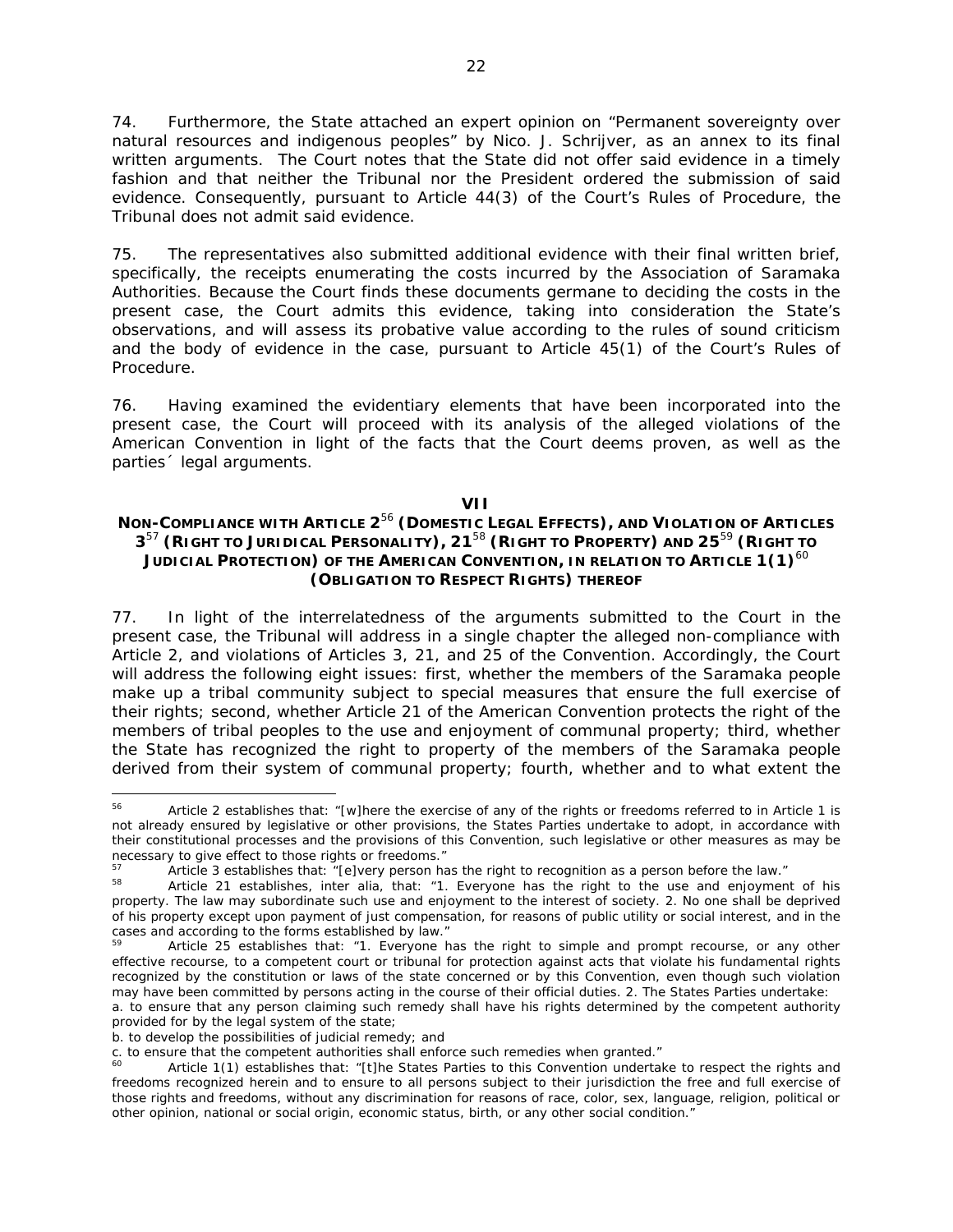74. Furthermore, the State attached an expert opinion on "Permanent sovereignty over natural resources and indigenous peoples" by Nico. J. Schrijver, as an annex to its final written arguments. The Court notes that the State did not offer said evidence in a timely fashion and that neither the Tribunal nor the President ordered the submission of said evidence. Consequently, pursuant to Article 44(3) of the Court's Rules of Procedure, the Tribunal does not admit said evidence.

75. The representatives also submitted additional evidence with their final written brief, specifically, the receipts enumerating the costs incurred by the Association of Saramaka Authorities. Because the Court finds these documents germane to deciding the costs in the present case, the Court admits this evidence, taking into consideration the State's observations, and will assess its probative value according to the rules of sound criticism and the body of evidence in the case, pursuant to Article 45(1) of the Court's Rules of Procedure.

76. Having examined the evidentiary elements that have been incorporated into the present case, the Court will proceed with its analysis of the alleged violations of the American Convention in light of the facts that the Court deems proven, as well as the parties´ legal arguments.

## VII

## NON-COMPLIANCE WITH ARTICLE 2[56] (DOMESTIC LEGAL EFFECTS), AND VIOLATION OF ARTICLES 3[57] (RIGHT TO JURIDICAL PERSONALITY), 21[58] (RIGHT TO PROPERTY) AND 25[59] (RIGHT TO JUDICIAL PROTECTION) OF THE AMERICAN CONVENTION, IN RELATION TO ARTICLE 1(1)[60] (OBLIGATION TO RESPECT RIGHTS) THEREOF

77. In light of the interrelatedness of the arguments submitted to the Court in the present case, the Tribunal will address in a single chapter the alleged non-compliance with Article 2, and violations of Articles 3, 21, and 25 of the Convention. Accordingly, the Court will address the following eight issues: first, whether the members of the Saramaka people make up a tribal community subject to special measures that ensure the full exercise of their rights; second, whether Article 21 of the American Convention protects the right of the members of tribal peoples to the use and enjoyment of communal property; third, whether the State has recognized the right to property of the members of the Saramaka people derived from their system of communal property; fourth, whether and to what extent the

---

[56] Article 2 establishes that: "[w]here the exercise of any of the rights or freedoms referred to in Article 1 is not already ensured by legislative or other provisions, the States Parties undertake to adopt, in accordance with their constitutional processes and the provisions of this Convention, such legislative or other measures as may be necessary to give effect to those rights or freedoms."

[57] Article 3 establishes that: "[e]very person has the right to recognition as a person before the law."

[58] Article 21 establishes, inter alia, that: "1. Everyone has the right to the use and enjoyment of his property. The law may subordinate such use and enjoyment to the interest of society. 2. No one shall be deprived of his property except upon payment of just compensation, for reasons of public utility or social interest, and in the cases and according to the forms established by law."

[59] Article 25 establishes that: "1. Everyone has the right to simple and prompt recourse, or any other effective recourse, to a competent court or tribunal for protection against acts that violate his fundamental rights recognized by the constitution or laws of the state concerned or by this Convention, even though such violation may have been committed by persons acting in the course of their official duties. 2. The States Parties undertake:
a. to ensure that any person claiming such remedy shall have his rights determined by the competent authority provided for by the legal system of the state;
b. to develop the possibilities of judicial remedy; and
c. to ensure that the competent authorities shall enforce such remedies when granted."

[60] Article 1(1) establishes that: "[t]he States Parties to this Convention undertake to respect the rights and freedoms recognized herein and to ensure to all persons subject to their jurisdiction the free and full exercise of those rights and freedoms, without any discrimination for reasons of race, color, sex, language, religion, political or other opinion, national or social origin, economic status, birth, or any other social condition."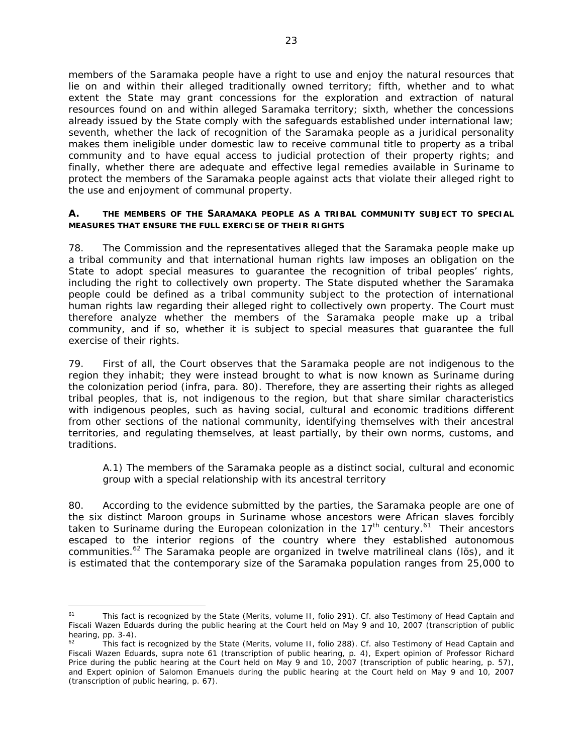members of the Saramaka people have a right to use and enjoy the natural resources that lie on and within their alleged traditionally owned territory; fifth, whether and to what extent the State may grant concessions for the exploration and extraction of natural resources found on and within alleged Saramaka territory; sixth, whether the concessions already issued by the State comply with the safeguards established under international law; seventh, whether the lack of recognition of the Saramaka people as a juridical personality makes them ineligible under domestic law to receive communal title to property as a tribal community and to have equal access to judicial protection of their property rights; and finally, whether there are adequate and effective legal remedies available in Suriname to protect the members of the Saramaka people against acts that violate their alleged right to the use and enjoyment of communal property.

### A. THE MEMBERS OF THE SARAMAKA PEOPLE AS A TRIBAL COMMUNITY SUBJECT TO SPECIAL MEASURES THAT ENSURE THE FULL EXERCISE OF THEIR RIGHTS

78. The Commission and the representatives alleged that the Saramaka people make up a tribal community and that international human rights law imposes an obligation on the State to adopt special measures to guarantee the recognition of tribal peoples' rights, including the right to collectively own property. The State disputed whether the Saramaka people could be defined as a tribal community subject to the protection of international human rights law regarding their alleged right to collectively own property. The Court must therefore analyze whether the members of the Saramaka people make up a tribal community, and if so, whether it is subject to special measures that guarantee the full exercise of their rights.

79. First of all, the Court observes that the Saramaka people are not indigenous to the region they inhabit; they were instead brought to what is now known as Suriname during the colonization period (*infra*, para. 80). Therefore, they are asserting their rights as alleged tribal peoples, that is, not indigenous to the region, but that share similar characteristics with indigenous peoples, such as having social, cultural and economic traditions different from other sections of the national community, identifying themselves with their ancestral territories, and regulating themselves, at least partially, by their own norms, customs, and traditions.

A.1) The members of the Saramaka people as a distinct social, cultural and economic group with a special relationship with its ancestral territory

80. According to the evidence submitted by the parties, the Saramaka people are one of the six distinct Maroon groups in Suriname whose ancestors were African slaves forcibly taken to Suriname during the European colonization in the 17th century.[61] Their ancestors escaped to the interior regions of the country where they established autonomous communities.[62] The Saramaka people are organized in twelve matrilineal clans (*lös*), and it is estimated that the contemporary size of the Saramaka population ranges from 25,000 to

---

[61] This fact is recognized by the State (Merits, volume II, folio 291). *Cf.* also Testimony of Head Captain and Fiscali Wazen Eduards during the public hearing at the Court held on May 9 and 10, 2007 (transcription of public hearing, pp. 3-4).

[62] This fact is recognized by the State (Merits, volume II, folio 288). *Cf.* also Testimony of Head Captain and Fiscali Wazen Eduards, *supra* note 61 (transcription of public hearing, p. 4), Expert opinion of Professor Richard Price during the public hearing at the Court held on May 9 and 10, 2007 (transcription of public hearing, p. 57), and Expert opinion of Salomon Emanuels during the public hearing at the Court held on May 9 and 10, 2007 (transcription of public hearing, p. 67).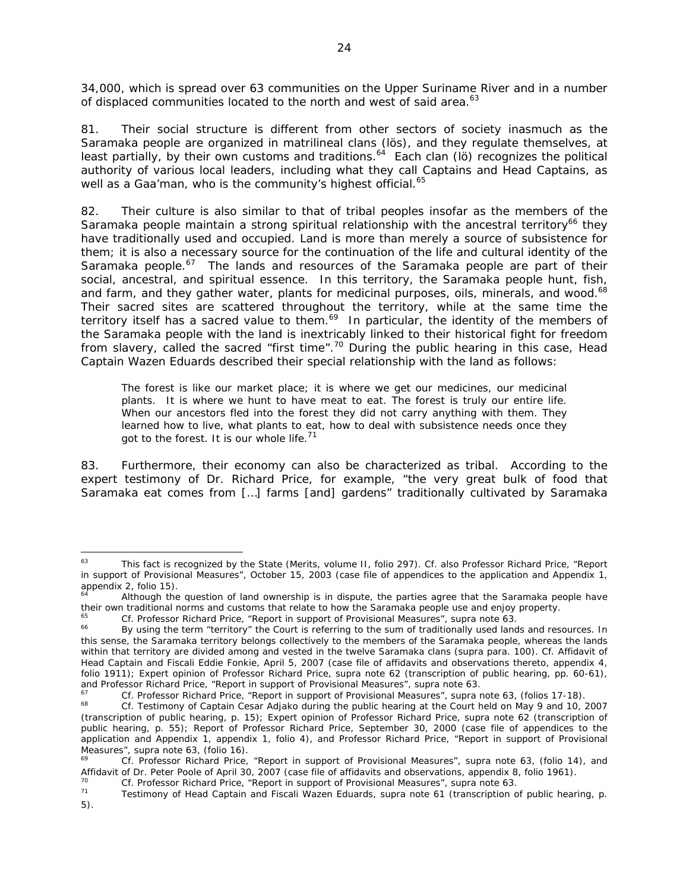34,000, which is spread over 63 communities on the Upper Suriname River and in a number of displaced communities located to the north and west of said area.[63]

81. Their social structure is different from other sectors of society inasmuch as the Saramaka people are organized in matrilineal clans (lös), and they regulate themselves, at least partially, by their own customs and traditions.[64] Each clan (lö) recognizes the political authority of various local leaders, including what they call Captains and Head Captains, as well as a Gaa'man, who is the community's highest official.[65]

82. Their culture is also similar to that of tribal peoples insofar as the members of the Saramaka people maintain a strong spiritual relationship with the ancestral territory[66] they have traditionally used and occupied. Land is more than merely a source of subsistence for them; it is also a necessary source for the continuation of the life and cultural identity of the Saramaka people.[67] The lands and resources of the Saramaka people are part of their social, ancestral, and spiritual essence. In this territory, the Saramaka people hunt, fish, and farm, and they gather water, plants for medicinal purposes, oils, minerals, and wood.[68] Their sacred sites are scattered throughout the territory, while at the same time the territory itself has a sacred value to them.[69] In particular, the identity of the members of the Saramaka people with the land is inextricably linked to their historical fight for freedom from slavery, called the sacred "first time".[70] During the public hearing in this case, Head Captain Wazen Eduards described their special relationship with the land as follows:

> The forest is like our market place; it is where we get our medicines, our medicinal plants. It is where we hunt to have meat to eat. The forest is truly our entire life. When our ancestors fled into the forest they did not carry anything with them. They learned how to live, what plants to eat, how to deal with subsistence needs once they got to the forest. It is our whole life.[71]

83. Furthermore, their economy can also be characterized as tribal. According to the expert testimony of Dr. Richard Price, for example, "the very great bulk of food that Saramaka eat comes from […] farms [and] gardens" traditionally cultivated by Saramaka

---

[63] This fact is recognized by the State (Merits, volume II, folio 297). Cf. also Professor Richard Price, "Report in support of Provisional Measures", October 15, 2003 (case file of appendices to the application and Appendix 1, appendix 2, folio 15).

[64] Although the question of land ownership is in dispute, the parties agree that the Saramaka people have their own traditional norms and customs that relate to how the Saramaka people use and enjoy property.

[65] Cf. Professor Richard Price, "Report in support of Provisional Measures", supra note 63.

[66] By using the term "territory" the Court is referring to the sum of traditionally used lands and resources. In this sense, the Saramaka territory belongs collectively to the members of the Saramaka people, whereas the lands within that territory are divided among and vested in the twelve Saramaka clans (supra para. 100). Cf. Affidavit of Head Captain and Fiscali Eddie Fonkie, April 5, 2007 (case file of affidavits and observations thereto, appendix 4, folio 1911); Expert opinion of Professor Richard Price, supra note 62 (transcription of public hearing, pp. 60-61), and Professor Richard Price, "Report in support of Provisional Measures", supra note 63.

[67] Cf. Professor Richard Price, "Report in support of Provisional Measures", supra note 63, (folios 17-18).

[68] Cf. Testimony of Captain Cesar Adjako during the public hearing at the Court held on May 9 and 10, 2007 (transcription of public hearing, p. 15); Expert opinion of Professor Richard Price, supra note 62 (transcription of public hearing, p. 55); Report of Professor Richard Price, September 30, 2000 (case file of appendices to the application and Appendix 1, appendix 1, folio 4), and Professor Richard Price, "Report in support of Provisional Measures", supra note 63, (folio 16).

[69] Cf. Professor Richard Price, "Report in support of Provisional Measures", supra note 63, (folio 14), and Affidavit of Dr. Peter Poole of April 30, 2007 (case file of affidavits and observations, appendix 8, folio 1961).

[70] Cf. Professor Richard Price, "Report in support of Provisional Measures", supra note 63.

[71] Testimony of Head Captain and Fiscali Wazen Eduards, supra note 61 (transcription of public hearing, p. 5).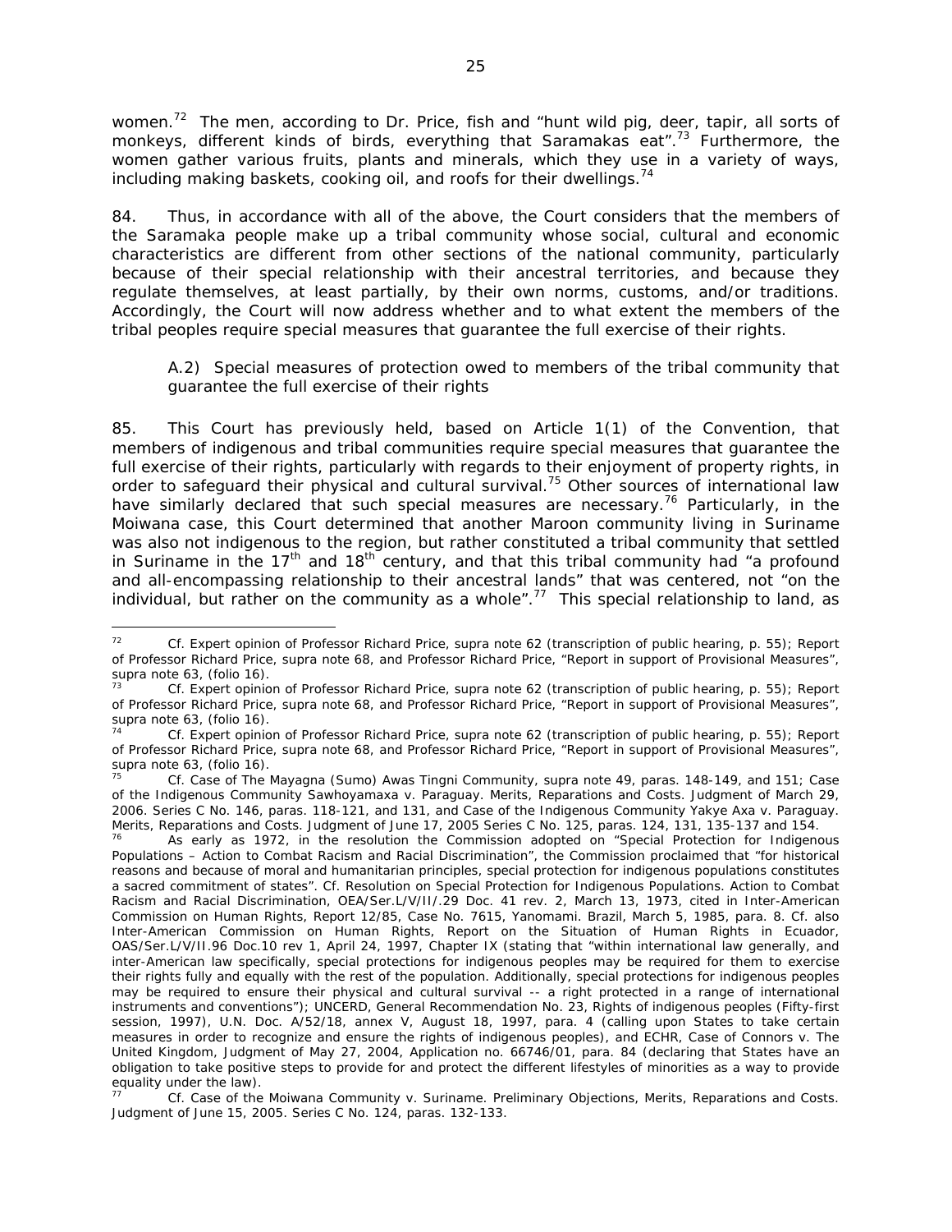women.[72] The men, according to Dr. Price, fish and "hunt wild pig, deer, tapir, all sorts of monkeys, different kinds of birds, everything that Saramakas eat".[73] Furthermore, the women gather various fruits, plants and minerals, which they use in a variety of ways, including making baskets, cooking oil, and roofs for their dwellings.[74]

84. Thus, in accordance with all of the above, the Court considers that the members of the Saramaka people make up a tribal community whose social, cultural and economic characteristics are different from other sections of the national community, particularly because of their special relationship with their ancestral territories, and because they regulate themselves, at least partially, by their own norms, customs, and/or traditions. Accordingly, the Court will now address whether and to what extent the members of the tribal peoples require special measures that guarantee the full exercise of their rights.

A.2) Special measures of protection owed to members of the tribal community that guarantee the full exercise of their rights

85. This Court has previously held, based on Article 1(1) of the Convention, that members of indigenous and tribal communities require special measures that guarantee the full exercise of their rights, particularly with regards to their enjoyment of property rights, in order to safeguard their physical and cultural survival.[75] Other sources of international law have similarly declared that such special measures are necessary.[76] Particularly, in the Moiwana case, this Court determined that another Maroon community living in Suriname was also not indigenous to the region, but rather constituted a tribal community that settled in Suriname in the 17th and 18th century, and that this tribal community had "a profound and all-encompassing relationship to their ancestral lands" that was centered, not "on the individual, but rather on the community as a whole".[77] This special relationship to land, as

---

[72] Cf. Expert opinion of Professor Richard Price, supra note 62 (transcription of public hearing, p. 55); Report of Professor Richard Price, supra note 68, and Professor Richard Price, "Report in support of Provisional Measures", supra note 63, (folio 16).

[73] Cf. Expert opinion of Professor Richard Price, supra note 62 (transcription of public hearing, p. 55); Report of Professor Richard Price, supra note 68, and Professor Richard Price, "Report in support of Provisional Measures", supra note 63, (folio 16).

[74] Cf. Expert opinion of Professor Richard Price, supra note 62 (transcription of public hearing, p. 55); Report of Professor Richard Price, supra note 68, and Professor Richard Price, "Report in support of Provisional Measures", supra note 63, (folio 16).

[75] Cf. *Case of The Mayagna (Sumo) Awas Tingni Community*, supra note 49, paras. 148-149, and 151; *Case of the Indigenous Community Sawhoyamaxa v. Paraguay. Merits, Reparations and Costs*. Judgment of March 29, 2006. Series C No. 146, paras. 118-121, and 131, and *Case of the Indigenous Community Yakye Axa v. Paraguay. Merits, Reparations and Costs*. Judgment of June 17, 2005 Series C No. 125, paras. 124, 131, 135-137 and 154.

[76] As early as 1972, in the resolution the Commission adopted on "Special Protection for Indigenous Populations – Action to Combat Racism and Racial Discrimination", the Commission proclaimed that "for historical reasons and because of moral and humanitarian principles, special protection for indigenous populations constitutes a sacred commitment of states". *Cf.* Resolution on Special Protection for Indigenous Populations. Action to Combat Racism and Racial Discrimination, OEA/Ser.L/V/II/.29 Doc. 41 rev. 2, March 13, 1973, cited in Inter-American Commission on Human Rights, Report 12/85, Case No. 7615, Yanomami. Brazil, March 5, 1985, para. 8. *Cf. also* Inter-American Commission on Human Rights, Report on the Situation of Human Rights in Ecuador, OAS/Ser.L/V/II.96 Doc.10 rev 1, April 24, 1997, Chapter IX (stating that "within international law generally, and inter-American law specifically, special protections for indigenous peoples may be required for them to exercise their rights fully and equally with the rest of the population. Additionally, special protections for indigenous peoples may be required to ensure their physical and cultural survival -- a right protected in a range of international instruments and conventions"); UNCERD, General Recommendation No. 23, Rights of indigenous peoples (Fifty-first session, 1997), U.N. Doc. A/52/18, annex V, August 18, 1997, para. 4 (calling upon States to take certain measures in order to recognize and ensure the rights of indigenous peoples), and ECHR, *Case of Connors v. The United Kingdom*, Judgment of May 27, 2004, Application no. 66746/01, para. 84 (declaring that States have an obligation to take positive steps to provide for and protect the different lifestyles of minorities as a way to provide equality under the law).

[77] Cf. *Case of the Moiwana Community v. Suriname. Preliminary Objections, Merits, Reparations and Costs*. Judgment of June 15, 2005. Series C No. 124, paras. 132-133.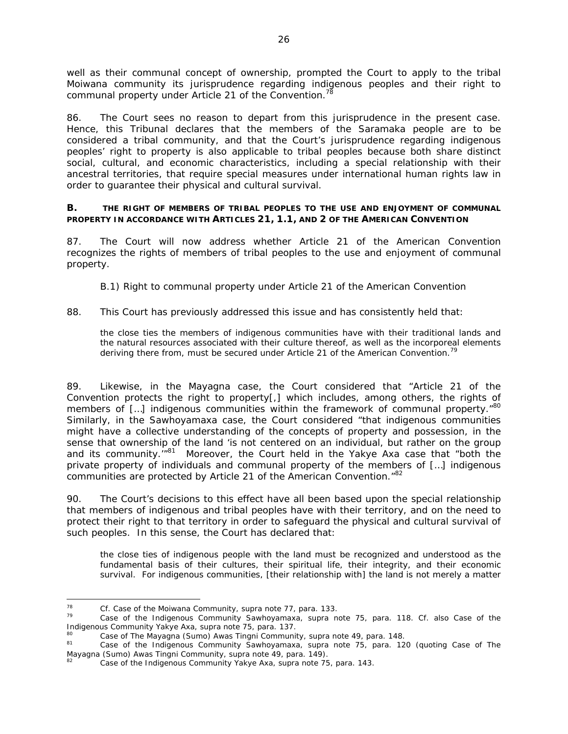well as their communal concept of ownership, prompted the Court to apply to the tribal Moiwana community its jurisprudence regarding indigenous peoples and their right to communal property under Article 21 of the Convention.[78]

86. The Court sees no reason to depart from this jurisprudence in the present case. Hence, this Tribunal declares that the members of the Saramaka people are to be considered a tribal community, and that the Court's jurisprudence regarding indigenous peoples' right to property is also applicable to tribal peoples because both share distinct social, cultural, and economic characteristics, including a special relationship with their ancestral territories, that require special measures under international human rights law in order to guarantee their physical and cultural survival.

### B. THE RIGHT OF MEMBERS OF TRIBAL PEOPLES TO THE USE AND ENJOYMENT OF COMMUNAL PROPERTY IN ACCORDANCE WITH ARTICLES 21, 1.1, AND 2 OF THE AMERICAN CONVENTION

87. The Court will now address whether Article 21 of the American Convention recognizes the rights of members of tribal peoples to the use and enjoyment of communal property.

B.1) Right to communal property under Article 21 of the American Convention

88. This Court has previously addressed this issue and has consistently held that:

> the close ties the members of indigenous communities have with their traditional lands and the natural resources associated with their culture thereof, as well as the incorporeal elements deriving there from, must be secured under Article 21 of the American Convention.[79]

89. Likewise, in the Mayagna case, the Court considered that "Article 21 of the Convention protects the right to property[,] which includes, among others, the rights of members of […] indigenous communities within the framework of communal property."[80] Similarly, in the Sawhoyamaxa case, the Court considered "that indigenous communities might have a collective understanding of the concepts of property and possession, in the sense that ownership of the land 'is not centered on an individual, but rather on the group and its community.'"[81] Moreover, the Court held in the Yakye Axa case that "both the private property of individuals and communal property of the members of […] indigenous communities are protected by Article 21 of the American Convention."[82]

90. The Court's decisions to this effect have all been based upon the special relationship that members of indigenous and tribal peoples have with their territory, and on the need to protect their right to that territory in order to safeguard the physical and cultural survival of such peoples. In this sense, the Court has declared that:

> the close ties of indigenous people with the land must be recognized and understood as the fundamental basis of their cultures, their spiritual life, their integrity, and their economic survival. For indigenous communities, [their relationship with] the land is not merely a matter

---

[78] *Cf. Case of the Moiwana Community*, *supra* note 77, para. 133.

[79] *Case of the Indigenous Community Sawhoyamaxa*, *supra* note 75, para. 118. *Cf.* also *Case of the Indigenous Community Yakye Axa*, *supra* note 75, para. 137.

[80] *Case of The Mayagna (Sumo) Awas Tingni Community*, *supra* note 49, para. 148.

[81] *Case of the Indigenous Community Sawhoyamaxa*, *supra* note 75, para. 120 (quoting *Case of The Mayagna (Sumo) Awas Tingni Community*, *supra* note 49, para. 149).

[82] *Case of the Indigenous Community Yakye Axa*, *supra* note 75, para. 143.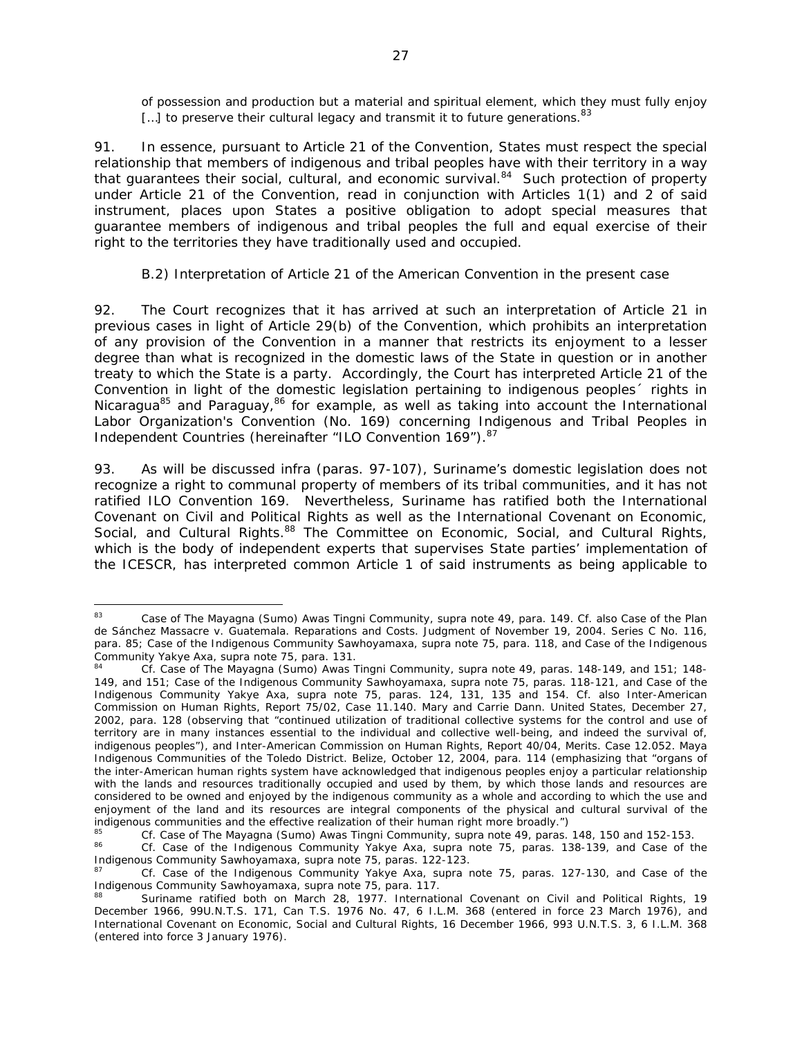*of possession and production but a material and spiritual element, which they must fully enjoy […] to preserve their cultural legacy and transmit it to future generations.*[83]

91. In essence, pursuant to Article 21 of the Convention, States must respect the special relationship that members of indigenous and tribal peoples have with their territory in a way that guarantees their social, cultural, and economic survival.[84] Such protection of property under Article 21 of the Convention, read in conjunction with Articles 1(1) and 2 of said instrument, places upon States a positive obligation to adopt special measures that guarantee members of indigenous and tribal peoples the full and equal exercise of their right to the territories they have traditionally used and occupied.

*B.2) Interpretation of Article 21 of the American Convention in the present case*

92. The Court recognizes that it has arrived at such an interpretation of Article 21 in previous cases in light of Article 29(b) of the Convention, which prohibits an interpretation of any provision of the Convention in a manner that restricts its enjoyment to a lesser degree than what is recognized in the domestic laws of the State in question or in another treaty to which the State is a party. Accordingly, the Court has interpreted Article 21 of the Convention in light of the domestic legislation pertaining to indigenous peoples´ rights in Nicaragua[85] and Paraguay,[86] for example, as well as taking into account the International Labor Organization's Convention (No. 169) concerning Indigenous and Tribal Peoples in Independent Countries (hereinafter "ILO Convention 169").[87]

93. As will be discussed *infra* (paras. 97-107), Suriname's domestic legislation does not recognize a right to communal property of members of its tribal communities, and it has not ratified ILO Convention 169. Nevertheless, Suriname has ratified both the International Covenant on Civil and Political Rights as well as the International Covenant on Economic, Social, and Cultural Rights.[88] The Committee on Economic, Social, and Cultural Rights, which is the body of independent experts that supervises State parties' implementation of the ICESCR, has interpreted common Article 1 of said instruments as being applicable to

---

[83] *Case of The Mayagna (Sumo) Awas Tingni Community*, *supra* note 49, para. 149. *Cf. also Case of the Plan de Sánchez Massacre v. Guatemala. Reparations and Costs*. Judgment of November 19, 2004. Series C No. 116, para. 85; *Case of the Indigenous Community Sawhoyamaxa*, *supra* note 75, para. 118, and *Case of the Indigenous Community Yakye Axa*, *supra* note 75, para. 131.

[84] *Cf. Case of The Mayagna (Sumo) Awas Tingni Community*, *supra* note 49, paras. 148-149, and 151; 148-149, and 151; *Case of the Indigenous Community Sawhoyamaxa*, *supra* note 75, paras. 118-121, and *Case of the Indigenous Community Yakye Axa*, *supra* note 75, paras. 124, 131, 135 and 154. *Cf. also* Inter-American Commission on Human Rights, Report 75/02, Case 11.140. *Mary and Carrie Dann*. United States, December 27, 2002, para. 128 (observing that "continued utilization of traditional collective systems for the control and use of territory are in many instances essential to the individual and collective well-being, and indeed the survival of, indigenous peoples"), and Inter-American Commission on Human Rights, Report 40/04, Merits. Case 12.052. *Maya Indigenous Communities of the Toledo District*. Belize, October 12, 2004, para. 114 (emphasizing that "organs of the inter-American human rights system have acknowledged that indigenous peoples enjoy a particular relationship with the lands and resources traditionally occupied and used by them, by which those lands and resources are considered to be owned and enjoyed by the indigenous community as a whole and according to which the use and enjoyment of the land and its resources are integral components of the physical and cultural survival of the indigenous communities and the effective realization of their human right more broadly.")

[85] *Cf. Case of The Mayagna (Sumo) Awas Tingni Community*, *supra* note 49, paras. 148, 150 and 152-153.

[86] *Cf. Case of the Indigenous Community Yakye Axa*, *supra* note 75, paras. 138-139, and *Case of the Indigenous Community Sawhoyamaxa*, *supra* note 75, paras. 122-123.

[87] *Cf. Case of the Indigenous Community Yakye Axa*, *supra* note 75, paras. 127-130, and *Case of the Indigenous Community Sawhoyamaxa*, *supra* note 75, para. 117.

[88] Suriname ratified both on March 28, 1977. International Covenant on Civil and Political Rights, 19 December 1966, 99U.N.T.S. 171, Can T.S. 1976 No. 47, 6 I.L.M. 368 (entered in force 23 March 1976), and International Covenant on Economic, Social and Cultural Rights, 16 December 1966, 993 U.N.T.S. 3, 6 I.L.M. 368 (entered into force 3 January 1976).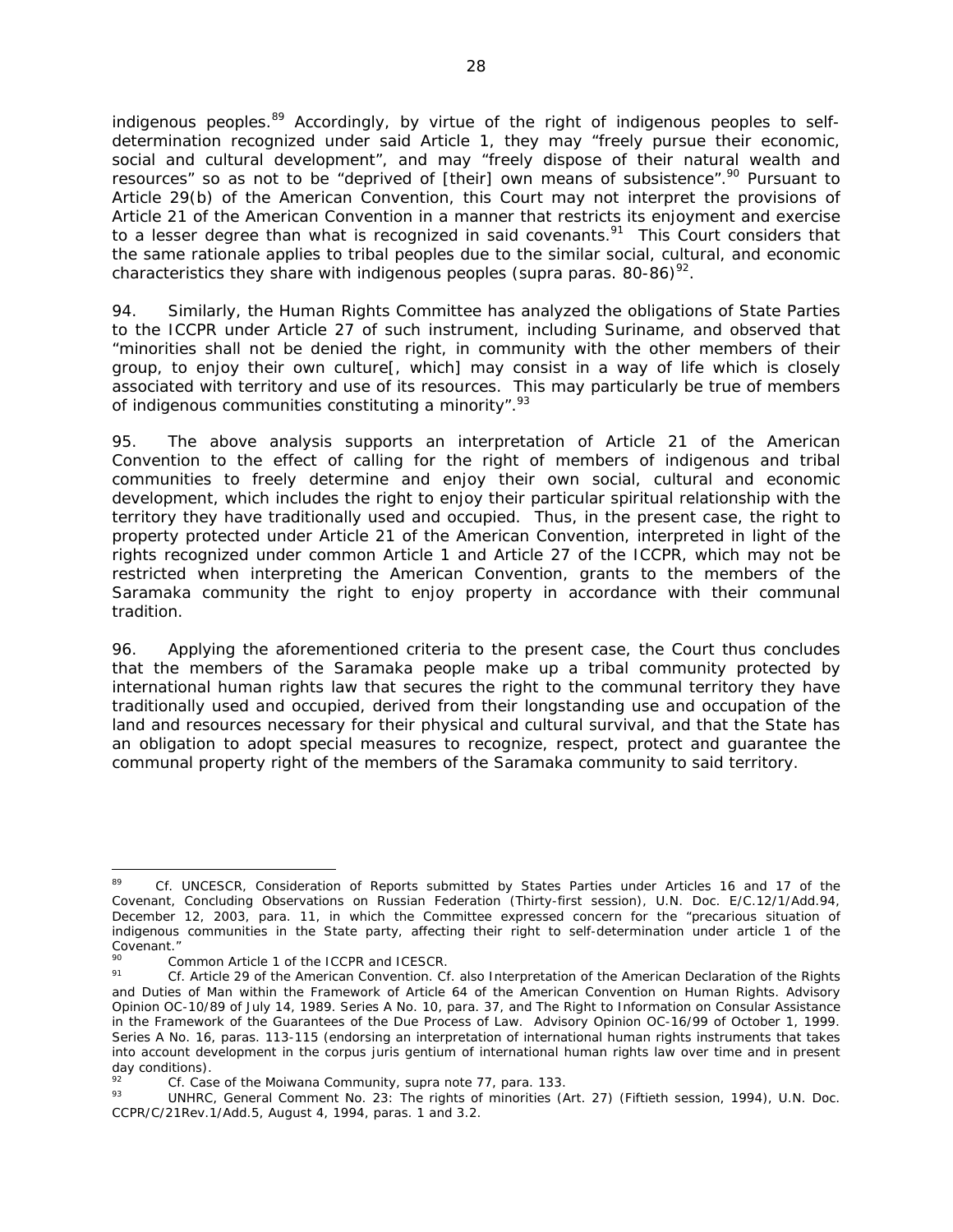indigenous peoples.[89] Accordingly, by virtue of the right of indigenous peoples to self-determination recognized under said Article 1, they may "freely pursue their economic, social and cultural development", and may "freely dispose of their natural wealth and resources" so as not to be "deprived of [their] own means of subsistence".[90] Pursuant to Article 29(b) of the American Convention, this Court may not interpret the provisions of Article 21 of the American Convention in a manner that restricts its enjoyment and exercise to a lesser degree than what is recognized in said covenants.[91] This Court considers that the same rationale applies to tribal peoples due to the similar social, cultural, and economic characteristics they share with indigenous peoples (supra paras. 80-86)[92].

94. Similarly, the Human Rights Committee has analyzed the obligations of State Parties to the ICCPR under Article 27 of such instrument, including Suriname, and observed that "minorities shall not be denied the right, in community with the other members of their group, to enjoy their own culture[, which] may consist in a way of life which is closely associated with territory and use of its resources. This may particularly be true of members of indigenous communities constituting a minority".[93]

95. The above analysis supports an interpretation of Article 21 of the American Convention to the effect of calling for the right of members of indigenous and tribal communities to freely determine and enjoy their own social, cultural and economic development, which includes the right to enjoy their particular spiritual relationship with the territory they have traditionally used and occupied. Thus, in the present case, the right to property protected under Article 21 of the American Convention, interpreted in light of the rights recognized under common Article 1 and Article 27 of the ICCPR, which may not be restricted when interpreting the American Convention, grants to the members of the Saramaka community the right to enjoy property in accordance with their communal tradition.

96. Applying the aforementioned criteria to the present case, the Court thus concludes that the members of the Saramaka people make up a tribal community protected by international human rights law that secures the right to the communal territory they have traditionally used and occupied, derived from their longstanding use and occupation of the land and resources necessary for their physical and cultural survival, and that the State has an obligation to adopt special measures to recognize, respect, protect and guarantee the communal property right of the members of the Saramaka community to said territory.

---

[89] *Cf.* UNCESCR, Consideration of Reports submitted by States Parties under Articles 16 and 17 of the Covenant, Concluding Observations on Russian Federation (Thirty-first session), U.N. Doc. E/C.12/1/Add.94, December 12, 2003, para. 11, in which the Committee expressed concern for the "precarious situation of indigenous communities in the State party, affecting their right to self-determination under article 1 of the Covenant."

[90] Common Article 1 of the ICCPR and ICESCR.

[91] *Cf.* Article 29 of the American Convention. *Cf.* also *Interpretation of the American Declaration of the Rights and Duties of Man within the Framework of Article 64 of the American Convention on Human Rights*. Advisory Opinion OC-10/89 of July 14, 1989. Series A No. 10, para. 37, and *The Right to Information on Consular Assistance in the Framework of the Guarantees of the Due Process of Law*. Advisory Opinion OC-16/99 of October 1, 1999. Series A No. 16, paras. 113-115 (endorsing an interpretation of international human rights instruments that takes into account development in the *corpus juris gentium* of international human rights law over time and in present day conditions).

[92] *Cf. Case of the Moiwana Community*, supra note 77, para. 133.

[93] UNHRC, General Comment No. 23: The rights of minorities (Art. 27) (Fiftieth session, 1994), U.N. Doc. CCPR/C/21Rev.1/Add.5, August 4, 1994, paras. 1 and 3.2.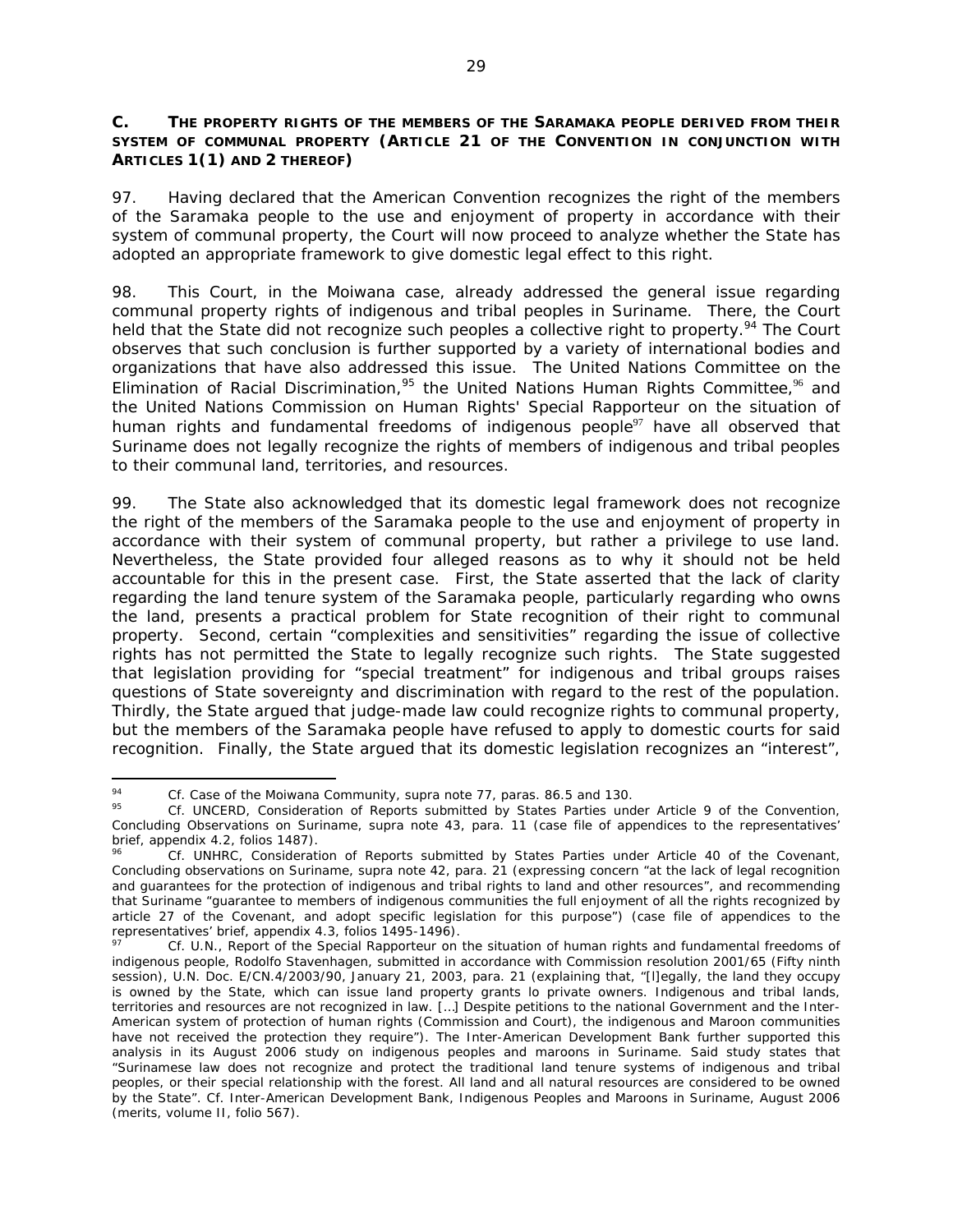## C. THE PROPERTY RIGHTS OF THE MEMBERS OF THE SARAMAKA PEOPLE DERIVED FROM THEIR SYSTEM OF COMMUNAL PROPERTY (ARTICLE 21 OF THE CONVENTION IN CONJUNCTION WITH ARTICLES 1(1) AND 2 THEREOF)

97. Having declared that the American Convention recognizes the right of the members of the Saramaka people to the use and enjoyment of property in accordance with their system of communal property, the Court will now proceed to analyze whether the State has adopted an appropriate framework to give domestic legal effect to this right.

98. This Court, in the Moiwana case, already addressed the general issue regarding communal property rights of indigenous and tribal peoples in Suriname. There, the Court held that the State did not recognize such peoples a collective right to property.[94] The Court observes that such conclusion is further supported by a variety of international bodies and organizations that have also addressed this issue. The United Nations Committee on the Elimination of Racial Discrimination,[95] the United Nations Human Rights Committee,[96] and the United Nations Commission on Human Rights' Special Rapporteur on the situation of human rights and fundamental freedoms of indigenous people[97] have all observed that Suriname does not legally recognize the rights of members of indigenous and tribal peoples to their communal land, territories, and resources.

99. The State also acknowledged that its domestic legal framework does not recognize the right of the members of the Saramaka people to the use and enjoyment of property in accordance with their system of communal property, but rather a privilege to use land. Nevertheless, the State provided four alleged reasons as to why it should not be held accountable for this in the present case. First, the State asserted that the lack of clarity regarding the land tenure system of the Saramaka people, particularly regarding who owns the land, presents a practical problem for State recognition of their right to communal property. Second, certain "complexities and sensitivities" regarding the issue of collective rights has not permitted the State to legally recognize such rights. The State suggested that legislation providing for "special treatment" for indigenous and tribal groups raises questions of State sovereignty and discrimination with regard to the rest of the population. Thirdly, the State argued that judge-made law could recognize rights to communal property, but the members of the Saramaka people have refused to apply to domestic courts for said recognition. Finally, the State argued that its domestic legislation recognizes an "interest",

---

[94] *Cf. Case of the Moiwana Community*, *supra* note 77, paras. 86.5 and 130.

[95] *Cf.* UNCERD, *Consideration of Reports submitted by States Parties under Article 9 of the Convention, Concluding Observations on Suriname*, *supra* note 43, para. 11 (case file of appendices to the representatives' brief, appendix 4.2, folios 1487).

[96] *Cf.* UNHRC, *Consideration of Reports submitted by States Parties under Article 40 of the Covenant, Concluding observations on Suriname*, *supra* note 42, para. 21 (expressing concern "at the lack of legal recognition and guarantees for the protection of indigenous and tribal rights to land and other resources", and recommending that Suriname "guarantee to members of indigenous communities the full enjoyment of all the rights recognized by article 27 of the Covenant, and adopt specific legislation for this purpose") (case file of appendices to the representatives' brief, appendix 4.3, folios 1495-1496).

[97] *Cf.* U.N., *Report of the Special Rapporteur on the situation of human rights and fundamental freedoms of indigenous people, Rodolfo Stavenhagen, submitted in accordance with Commission resolution 2001/65* (Fifty ninth session), U.N. Doc. E/CN.4/2003/90, January 21, 2003, para. 21 (explaining that, "[l]egally, the land they occupy is owned by the State, which can issue land property grants lo private owners. Indigenous and tribal lands, territories and resources are not recognized in law. […] Despite petitions to the national Government and the Inter-American system of protection of human rights (Commission and Court), the indigenous and Maroon communities have not received the protection they require"). The Inter-American Development Bank further supported this analysis in its August 2006 study on indigenous peoples and maroons in Suriname. Said study states that "Surinamese law does not recognize and protect the traditional land tenure systems of indigenous and tribal peoples, or their special relationship with the forest. All land and all natural resources are considered to be owned by the State". *Cf.* Inter-American Development Bank, *Indigenous Peoples and Maroons in Suriname*, August 2006 (merits, volume II, folio 567).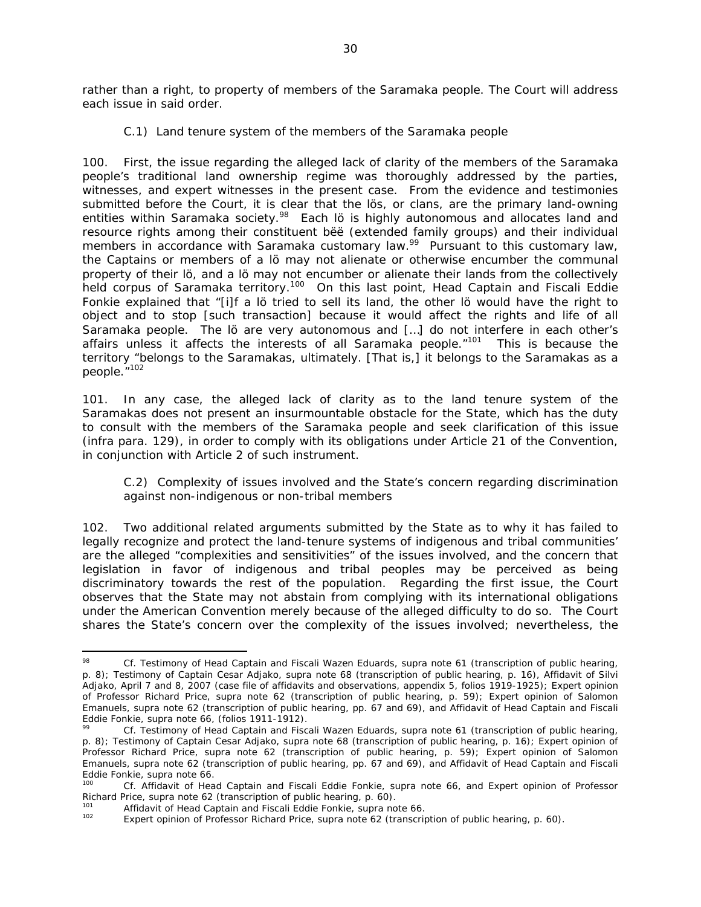rather than a right, to property of members of the Saramaka people. The Court will address each issue in said order.

### *C.1) Land tenure system of the members of the Saramaka people*

100. First, the issue regarding the alleged lack of clarity of the members of the Saramaka people's traditional land ownership regime was thoroughly addressed by the parties, witnesses, and expert witnesses in the present case. From the evidence and testimonies submitted before the Court, it is clear that the *lös*, or clans, are the primary land-owning entities within Saramaka society.[98] Each *lö* is highly autonomous and allocates land and resource rights among their constituent *bëë* (extended family groups) and their individual members in accordance with Saramaka customary law.[99] Pursuant to this customary law, the Captains or members of a *lö* may not alienate or otherwise encumber the communal property of their *lö*, and a *lö* may not encumber or alienate their lands from the collectively held corpus of Saramaka territory.[100] On this last point, Head Captain and Fiscali Eddie Fonkie explained that "[i]f a *lö* tried to sell its land, the other *lö* would have the right to object and to stop [such transaction] because it would affect the rights and life of all Saramaka people. The *lö* are very autonomous and […] do not interfere in each other's affairs unless it affects the interests of all Saramaka people."[101] This is because the territory "belongs to the Saramakas, ultimately. [That is,] it belongs to the Saramakas as a people."[102]

101. In any case, the alleged lack of clarity as to the land tenure system of the Saramakas does not present an insurmountable obstacle for the State, which has the duty to consult with the members of the Saramaka people and seek clarification of this issue (*infra* para. 129), in order to comply with its obligations under Article 21 of the Convention, in conjunction with Article 2 of such instrument.

### *C.2) Complexity of issues involved and the State's concern regarding discrimination against non-indigenous or non-tribal members*

102. Two additional related arguments submitted by the State as to why it has failed to legally recognize and protect the land-tenure systems of indigenous and tribal communities' are the alleged "complexities and sensitivities" of the issues involved, and the concern that legislation in favor of indigenous and tribal peoples may be perceived as being discriminatory towards the rest of the population. Regarding the first issue, the Court observes that the State may not abstain from complying with its international obligations under the American Convention merely because of the alleged difficulty to do so. The Court shares the State's concern over the complexity of the issues involved; nevertheless, the

---

[98] *Cf.* Testimony of Head Captain and Fiscali Wazen Eduards, *supra* note 61 (transcription of public hearing, p. 8); Testimony of Captain Cesar Adjako, *supra* note 68 (transcription of public hearing, p. 16), Affidavit of Silvi Adjako, April 7 and 8, 2007 (case file of affidavits and observations, appendix 5, folios 1919-1925); Expert opinion of Professor Richard Price, *supra* note 62 (transcription of public hearing, p. 59); Expert opinion of Salomon Emanuels, *supra* note 62 (transcription of public hearing, pp. 67 and 69), and Affidavit of Head Captain and Fiscali Eddie Fonkie, *supra* note 66, (folios 1911-1912).

[99] *Cf.* Testimony of Head Captain and Fiscali Wazen Eduards, *supra* note 61 (transcription of public hearing, p. 8); Testimony of Captain Cesar Adjako, *supra* note 68 (transcription of public hearing, p. 16); Expert opinion of Professor Richard Price, *supra* note 62 (transcription of public hearing, p. 59); Expert opinion of Salomon Emanuels, *supra* note 62 (transcription of public hearing, pp. 67 and 69), and Affidavit of Head Captain and Fiscali Eddie Fonkie, *supra* note 66.

[100] *Cf.* Affidavit of Head Captain and Fiscali Eddie Fonkie, *supra* note 66, and Expert opinion of Professor Richard Price, *supra* note 62 (transcription of public hearing, p. 60).

[101] Affidavit of Head Captain and Fiscali Eddie Fonkie, *supra* note 66.

[102] Expert opinion of Professor Richard Price, *supra* note 62 (transcription of public hearing, p. 60).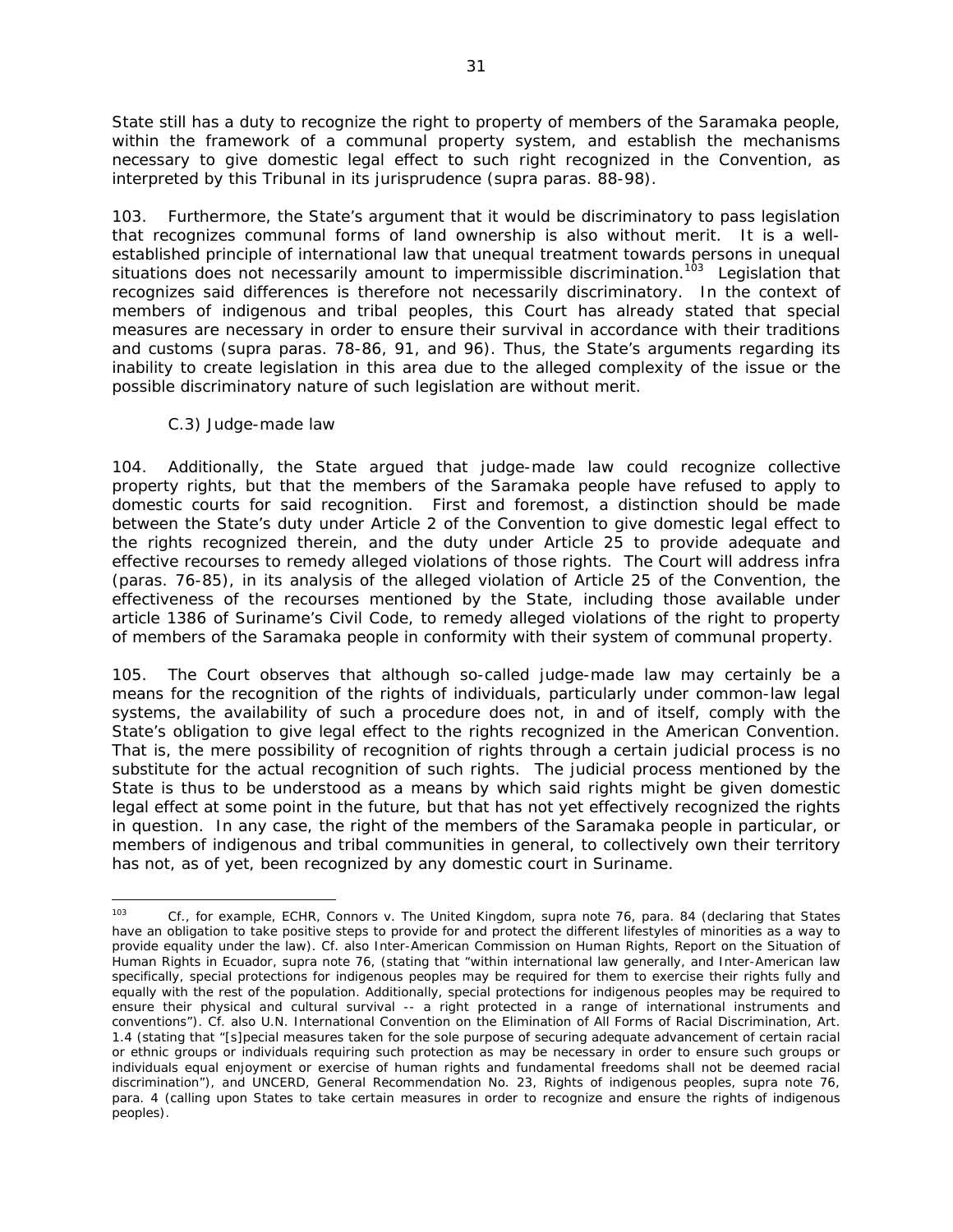State still has a duty to recognize the right to property of members of the Saramaka people, within the framework of a communal property system, and establish the mechanisms necessary to give domestic legal effect to such right recognized in the Convention, as interpreted by this Tribunal in its jurisprudence (*supra* paras. 88-98).

103. Furthermore, the State's argument that it would be discriminatory to pass legislation that recognizes communal forms of land ownership is also without merit. It is a well-established principle of international law that unequal treatment towards persons in unequal situations does not necessarily amount to impermissible discrimination.[103] Legislation that recognizes said differences is therefore not necessarily discriminatory. In the context of members of indigenous and tribal peoples, this Court has already stated that special measures are necessary in order to ensure their survival in accordance with their traditions and customs (*supra* paras. 78-86, 91, and 96). Thus, the State's arguments regarding its inability to create legislation in this area due to the alleged complexity of the issue or the possible discriminatory nature of such legislation are without merit.

### C.3) Judge-made law

104. Additionally, the State argued that judge-made law could recognize collective property rights, but that the members of the Saramaka people have refused to apply to domestic courts for said recognition. First and foremost, a distinction should be made between the State's duty under Article 2 of the Convention to give domestic legal effect to the rights recognized therein, and the duty under Article 25 to provide adequate and effective recourses to remedy alleged violations of those rights. The Court will address *infra* (paras. 76-85), in its analysis of the alleged violation of Article 25 of the Convention, the effectiveness of the recourses mentioned by the State, including those available under article 1386 of Suriname's Civil Code, to remedy alleged violations of the right to property of members of the Saramaka people in conformity with their system of communal property.

105. The Court observes that although so-called judge-made law may certainly be a means for the recognition of the rights of individuals, particularly under common-law legal systems, the availability of such a procedure does not, in and of itself, comply with the State's obligation to give legal effect to the rights recognized in the American Convention. That is, the mere possibility of recognition of rights through a certain judicial process is no substitute for the actual recognition of such rights. The judicial process mentioned by the State is thus to be understood as a means by which said rights might be given domestic legal effect at some point in the future, but that has not yet effectively recognized the rights in question. In any case, the right of the members of the Saramaka people in particular, or members of indigenous and tribal communities in general, to collectively own their territory has not, as of yet, been recognized by any domestic court in Suriname.

---

[103] *Cf.*, for example, ECHR, *Connors v. The United Kingdom*, *supra* note 76, para. 84 (declaring that States have an obligation to take positive steps to provide for and protect the different lifestyles of minorities as a way to provide equality under the law). *Cf.* also Inter-American Commission on Human Rights, Report on the Situation of Human Rights in Ecuador, *supra* note 76, (stating that "within international law generally, and Inter-American law specifically, special protections for indigenous peoples may be required for them to exercise their rights fully and equally with the rest of the population. Additionally, special protections for indigenous peoples may be required to ensure their physical and cultural survival -- a right protected in a range of international instruments and conventions"). *Cf.* also U.N. International Convention on the Elimination of All Forms of Racial Discrimination, Art. 1.4 (stating that "[s]pecial measures taken for the sole purpose of securing adequate advancement of certain racial or ethnic groups or individuals requiring such protection as may be necessary in order to ensure such groups or individuals equal enjoyment or exercise of human rights and fundamental freedoms shall not be deemed racial discrimination"), and UNCERD, General Recommendation No. 23, Rights of indigenous peoples, *supra* note 76, para. 4 (calling upon States to take certain measures in order to recognize and ensure the rights of indigenous peoples).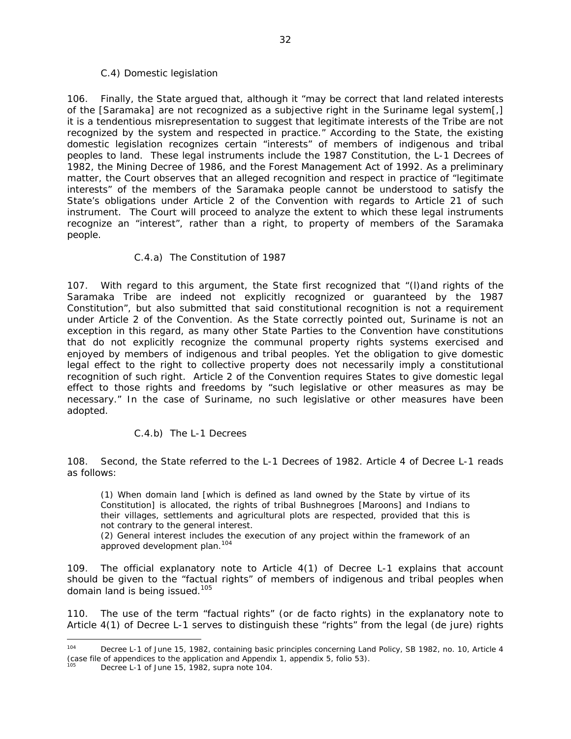### C.4) Domestic legislation

106. Finally, the State argued that, although it "may be correct that land related interests of the [Saramaka] are not recognized as a subjective right in the Suriname legal system[,] it is a tendentious misrepresentation to suggest that legitimate interests of the Tribe are not recognized by the system and respected in practice." According to the State, the existing domestic legislation recognizes certain "interests" of members of indigenous and tribal peoples to land. These legal instruments include the 1987 Constitution, the L-1 Decrees of 1982, the Mining Decree of 1986, and the Forest Management Act of 1992. As a preliminary matter, the Court observes that an alleged recognition and respect in practice of "legitimate interests" of the members of the Saramaka people cannot be understood to satisfy the State's obligations under Article 2 of the Convention with regards to Article 21 of such instrument. The Court will proceed to analyze the extent to which these legal instruments recognize an "interest", rather than a right, to property of members of the Saramaka people.

#### C.4.a) The Constitution of 1987

107. With regard to this argument, the State first recognized that "(l)and rights of the Saramaka Tribe are indeed not explicitly recognized or guaranteed by the 1987 Constitution", but also submitted that said constitutional recognition is not a requirement under Article 2 of the Convention. As the State correctly pointed out, Suriname is not an exception in this regard, as many other State Parties to the Convention have constitutions that do not explicitly recognize the communal property rights systems exercised and enjoyed by members of indigenous and tribal peoples. Yet the obligation to give domestic legal effect to the right to collective property does not necessarily imply a constitutional recognition of such right. Article 2 of the Convention requires States to give domestic legal effect to those rights and freedoms by "such legislative or other measures as may be necessary." In the case of Suriname, no such legislative or other measures have been adopted.

#### C.4.b) The L-1 Decrees

108. Second, the State referred to the L-1 Decrees of 1982. Article 4 of Decree L-1 reads as follows:

> (1) When domain land [which is defined as land owned by the State by virtue of its Constitution] is allocated, the rights of tribal Bushnegroes [Maroons] and Indians to their villages, settlements and agricultural plots are respected, provided that this is not contrary to the general interest.
>
> (2) General interest includes the execution of any project within the framework of an approved development plan.[104]

109. The official explanatory note to Article 4(1) of Decree L-1 explains that account should be given to the "factual rights" of members of indigenous and tribal peoples when domain land is being issued.[105]

110. The use of the term "factual rights" (or de facto rights) in the explanatory note to Article 4(1) of Decree L-1 serves to distinguish these "rights" from the legal (de jure) rights

---

[104] Decree L-1 of June 15, 1982, containing basic principles concerning Land Policy, SB 1982, no. 10, Article 4 (case file of appendices to the application and Appendix 1, appendix 5, folio 53).

[105] Decree L-1 of June 15, 1982, *supra* note 104.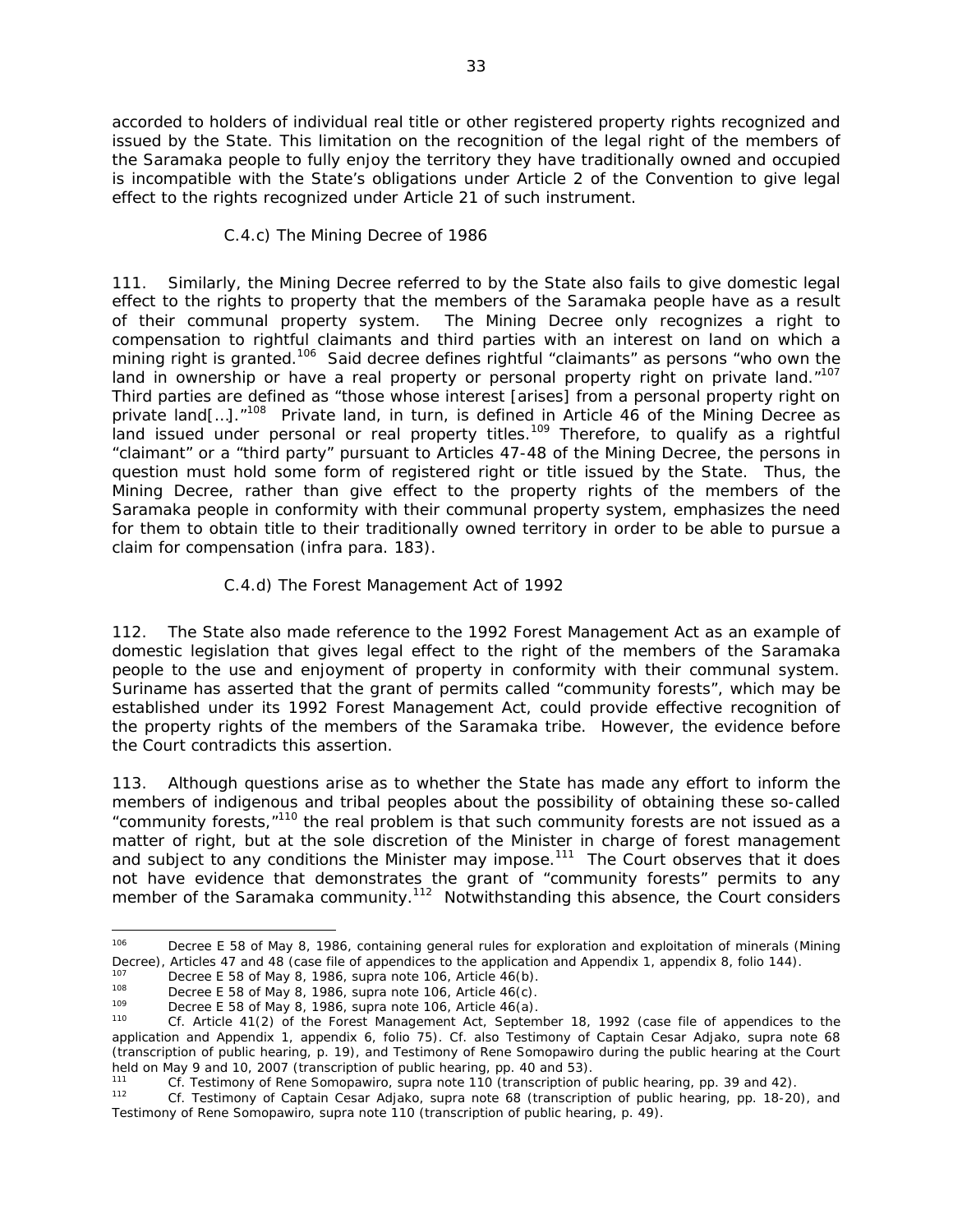accorded to holders of individual real title or other registered property rights recognized and issued by the State. This limitation on the recognition of the legal right of the members of the Saramaka people to fully enjoy the territory they have traditionally owned and occupied is incompatible with the State's obligations under Article 2 of the Convention to give legal effect to the rights recognized under Article 21 of such instrument.

### C.4.c) The Mining Decree of 1986

111. Similarly, the Mining Decree referred to by the State also fails to give domestic legal effect to the rights to property that the members of the Saramaka people have as a result of their communal property system. The Mining Decree only recognizes a right to compensation to rightful claimants and third parties with an interest on land on which a mining right is granted.[106] Said decree defines rightful "claimants" as persons "who own the land in ownership or have a real property or personal property right on private land."[107] Third parties are defined as "those whose interest [arises] from a personal property right on private land[…]."[108] Private land, in turn, is defined in Article 46 of the Mining Decree as land issued under personal or real property titles.[109] Therefore, to qualify as a rightful "claimant" or a "third party" pursuant to Articles 47-48 of the Mining Decree, the persons in question must hold some form of registered right or title issued by the State. Thus, the Mining Decree, rather than give effect to the property rights of the members of the Saramaka people in conformity with their communal property system, emphasizes the need for them to obtain title to their traditionally owned territory in order to be able to pursue a claim for compensation (infra para. 183).

### C.4.d) The Forest Management Act of 1992

112. The State also made reference to the 1992 Forest Management Act as an example of domestic legislation that gives legal effect to the right of the members of the Saramaka people to the use and enjoyment of property in conformity with their communal system. Suriname has asserted that the grant of permits called "community forests", which may be established under its 1992 Forest Management Act, could provide effective recognition of the property rights of the members of the Saramaka tribe. However, the evidence before the Court contradicts this assertion.

113. Although questions arise as to whether the State has made any effort to inform the members of indigenous and tribal peoples about the possibility of obtaining these so-called "community forests,"[110] the real problem is that such community forests are not issued as a matter of right, but at the sole discretion of the Minister in charge of forest management and subject to any conditions the Minister may impose.[111] The Court observes that it does not have evidence that demonstrates the grant of "community forests" permits to any member of the Saramaka community.[112] Notwithstanding this absence, the Court considers

---

[106] Decree E 58 of May 8, 1986, containing general rules for exploration and exploitation of minerals (Mining Decree), Articles 47 and 48 (case file of appendices to the application and Appendix 1, appendix 8, folio 144).

[107] Decree E 58 of May 8, 1986, supra note 106, Article 46(b).

[108] Decree E 58 of May 8, 1986, supra note 106, Article 46(c).

[109] Decree E 58 of May 8, 1986, supra note 106, Article 46(a).

[110] Cf. Article 41(2) of the Forest Management Act, September 18, 1992 (case file of appendices to the application and Appendix 1, appendix 6, folio 75). Cf. also Testimony of Captain Cesar Adjako, supra note 68 (transcription of public hearing, p. 19), and Testimony of Rene Somopawiro during the public hearing at the Court held on May 9 and 10, 2007 (transcription of public hearing, pp. 40 and 53).

[111] Cf. Testimony of Rene Somopawiro, supra note 110 (transcription of public hearing, pp. 39 and 42).

[112] Cf. Testimony of Captain Cesar Adjako, supra note 68 (transcription of public hearing, pp. 18-20), and Testimony of Rene Somopawiro, supra note 110 (transcription of public hearing, p. 49).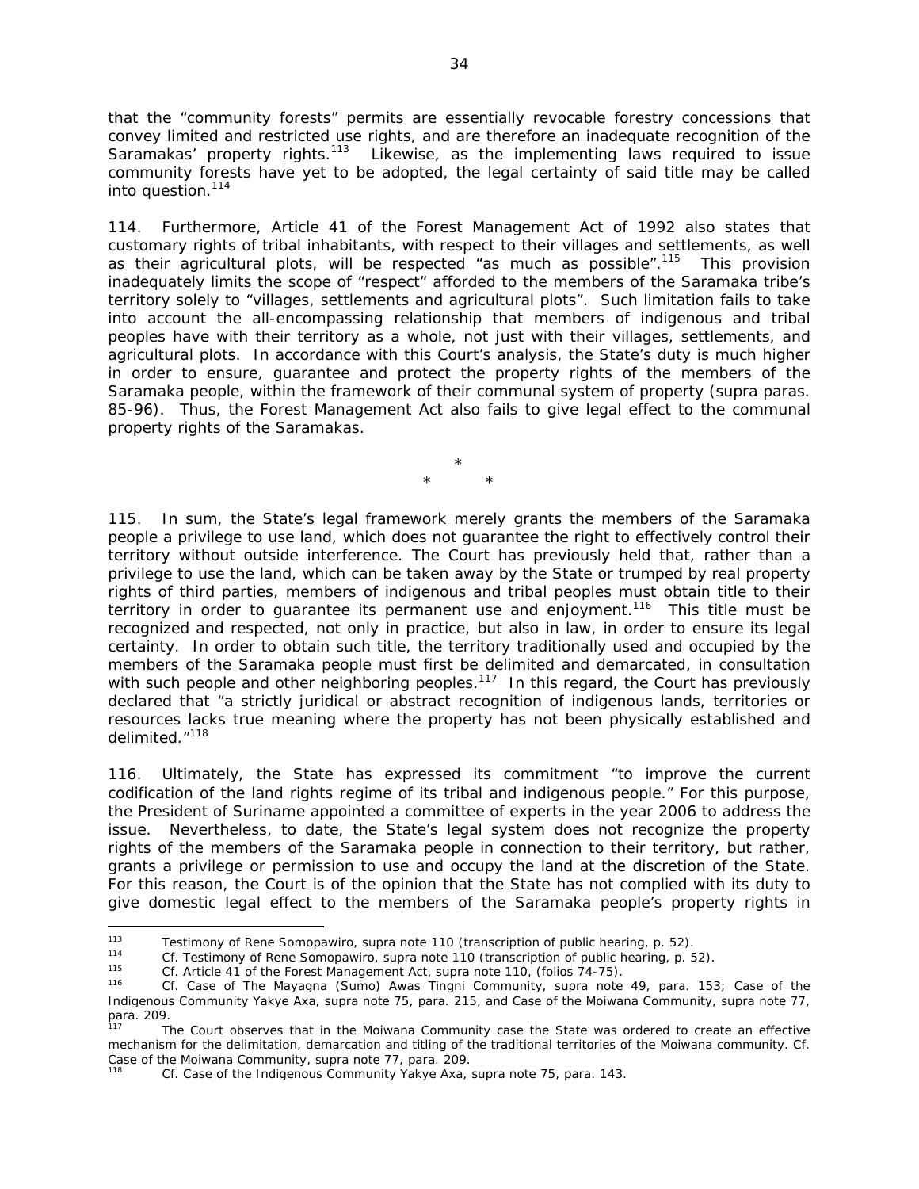that the "community forests" permits are essentially revocable forestry concessions that convey limited and restricted use rights, and are therefore an inadequate recognition of the Saramakas' property rights.[113] Likewise, as the implementing laws required to issue community forests have yet to be adopted, the legal certainty of said title may be called into question.[114]

114. Furthermore, Article 41 of the Forest Management Act of 1992 also states that customary rights of tribal inhabitants, with respect to their villages and settlements, as well as their agricultural plots, will be respected "as much as possible".[115] This provision inadequately limits the scope of "respect" afforded to the members of the Saramaka tribe's territory solely to "villages, settlements and agricultural plots". Such limitation fails to take into account the all-encompassing relationship that members of indigenous and tribal peoples have with their territory as a whole, not just with their villages, settlements, and agricultural plots. In accordance with this Court's analysis, the State's duty is much higher in order to ensure, guarantee and protect the property rights of the members of the Saramaka people, within the framework of their communal system of property (supra paras. 85-96). Thus, the Forest Management Act also fails to give legal effect to the communal property rights of the Saramakas.

\*

\* \*

115. In sum, the State's legal framework merely grants the members of the Saramaka people a privilege to use land, which does not guarantee the right to effectively control their territory without outside interference. The Court has previously held that, rather than a privilege to use the land, which can be taken away by the State or trumped by real property rights of third parties, members of indigenous and tribal peoples must obtain title to their territory in order to guarantee its permanent use and enjoyment.[116] This title must be recognized and respected, not only in practice, but also in law, in order to ensure its legal certainty. In order to obtain such title, the territory traditionally used and occupied by the members of the Saramaka people must first be delimited and demarcated, in consultation with such people and other neighboring peoples.[117] In this regard, the Court has previously declared that "a strictly juridical or abstract recognition of indigenous lands, territories or resources lacks true meaning where the property has not been physically established and delimited."[118]

116. Ultimately, the State has expressed its commitment "to improve the current codification of the land rights regime of its tribal and indigenous people." For this purpose, the President of Suriname appointed a committee of experts in the year 2006 to address the issue. Nevertheless, to date, the State's legal system does not recognize the property rights of the members of the Saramaka people in connection to their territory, but rather, grants a privilege or permission to use and occupy the land at the discretion of the State. For this reason, the Court is of the opinion that the State has not complied with its duty to give domestic legal effect to the members of the Saramaka people's property rights in

---

[113] Testimony of Rene Somopawiro, supra note 110 (transcription of public hearing, p. 52).

[114] Cf. Testimony of Rene Somopawiro, supra note 110 (transcription of public hearing, p. 52).

[115] Cf. Article 41 of the Forest Management Act, supra note 110, (folios 74-75).

[116] Cf. Case of The Mayagna (Sumo) Awas Tingni Community, supra note 49, para. 153; Case of the Indigenous Community Yakye Axa, supra note 75, para. 215, and Case of the Moiwana Community, supra note 77, para. 209.

[117] The Court observes that in the Moiwana Community case the State was ordered to create an effective mechanism for the delimitation, demarcation and titling of the traditional territories of the Moiwana community. Cf. Case of the Moiwana Community, supra note 77, para. 209.

[118] Cf. Case of the Indigenous Community Yakye Axa, supra note 75, para. 143.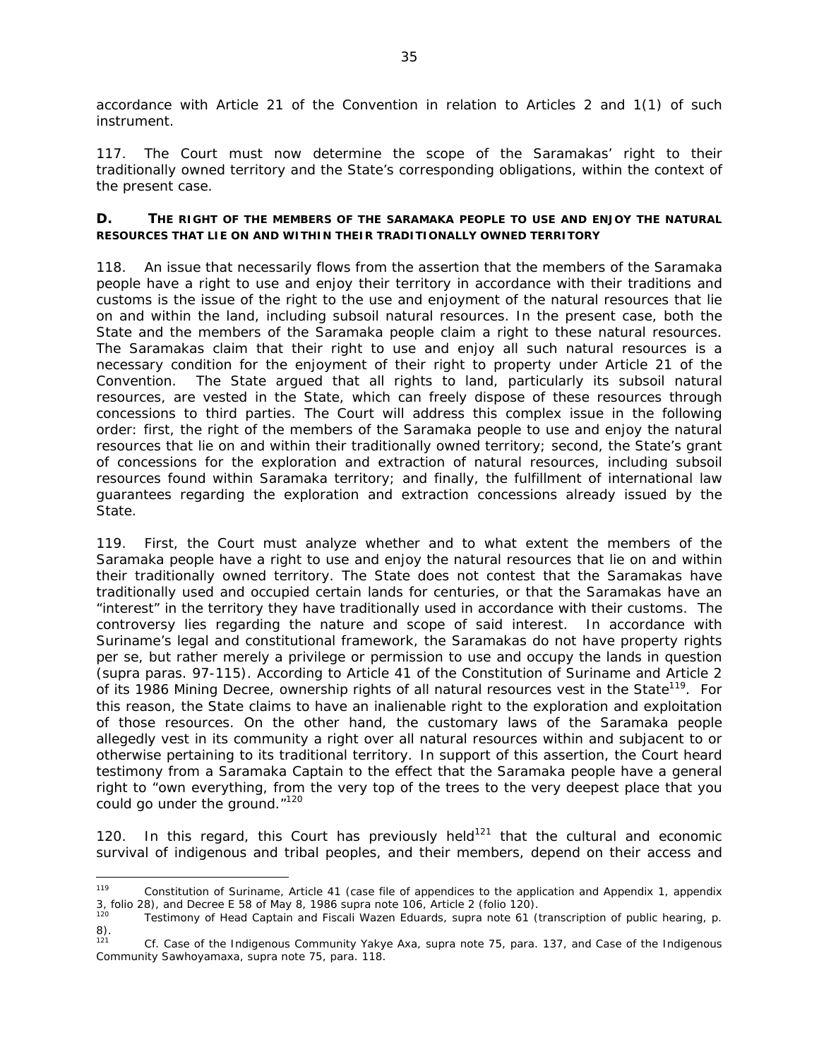accordance with Article 21 of the Convention in relation to Articles 2 and 1(1) of such instrument.

117. The Court must now determine the scope of the Saramakas' right to their traditionally owned territory and the State's corresponding obligations, within the context of the present case.

### D. THE RIGHT OF THE MEMBERS OF THE SARAMAKA PEOPLE TO USE AND ENJOY THE NATURAL RESOURCES THAT LIE ON AND WITHIN THEIR TRADITIONALLY OWNED TERRITORY

118. An issue that necessarily flows from the assertion that the members of the Saramaka people have a right to use and enjoy their territory in accordance with their traditions and customs is the issue of the right to the use and enjoyment of the natural resources that lie on and within the land, including subsoil natural resources. In the present case, both the State and the members of the Saramaka people claim a right to these natural resources. The Saramakas claim that their right to use and enjoy all such natural resources is a necessary condition for the enjoyment of their right to property under Article 21 of the Convention. The State argued that all rights to land, particularly its subsoil natural resources, are vested in the State, which can freely dispose of these resources through concessions to third parties. The Court will address this complex issue in the following order: first, the right of the members of the Saramaka people to use and enjoy the natural resources that lie on and within their traditionally owned territory; second, the State's grant of concessions for the exploration and extraction of natural resources, including subsoil resources found within Saramaka territory; and finally, the fulfillment of international law guarantees regarding the exploration and extraction concessions already issued by the State.

119. First, the Court must analyze whether and to what extent the members of the Saramaka people have a right to use and enjoy the natural resources that lie on and within their traditionally owned territory. The State does not contest that the Saramakas have traditionally used and occupied certain lands for centuries, or that the Saramakas have an "interest" in the territory they have traditionally used in accordance with their customs. The controversy lies regarding the nature and scope of said interest. In accordance with Suriname's legal and constitutional framework, the Saramakas do not have property rights per se, but rather merely a privilege or permission to use and occupy the lands in question (*supra* paras. 97-115). According to Article 41 of the Constitution of Suriname and Article 2 of its 1986 Mining Decree, ownership rights of all natural resources vest in the State[119]. For this reason, the State claims to have an inalienable right to the exploration and exploitation of those resources. On the other hand, the customary laws of the Saramaka people allegedly vest in its community a right over all natural resources within and subjacent to or otherwise pertaining to its traditional territory. In support of this assertion, the Court heard testimony from a Saramaka Captain to the effect that the Saramaka people have a general right to "own everything, from the very top of the trees to the very deepest place that you could go under the ground."[120]

120. In this regard, this Court has previously held[121] that the cultural and economic survival of indigenous and tribal peoples, and their members, depend on their access and

---

[119] Constitution of Suriname, Article 41 (case file of appendices to the application and Appendix 1, appendix 3, folio 28), and Decree E 58 of May 8, 1986 *supra* note 106, Article 2 (folio 120).

[120] Testimony of Head Captain and Fiscali Wazen Eduards, *supra* note 61 (transcription of public hearing, p. 8).

[121] *Cf. Case of the Indigenous Community Yakye Axa*, *supra* note 75, para. 137, and *Case of the Indigenous Community Sawhoyamaxa*, *supra* note 75, para. 118.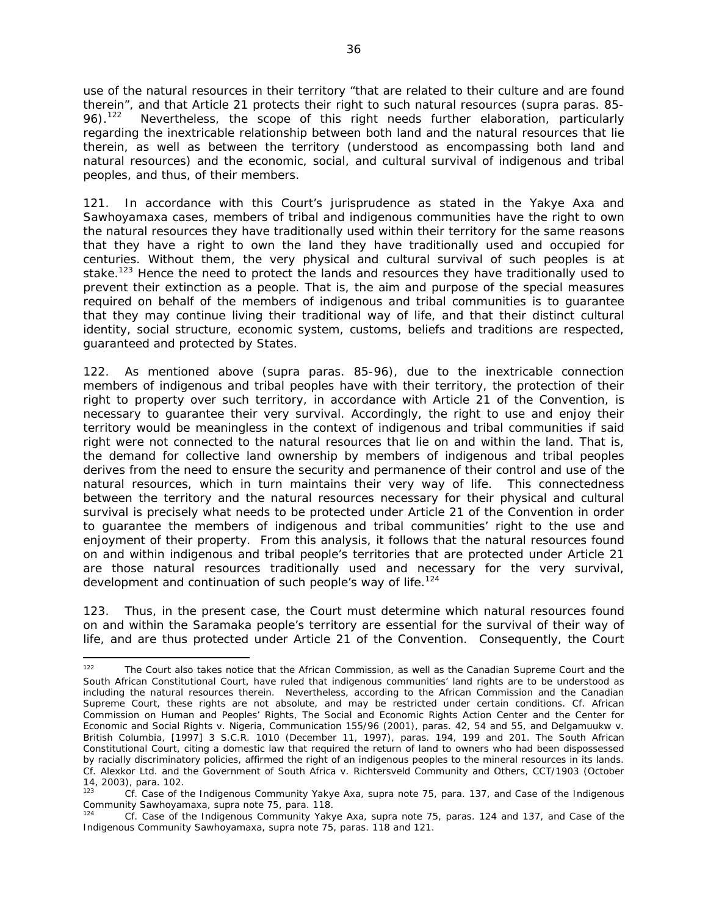use of the natural resources in their territory "that are related to their culture and are found therein", and that Article 21 protects their right to such natural resources (*supra* paras. 85-96).[122] Nevertheless, the scope of this right needs further elaboration, particularly regarding the inextricable relationship between both land and the natural resources that lie therein, as well as between the territory (understood as encompassing both land and natural resources) and the economic, social, and cultural survival of indigenous and tribal peoples, and thus, of their members.

121. In accordance with this Court's jurisprudence as stated in the *Yakye Axa* and *Sawhoyamaxa* cases, members of tribal and indigenous communities have the right to own the natural resources they have traditionally used within their territory for the same reasons that they have a right to own the land they have traditionally used and occupied for centuries. Without them, the very physical and cultural survival of such peoples is at stake.[123] Hence the need to protect the lands and resources they have traditionally used to prevent their extinction as a people. That is, the aim and purpose of the special measures required on behalf of the members of indigenous and tribal communities is to guarantee that they may continue living their traditional way of life, and that their distinct cultural identity, social structure, economic system, customs, beliefs and traditions are respected, guaranteed and protected by States.

122. As mentioned above (*supra* paras. 85-96), due to the inextricable connection members of indigenous and tribal peoples have with their territory, the protection of their right to property over such territory, in accordance with Article 21 of the Convention, is necessary to guarantee their very survival. Accordingly, the right to use and enjoy their territory would be meaningless in the context of indigenous and tribal communities if said right were not connected to the natural resources that lie on and within the land. That is, the demand for collective land ownership by members of indigenous and tribal peoples derives from the need to ensure the security and permanence of their control and use of the natural resources, which in turn maintains their very way of life. This connectedness between the territory and the natural resources necessary for their physical and cultural survival is precisely what needs to be protected under Article 21 of the Convention in order to guarantee the members of indigenous and tribal communities' right to the use and enjoyment of their property. From this analysis, it follows that the natural resources found on and within indigenous and tribal people's territories that are protected under Article 21 are those natural resources traditionally used and necessary for the very survival, development and continuation of such people's way of life.[124]

123. Thus, in the present case, the Court must determine which natural resources found on and within the Saramaka people's territory are essential for the survival of their way of life, and are thus protected under Article 21 of the Convention. Consequently, the Court

---

[122] The Court also takes notice that the African Commission, as well as the Canadian Supreme Court and the South African Constitutional Court, have ruled that indigenous communities' land rights are to be understood as including the natural resources therein. Nevertheless, according to the African Commission and the Canadian Supreme Court, these rights are not absolute, and may be restricted under certain conditions. *Cf.* African Commission on Human and Peoples' Rights, *The Social and Economic Rights Action Center and the Center for Economic and Social Rights v. Nigeria*, Communication 155/96 (2001), paras. 42, 54 and 55, and *Delgamuukw v. British Columbia*, [1997] 3 S.C.R. 1010 (December 11, 1997), paras. 194, 199 and 201. The South African Constitutional Court, citing a domestic law that required the return of land to owners who had been dispossessed by racially discriminatory policies, affirmed the right of an indigenous peoples to the mineral resources in its lands. *Cf. Alexkor Ltd. and the Government of South Africa v. Richtersveld Community and Others*, CCT/1903 (October 14, 2003), para. 102.

[123] *Cf. Case of the Indigenous Community Yakye Axa, supra* note 75, para. 137, and *Case of the Indigenous Community Sawhoyamaxa, supra* note 75, para. 118.

[124] *Cf. Case of the Indigenous Community Yakye Axa, supra* note 75, paras. 124 and 137, and *Case of the Indigenous Community Sawhoyamaxa, supra* note 75, paras. 118 and 121.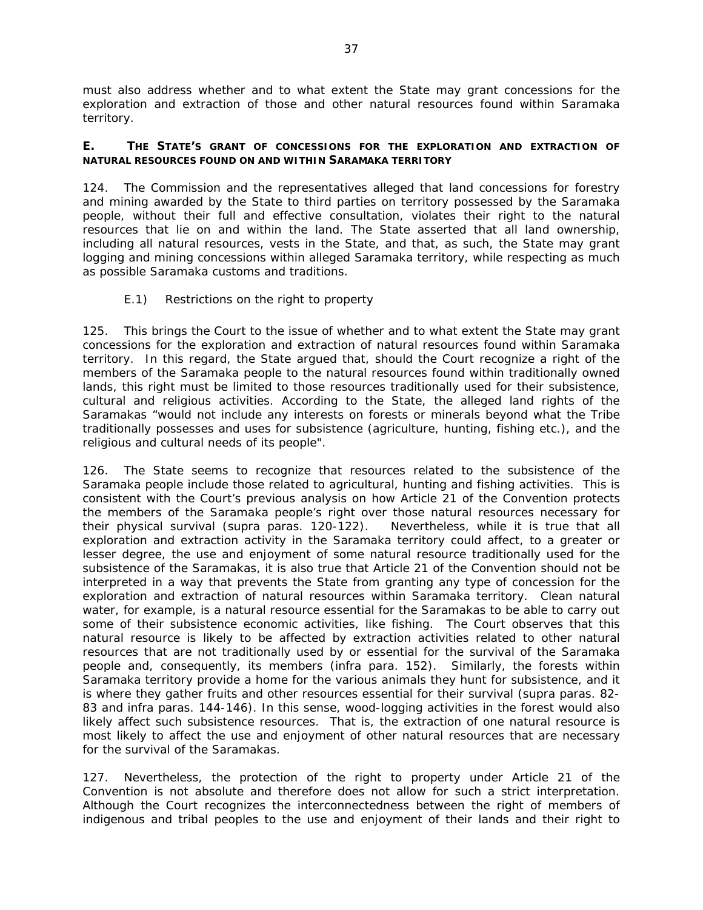must also address whether and to what extent the State may grant concessions for the exploration and extraction of those and other natural resources found within Saramaka territory.

### E. THE STATE'S GRANT OF CONCESSIONS FOR THE EXPLORATION AND EXTRACTION OF NATURAL RESOURCES FOUND ON AND WITHIN SARAMAKA TERRITORY

124. The Commission and the representatives alleged that land concessions for forestry and mining awarded by the State to third parties on territory possessed by the Saramaka people, without their full and effective consultation, violates their right to the natural resources that lie on and within the land. The State asserted that all land ownership, including all natural resources, vests in the State, and that, as such, the State may grant logging and mining concessions within alleged Saramaka territory, while respecting as much as possible Saramaka customs and traditions.

#### E.1) Restrictions on the right to property

125. This brings the Court to the issue of whether and to what extent the State may grant concessions for the exploration and extraction of natural resources found within Saramaka territory. In this regard, the State argued that, should the Court recognize a right of the members of the Saramaka people to the natural resources found within traditionally owned lands, this right must be limited to those resources traditionally used for their subsistence, cultural and religious activities. According to the State, the alleged land rights of the Saramakas "would not include any interests on forests or minerals beyond what the Tribe traditionally possesses and uses for subsistence (agriculture, hunting, fishing etc.), and the religious and cultural needs of its people".

126. The State seems to recognize that resources related to the subsistence of the Saramaka people include those related to agricultural, hunting and fishing activities. This is consistent with the Court's previous analysis on how Article 21 of the Convention protects the members of the Saramaka people's right over those natural resources necessary for their physical survival (*supra* paras. 120-122). Nevertheless, while it is true that all exploration and extraction activity in the Saramaka territory could affect, to a greater or lesser degree, the use and enjoyment of some natural resource traditionally used for the subsistence of the Saramakas, it is also true that Article 21 of the Convention should not be interpreted in a way that prevents the State from granting any type of concession for the exploration and extraction of natural resources within Saramaka territory. Clean natural water, for example, is a natural resource essential for the Saramakas to be able to carry out some of their subsistence economic activities, like fishing. The Court observes that this natural resource is likely to be affected by extraction activities related to other natural resources that are not traditionally used by or essential for the survival of the Saramaka people and, consequently, its members (*infra* para. 152). Similarly, the forests within Saramaka territory provide a home for the various animals they hunt for subsistence, and it is where they gather fruits and other resources essential for their survival (*supra* paras. 82-83 and *infra* paras. 144-146). In this sense, wood-logging activities in the forest would also likely affect such subsistence resources. That is, the extraction of one natural resource is most likely to affect the use and enjoyment of other natural resources that are necessary for the survival of the Saramakas.

127. Nevertheless, the protection of the right to property under Article 21 of the Convention is not absolute and therefore does not allow for such a strict interpretation. Although the Court recognizes the interconnectedness between the right of members of indigenous and tribal peoples to the use and enjoyment of their lands and their right to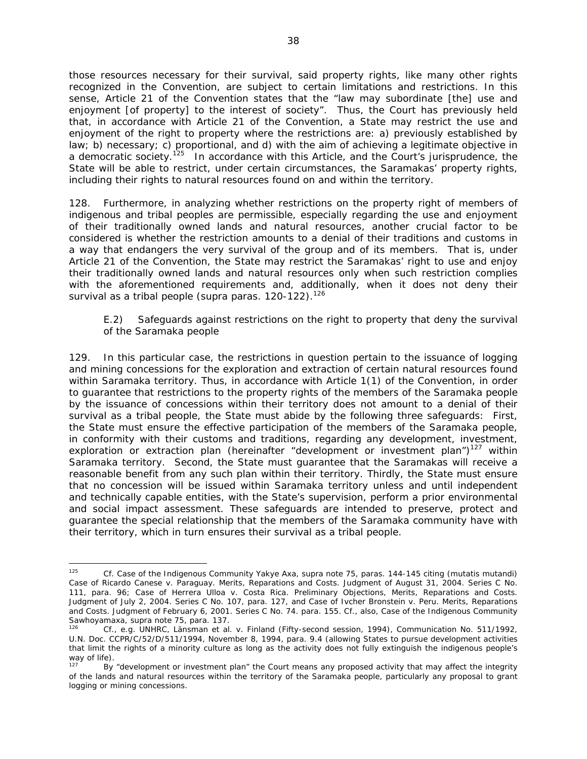those resources necessary for their survival, said property rights, like many other rights recognized in the Convention, are subject to certain limitations and restrictions. In this sense, Article 21 of the Convention states that the "law may subordinate [the] use and enjoyment [of property] to the interest of society". Thus, the Court has previously held that, in accordance with Article 21 of the Convention, a State may restrict the use and enjoyment of the right to property where the restrictions are: a) previously established by law; b) necessary; c) proportional, and d) with the aim of achieving a legitimate objective in a democratic society.[125] In accordance with this Article, and the Court's jurisprudence, the State will be able to restrict, under certain circumstances, the Saramakas' property rights, including their rights to natural resources found on and within the territory.

128. Furthermore, in analyzing whether restrictions on the property right of members of indigenous and tribal peoples are permissible, especially regarding the use and enjoyment of their traditionally owned lands and natural resources, another crucial factor to be considered is whether the restriction amounts to a denial of their traditions and customs in a way that endangers the very survival of the group and of its members. That is, under Article 21 of the Convention, the State may restrict the Saramakas' right to use and enjoy their traditionally owned lands and natural resources only when such restriction complies with the aforementioned requirements and, additionally, when it does not deny their survival as a tribal people (*supra* paras. 120-122).[126]

*E.2) Safeguards against restrictions on the right to property that deny the survival of the Saramaka people*

129. In this particular case, the restrictions in question pertain to the issuance of logging and mining concessions for the exploration and extraction of certain natural resources found within Saramaka territory. Thus, in accordance with Article 1(1) of the Convention, in order to guarantee that restrictions to the property rights of the members of the Saramaka people by the issuance of concessions within their territory does not amount to a denial of their survival as a tribal people, the State must abide by the following three safeguards: First, the State must ensure the effective participation of the members of the Saramaka people, in conformity with their customs and traditions, regarding any development, investment, exploration or extraction plan (hereinafter "development or investment plan")[127] within Saramaka territory. Second, the State must guarantee that the Saramakas will receive a reasonable benefit from any such plan within their territory. Thirdly, the State must ensure that no concession will be issued within Saramaka territory unless and until independent and technically capable entities, with the State's supervision, perform a prior environmental and social impact assessment. These safeguards are intended to preserve, protect and guarantee the special relationship that the members of the Saramaka community have with their territory, which in turn ensures their survival as a tribal people.

---

[125] *Cf. Case of the Indigenous Community Yakye Axa, supra* note 75, paras. 144-145 citing (*mutatis mutandi*) *Case of Ricardo Canese v. Paraguay. Merits, Reparations and Costs.* Judgment of August 31, 2004. Series C No. 111, para. 96; *Case of Herrera Ulloa v. Costa Rica. Preliminary Objections, Merits, Reparations and Costs.* Judgment of July 2, 2004. Series C No. 107, para. 127, and *Case of Ivcher Bronstein v. Peru. Merits, Reparations and Costs.* Judgment of February 6, 2001. Series C No. 74. para. 155. *Cf., also, Case of the Indigenous Community Sawhoyamaxa, supra* note 75, para. 137.

[126] *Cf., e.g.* UNHRC, *Länsman et al. v. Finland* (Fifty-second session, 1994), Communication No. 511/1992, U.N. Doc. CCPR/C/52/D/511/1994, November 8, 1994, para. 9.4 (allowing States to pursue development activities that limit the rights of a minority culture as long as the activity does not fully extinguish the indigenous people's way of life).

[127] By "development or investment plan" the Court means any proposed activity that may affect the integrity of the lands and natural resources within the territory of the Saramaka people, particularly any proposal to grant logging or mining concessions.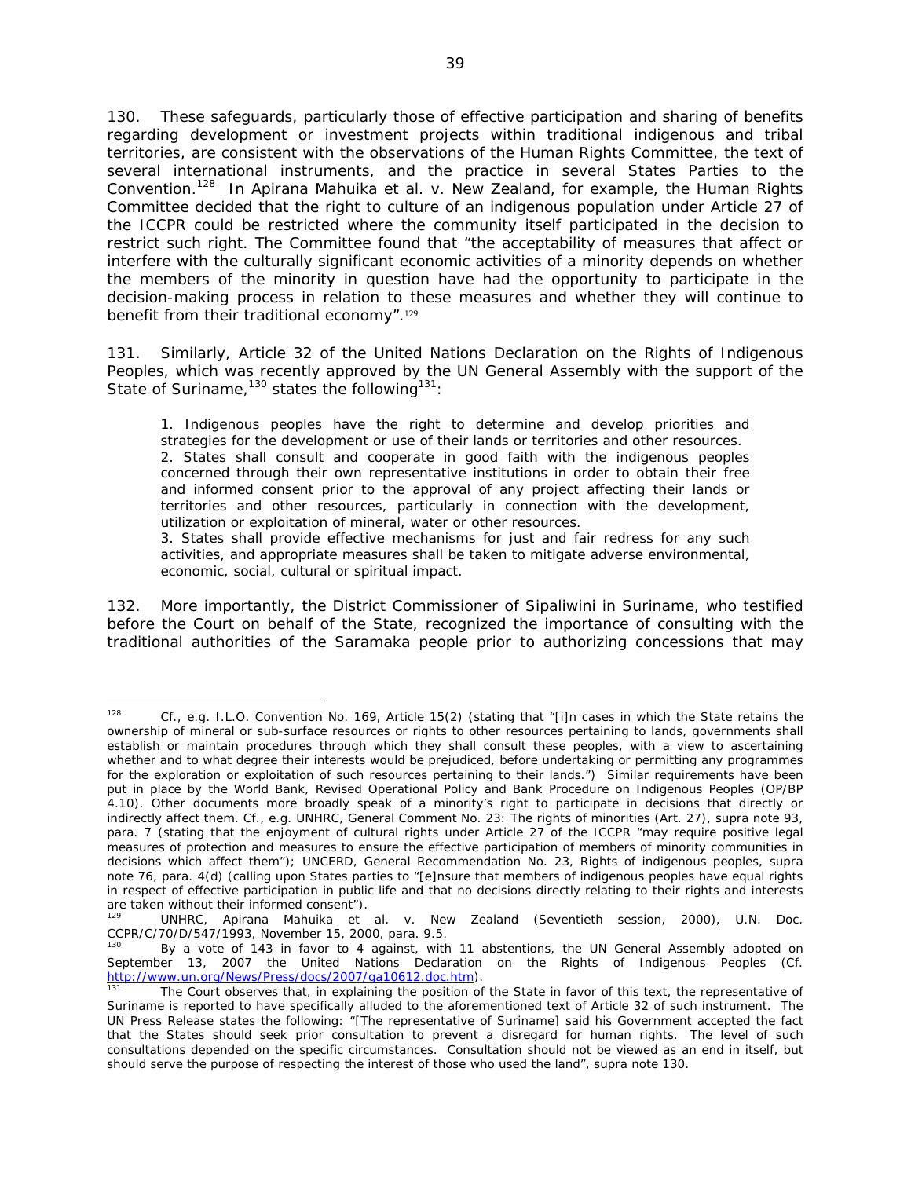130. These safeguards, particularly those of effective participation and sharing of benefits regarding development or investment projects within traditional indigenous and tribal territories, are consistent with the observations of the Human Rights Committee, the text of several international instruments, and the practice in several States Parties to the Convention.[128] In *Apirana Mahuika et al. v. New Zealand*, for example, the Human Rights Committee decided that the right to culture of an indigenous population under Article 27 of the ICCPR could be restricted where the community itself participated in the decision to restrict such right. The Committee found that "the acceptability of measures that affect or interfere with the culturally significant economic activities of a minority depends on whether the members of the minority in question have had the opportunity to participate in the decision-making process in relation to these measures and whether they will continue to benefit from their traditional economy".[129]

131. Similarly, Article 32 of the United Nations Declaration on the Rights of Indigenous Peoples, which was recently approved by the UN General Assembly with the support of the State of Suriname,[130] states the following[131]:

> 1. Indigenous peoples have the right to determine and develop priorities and strategies for the development or use of their lands or territories and other resources.
> 2. States shall consult and cooperate in good faith with the indigenous peoples concerned through their own representative institutions in order to obtain their free and informed consent prior to the approval of any project affecting their lands or territories and other resources, particularly in connection with the development, utilization or exploitation of mineral, water or other resources.
> 3. States shall provide effective mechanisms for just and fair redress for any such activities, and appropriate measures shall be taken to mitigate adverse environmental, economic, social, cultural or spiritual impact.

132. More importantly, the District Commissioner of Sipaliwini in Suriname, who testified before the Court on behalf of the State, recognized the importance of consulting with the traditional authorities of the Saramaka people prior to authorizing concessions that may

---

[128] *Cf.*, e.g. I.L.O. Convention No. 169, Article 15(2) (stating that "[i]n cases in which the State retains the ownership of mineral or sub-surface resources or rights to other resources pertaining to lands, governments shall establish or maintain procedures through which they shall consult these peoples, with a view to ascertaining whether and to what degree their interests would be prejudiced, before undertaking or permitting any programmes for the exploration or exploitation of such resources pertaining to their lands.") Similar requirements have been put in place by the World Bank, Revised Operational Policy and Bank Procedure on Indigenous Peoples (OP/BP 4.10). Other documents more broadly speak of a minority's right to participate in decisions that directly or indirectly affect them. *Cf.*, e.g. UNHRC, General Comment No. 23: The rights of minorities (Art. 27), *supra* note 93, para. 7 (stating that the enjoyment of cultural rights under Article 27 of the ICCPR "may require positive legal measures of protection and measures to ensure the effective participation of members of minority communities in decisions which affect them"); UNCERD, General Recommendation No. 23, Rights of indigenous peoples, *supra* note 76, para. 4(d) (calling upon States parties to "[e]nsure that members of indigenous peoples have equal rights in respect of effective participation in public life and that no decisions directly relating to their rights and interests are taken without their informed consent").

[129] UNHRC, *Apirana Mahuika et al. v. New Zealand* (Seventieth session, 2000), U.N. Doc. CCPR/C/70/D/547/1993, November 15, 2000, para. 9.5.

[130] By a vote of 143 in favor to 4 against, with 11 abstentions, the UN General Assembly adopted on September 13, 2007 the United Nations Declaration on the Rights of Indigenous Peoples (*Cf.* http://www.un.org/News/Press/docs/2007/ga10612.doc.htm).

[131] The Court observes that, in explaining the position of the State in favor of this text, the representative of Suriname is reported to have specifically alluded to the aforementioned text of Article 32 of such instrument. The UN Press Release states the following: "[The representative of Suriname] said his Government accepted the fact that the States should seek prior consultation to prevent a disregard for human rights. The level of such consultations depended on the specific circumstances. Consultation should not be viewed as an end in itself, but should serve the purpose of respecting the interest of those who used the land", *supra* note 130.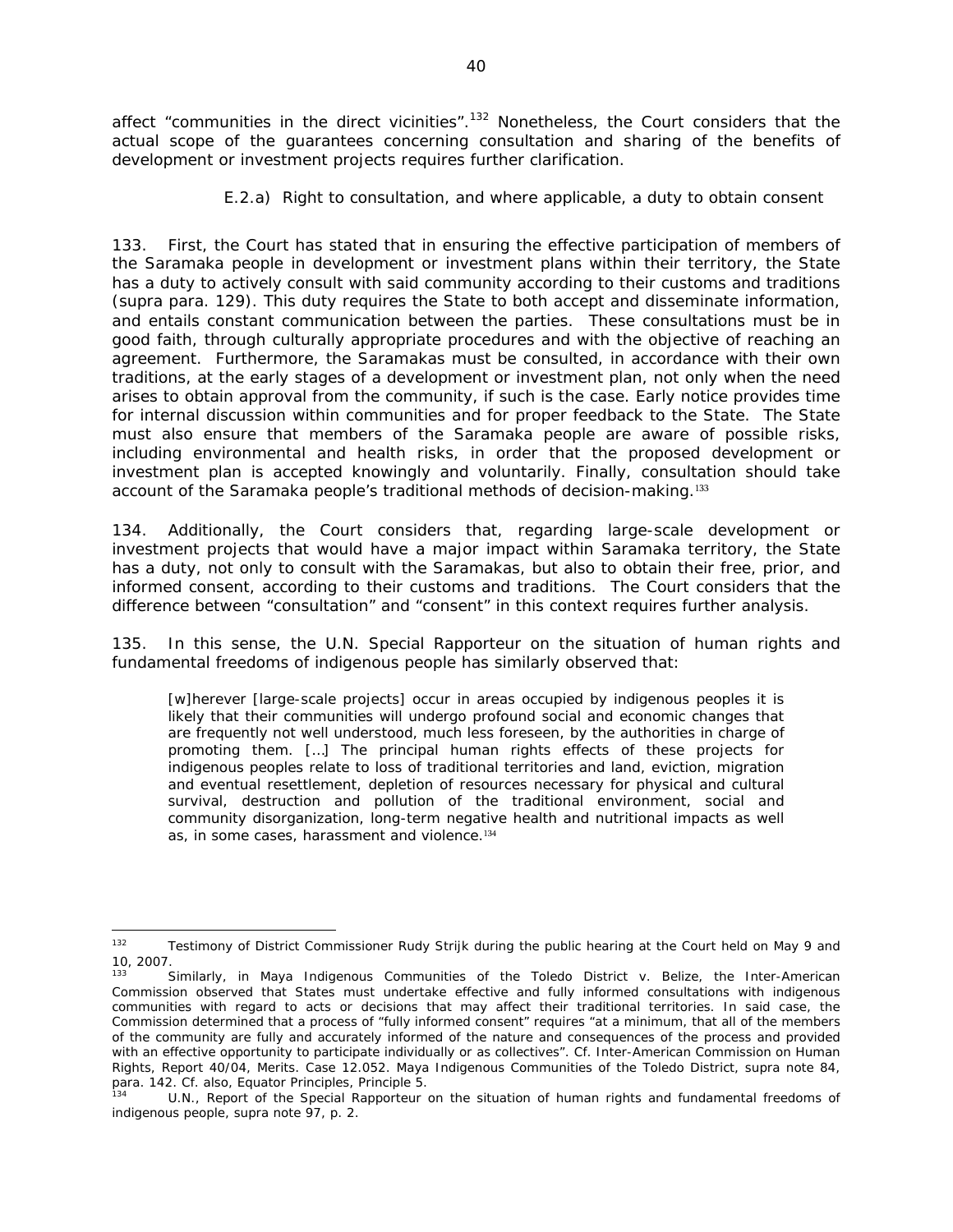affect "communities in the direct vicinities".[132] Nonetheless, the Court considers that the actual scope of the guarantees concerning consultation and sharing of the benefits of development or investment projects requires further clarification.

### E.2.a) Right to consultation, and where applicable, a duty to obtain consent

133. First, the Court has stated that in ensuring the effective participation of members of the Saramaka people in development or investment plans within their territory, the State has a duty to actively consult with said community according to their customs and traditions (*supra* para. 129). This duty requires the State to both accept and disseminate information, and entails constant communication between the parties. These consultations must be in good faith, through culturally appropriate procedures and with the objective of reaching an agreement. Furthermore, the Saramakas must be consulted, in accordance with their own traditions, at the early stages of a development or investment plan, not only when the need arises to obtain approval from the community, if such is the case. Early notice provides time for internal discussion within communities and for proper feedback to the State. The State must also ensure that members of the Saramaka people are aware of possible risks, including environmental and health risks, in order that the proposed development or investment plan is accepted knowingly and voluntarily. Finally, consultation should take account of the Saramaka people's traditional methods of decision-making.[133]

134. Additionally, the Court considers that, regarding large-scale development or investment projects that would have a major impact within Saramaka territory, the State has a duty, not only to consult with the Saramakas, but also to obtain their free, prior, and informed consent, according to their customs and traditions. The Court considers that the difference between "consultation" and "consent" in this context requires further analysis.

135. In this sense, the U.N. Special Rapporteur on the situation of human rights and fundamental freedoms of indigenous people has similarly observed that:

> [w]herever [large-scale projects] occur in areas occupied by indigenous peoples it is likely that their communities will undergo profound social and economic changes that are frequently not well understood, much less foreseen, by the authorities in charge of promoting them. [...] The principal human rights effects of these projects for indigenous peoples relate to loss of traditional territories and land, eviction, migration and eventual resettlement, depletion of resources necessary for physical and cultural survival, destruction and pollution of the traditional environment, social and community disorganization, long-term negative health and nutritional impacts as well as, in some cases, harassment and violence.[134]

---

[132] Testimony of District Commissioner Rudy Strijk during the public hearing at the Court held on May 9 and 10, 2007.

[133] Similarly, in *Maya Indigenous Communities of the Toledo District v. Belize*, the Inter-American Commission observed that States must undertake effective and fully informed consultations with indigenous communities with regard to acts or decisions that may affect their traditional territories. In said case, the Commission determined that a process of "fully informed consent" requires "at a minimum, that all of the members of the community are fully and accurately informed of the nature and consequences of the process and provided with an effective opportunity to participate individually or as collectives". *Cf.* Inter-American Commission on Human Rights, Report 40/04, Merits. Case 12.052. *Maya Indigenous Communities of the Toledo District*, *supra* note 84, para. 142. *Cf. also*, Equator Principles, Principle 5.

[134] U.N., Report of the Special Rapporteur on the situation of human rights and fundamental freedoms of indigenous people, *supra* note 97, p. 2.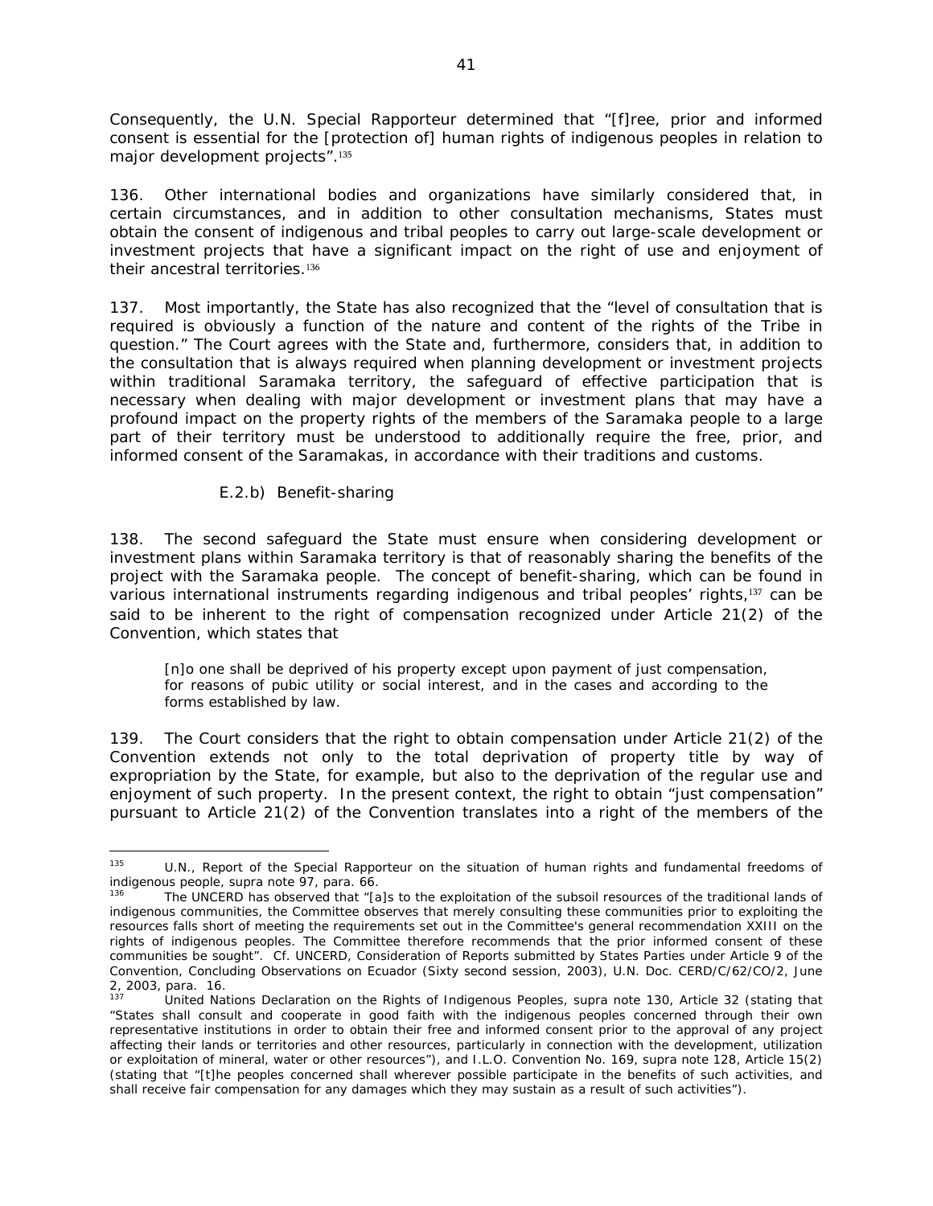Consequently, the U.N. Special Rapporteur determined that "[f]ree, prior and informed consent is essential for the [protection of] human rights of indigenous peoples in relation to major development projects".[135]

136. Other international bodies and organizations have similarly considered that, in certain circumstances, and in addition to other consultation mechanisms, States must obtain the consent of indigenous and tribal peoples to carry out large-scale development or investment projects that have a significant impact on the right of use and enjoyment of their ancestral territories.[136]

137. Most importantly, the State has also recognized that the "level of consultation that is required is obviously a function of the nature and content of the rights of the Tribe in question." The Court agrees with the State and, furthermore, considers that, in addition to the consultation that is always required when planning development or investment projects within traditional Saramaka territory, the safeguard of effective participation that is necessary when dealing with major development or investment plans that may have a profound impact on the property rights of the members of the Saramaka people to a large part of their territory must be understood to additionally require the free, prior, and informed consent of the Saramakas, in accordance with their traditions and customs.

E.2.b) Benefit-sharing

138. The second safeguard the State must ensure when considering development or investment plans within Saramaka territory is that of reasonably sharing the benefits of the project with the Saramaka people. The concept of benefit-sharing, which can be found in various international instruments regarding indigenous and tribal peoples' rights,[137] can be said to be inherent to the right of compensation recognized under Article 21(2) of the Convention, which states that

> [n]o one shall be deprived of his property except upon payment of just compensation, for reasons of pubic utility or social interest, and in the cases and according to the forms established by law.

139. The Court considers that the right to obtain compensation under Article 21(2) of the Convention extends not only to the total deprivation of property title by way of expropriation by the State, for example, but also to the deprivation of the regular use and enjoyment of such property. In the present context, the right to obtain "just compensation" pursuant to Article 21(2) of the Convention translates into a right of the members of the

---

[135] U.N., Report of the Special Rapporteur on the situation of human rights and fundamental freedoms of indigenous people, *supra* note 97, para. 66.

[136] The UNCERD has observed that "[a]s to the exploitation of the subsoil resources of the traditional lands of indigenous communities, the Committee observes that merely consulting these communities prior to exploiting the resources falls short of meeting the requirements set out in the Committee's general recommendation XXIII on the rights of indigenous peoples. The Committee therefore recommends that the prior informed consent of these communities be sought". *Cf.* UNCERD, Consideration of Reports submitted by States Parties under Article 9 of the Convention, Concluding Observations on Ecuador (Sixty second session, 2003), U.N. Doc. CERD/C/62/CO/2, June 2, 2003, para. 16.

[137] United Nations Declaration on the Rights of Indigenous Peoples, *supra* note 130, Article 32 (stating that "States shall consult and cooperate in good faith with the indigenous peoples concerned through their own representative institutions in order to obtain their free and informed consent prior to the approval of any project affecting their lands or territories and other resources, particularly in connection with the development, utilization or exploitation of mineral, water or other resources"), and I.L.O. Convention No. 169, *supra* note 128, Article 15(2) (stating that "[t]he peoples concerned shall wherever possible participate in the benefits of such activities, and shall receive fair compensation for any damages which they may sustain as a result of such activities").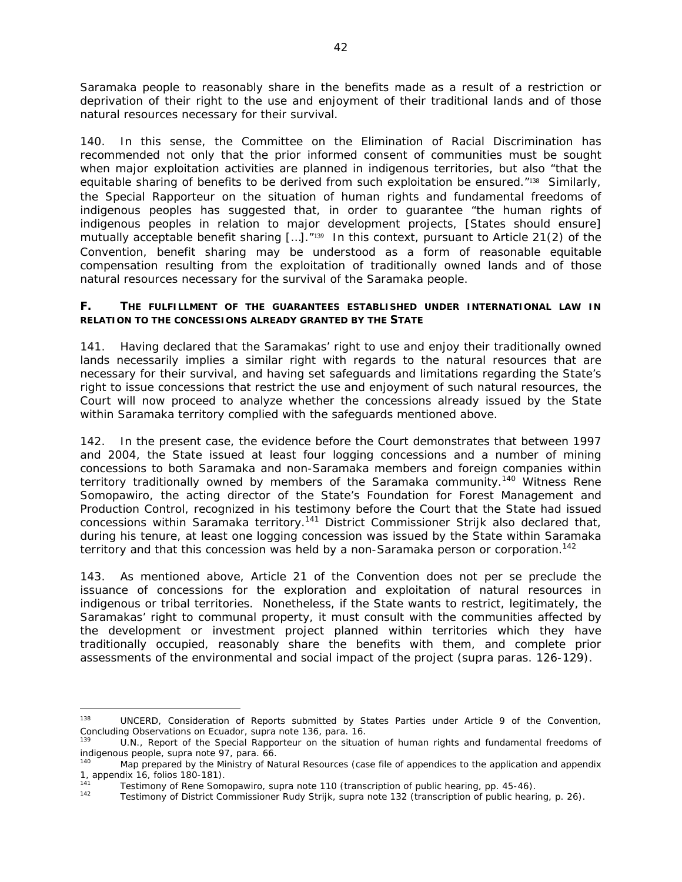Saramaka people to reasonably share in the benefits made as a result of a restriction or deprivation of their right to the use and enjoyment of their traditional lands and of those natural resources necessary for their survival.

140. In this sense, the Committee on the Elimination of Racial Discrimination has recommended not only that the prior informed consent of communities must be sought when major exploitation activities are planned in indigenous territories, but also "that the equitable sharing of benefits to be derived from such exploitation be ensured."[138] Similarly, the Special Rapporteur on the situation of human rights and fundamental freedoms of indigenous peoples has suggested that, in order to guarantee "the human rights of indigenous peoples in relation to major development projects, [States should ensure] mutually acceptable benefit sharing […]."[139] In this context, pursuant to Article 21(2) of the Convention, benefit sharing may be understood as a form of reasonable equitable compensation resulting from the exploitation of traditionally owned lands and of those natural resources necessary for the survival of the Saramaka people.

### F. THE FULFILLMENT OF THE GUARANTEES ESTABLISHED UNDER INTERNATIONAL LAW IN RELATION TO THE CONCESSIONS ALREADY GRANTED BY THE STATE

141. Having declared that the Saramakas' right to use and enjoy their traditionally owned lands necessarily implies a similar right with regards to the natural resources that are necessary for their survival, and having set safeguards and limitations regarding the State's right to issue concessions that restrict the use and enjoyment of such natural resources, the Court will now proceed to analyze whether the concessions already issued by the State within Saramaka territory complied with the safeguards mentioned above.

142. In the present case, the evidence before the Court demonstrates that between 1997 and 2004, the State issued at least four logging concessions and a number of mining concessions to both Saramaka and non-Saramaka members and foreign companies within territory traditionally owned by members of the Saramaka community.[140] Witness Rene Somopawiro, the acting director of the State's Foundation for Forest Management and Production Control, recognized in his testimony before the Court that the State had issued concessions within Saramaka territory.[141] District Commissioner Strijk also declared that, during his tenure, at least one logging concession was issued by the State within Saramaka territory and that this concession was held by a non-Saramaka person or corporation.[142]

143. As mentioned above, Article 21 of the Convention does not per se preclude the issuance of concessions for the exploration and exploitation of natural resources in indigenous or tribal territories. Nonetheless, if the State wants to restrict, legitimately, the Saramakas' right to communal property, it must consult with the communities affected by the development or investment project planned within territories which they have traditionally occupied, reasonably share the benefits with them, and complete prior assessments of the environmental and social impact of the project (*supra* paras. 126-129).

---

[138] UNCERD, *Consideration of Reports submitted by States Parties under Article 9 of the Convention, Concluding Observations on Ecuador*, *supra* note 136, para. 16.

[139] U.N., *Report of the Special Rapporteur on the situation of human rights and fundamental freedoms of indigenous people*, *supra* note 97, para. 66.

[140] Map prepared by the Ministry of Natural Resources (case file of appendices to the application and appendix 1, appendix 16, folios 180-181).

[141] Testimony of Rene Somopawiro, *supra* note 110 (transcription of public hearing, pp. 45-46).

[142] Testimony of District Commissioner Rudy Strijk, *supra* note 132 (transcription of public hearing, p. 26).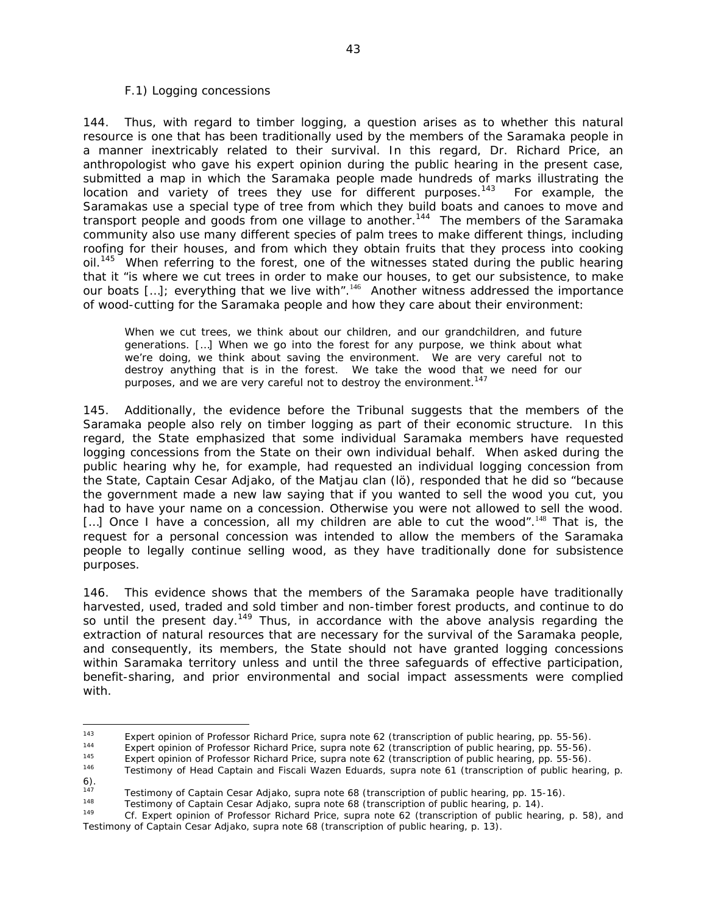F.1) Logging concessions

144. Thus, with regard to timber logging, a question arises as to whether this natural resource is one that has been traditionally used by the members of the Saramaka people in a manner inextricably related to their survival. In this regard, Dr. Richard Price, an anthropologist who gave his expert opinion during the public hearing in the present case, submitted a map in which the Saramaka people made hundreds of marks illustrating the location and variety of trees they use for different purposes.[143] For example, the Saramakas use a special type of tree from which they build boats and canoes to move and transport people and goods from one village to another.[144] The members of the Saramaka community also use many different species of palm trees to make different things, including roofing for their houses, and from which they obtain fruits that they process into cooking oil.[145] When referring to the forest, one of the witnesses stated during the public hearing that it "is where we cut trees in order to make our houses, to get our subsistence, to make our boats […]; everything that we live with".[146] Another witness addressed the importance of wood-cutting for the Saramaka people and how they care about their environment:

> When we cut trees, we think about our children, and our grandchildren, and future generations. […] When we go into the forest for any purpose, we think about what we're doing, we think about saving the environment. We are very careful not to destroy anything that is in the forest. We take the wood that we need for our purposes, and we are very careful not to destroy the environment.[147]

145. Additionally, the evidence before the Tribunal suggests that the members of the Saramaka people also rely on timber logging as part of their economic structure. In this regard, the State emphasized that some individual Saramaka members have requested logging concessions from the State on their own individual behalf. When asked during the public hearing why he, for example, had requested an individual logging concession from the State, Captain Cesar Adjako, of the Matjau clan (lö), responded that he did so "because the government made a new law saying that if you wanted to sell the wood you cut, you had to have your name on a concession. Otherwise you were not allowed to sell the wood. […] Once I have a concession, all my children are able to cut the wood".[148] That is, the request for a personal concession was intended to allow the members of the Saramaka people to legally continue selling wood, as they have traditionally done for subsistence purposes.

146. This evidence shows that the members of the Saramaka people have traditionally harvested, used, traded and sold timber and non-timber forest products, and continue to do so until the present day.[149] Thus, in accordance with the above analysis regarding the extraction of natural resources that are necessary for the survival of the Saramaka people, and consequently, its members, the State should not have granted logging concessions within Saramaka territory unless and until the three safeguards of effective participation, benefit-sharing, and prior environmental and social impact assessments were complied with.

---

[143] Expert opinion of Professor Richard Price, supra note 62 (transcription of public hearing, pp. 55-56).

[144] Expert opinion of Professor Richard Price, supra note 62 (transcription of public hearing, pp. 55-56).

[145] Expert opinion of Professor Richard Price, supra note 62 (transcription of public hearing, pp. 55-56).

[146] Testimony of Head Captain and Fiscali Wazen Eduards, supra note 61 (transcription of public hearing, p. 6).

[147] Testimony of Captain Cesar Adjako, supra note 68 (transcription of public hearing, pp. 15-16).

[148] Testimony of Captain Cesar Adjako, supra note 68 (transcription of public hearing, p. 14).

[149] Cf. Expert opinion of Professor Richard Price, supra note 62 (transcription of public hearing, p. 58), and Testimony of Captain Cesar Adjako, supra note 68 (transcription of public hearing, p. 13).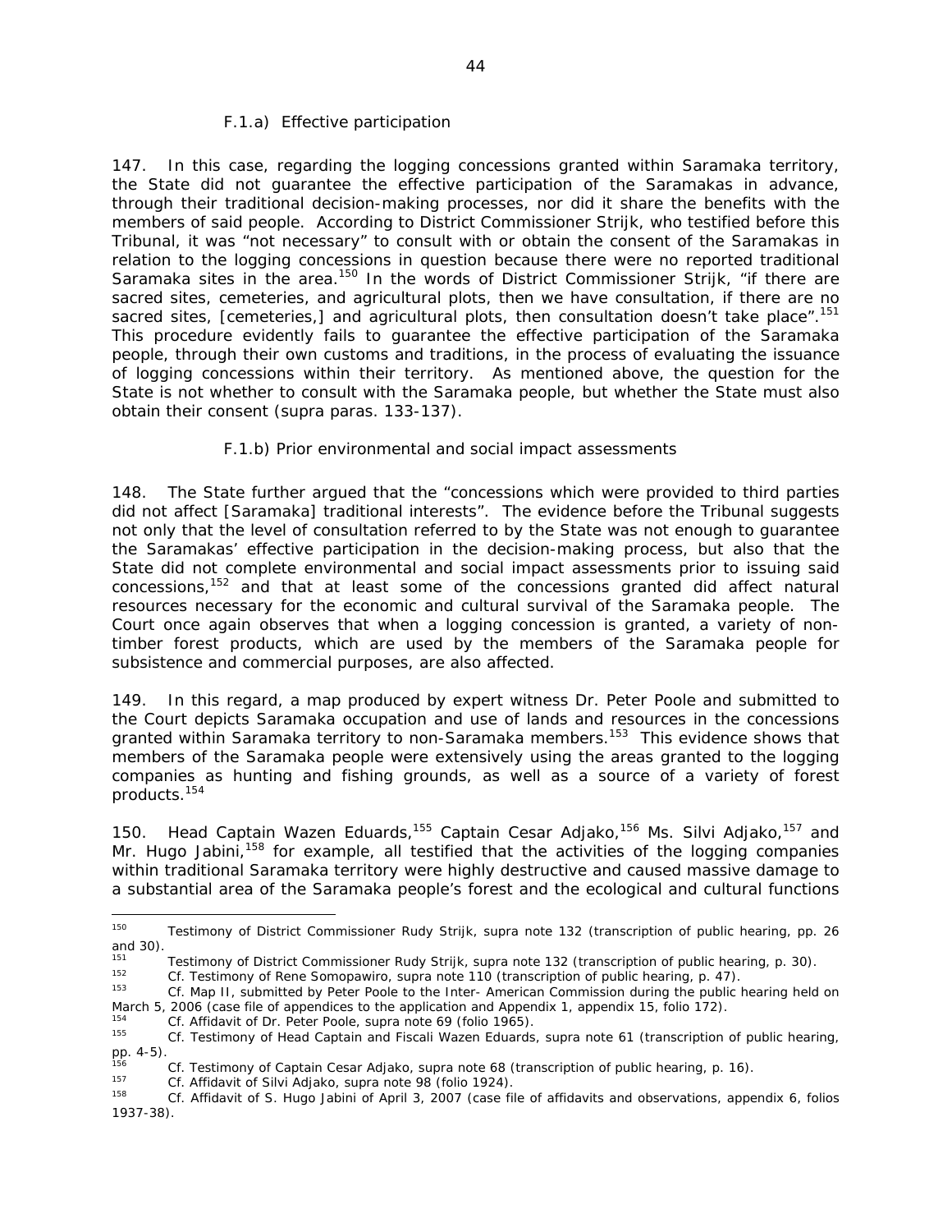#### F.1.a) Effective participation

147. In this case, regarding the logging concessions granted within Saramaka territory, the State did not guarantee the effective participation of the Saramakas in advance, through their traditional decision-making processes, nor did it share the benefits with the members of said people. According to District Commissioner Strijk, who testified before this Tribunal, it was "not necessary" to consult with or obtain the consent of the Saramakas in relation to the logging concessions in question because there were no reported traditional Saramaka sites in the area.[150] In the words of District Commissioner Strijk, "if there are sacred sites, cemeteries, and agricultural plots, then we have consultation, if there are no sacred sites, [cemeteries,] and agricultural plots, then consultation doesn't take place".[151] This procedure evidently fails to guarantee the effective participation of the Saramaka people, through their own customs and traditions, in the process of evaluating the issuance of logging concessions within their territory. As mentioned above, the question for the State is not whether to consult with the Saramaka people, but whether the State must also obtain their consent (*supra* paras. 133-137).

#### F.1.b) Prior environmental and social impact assessments

148. The State further argued that the "concessions which were provided to third parties did not affect [Saramaka] traditional interests". The evidence before the Tribunal suggests not only that the level of consultation referred to by the State was not enough to guarantee the Saramakas' effective participation in the decision-making process, but also that the State did not complete environmental and social impact assessments prior to issuing said concessions,[152] and that at least some of the concessions granted did affect natural resources necessary for the economic and cultural survival of the Saramaka people. The Court once again observes that when a logging concession is granted, a variety of non-timber forest products, which are used by the members of the Saramaka people for subsistence and commercial purposes, are also affected.

149. In this regard, a map produced by expert witness Dr. Peter Poole and submitted to the Court depicts Saramaka occupation and use of lands and resources in the concessions granted within Saramaka territory to non-Saramaka members.[153] This evidence shows that members of the Saramaka people were extensively using the areas granted to the logging companies as hunting and fishing grounds, as well as a source of a variety of forest products.[154]

150. Head Captain Wazen Eduards,[155] Captain Cesar Adjako,[156] Ms. Silvi Adjako,[157] and Mr. Hugo Jabini,[158] for example, all testified that the activities of the logging companies within traditional Saramaka territory were highly destructive and caused massive damage to a substantial area of the Saramaka people's forest and the ecological and cultural functions

---

[150] Testimony of District Commissioner Rudy Strijk, *supra* note 132 (transcription of public hearing, pp. 26 and 30).

[151] Testimony of District Commissioner Rudy Strijk, *supra* note 132 (transcription of public hearing, p. 30).

[152] *Cf.* Testimony of Rene Somopawiro, *supra* note 110 (transcription of public hearing, p. 47).

[153] *Cf.* Map II, submitted by Peter Poole to the Inter- American Commission during the public hearing held on March 5, 2006 (case file of appendices to the application and Appendix 1, appendix 15, folio 172).

[154] *Cf.* Affidavit of Dr. Peter Poole, *supra* note 69 (folio 1965).

[155] *Cf.* Testimony of Head Captain and Fiscali Wazen Eduards, *supra* note 61 (transcription of public hearing, pp. 4-5).

[156] *Cf.* Testimony of Captain Cesar Adjako, *supra* note 68 (transcription of public hearing, p. 16).

[157] *Cf.* Affidavit of Silvi Adjako, *supra* note 98 (folio 1924).

[158] *Cf.* Affidavit of S. Hugo Jabini of April 3, 2007 (case file of affidavits and observations, appendix 6, folios 1937-38).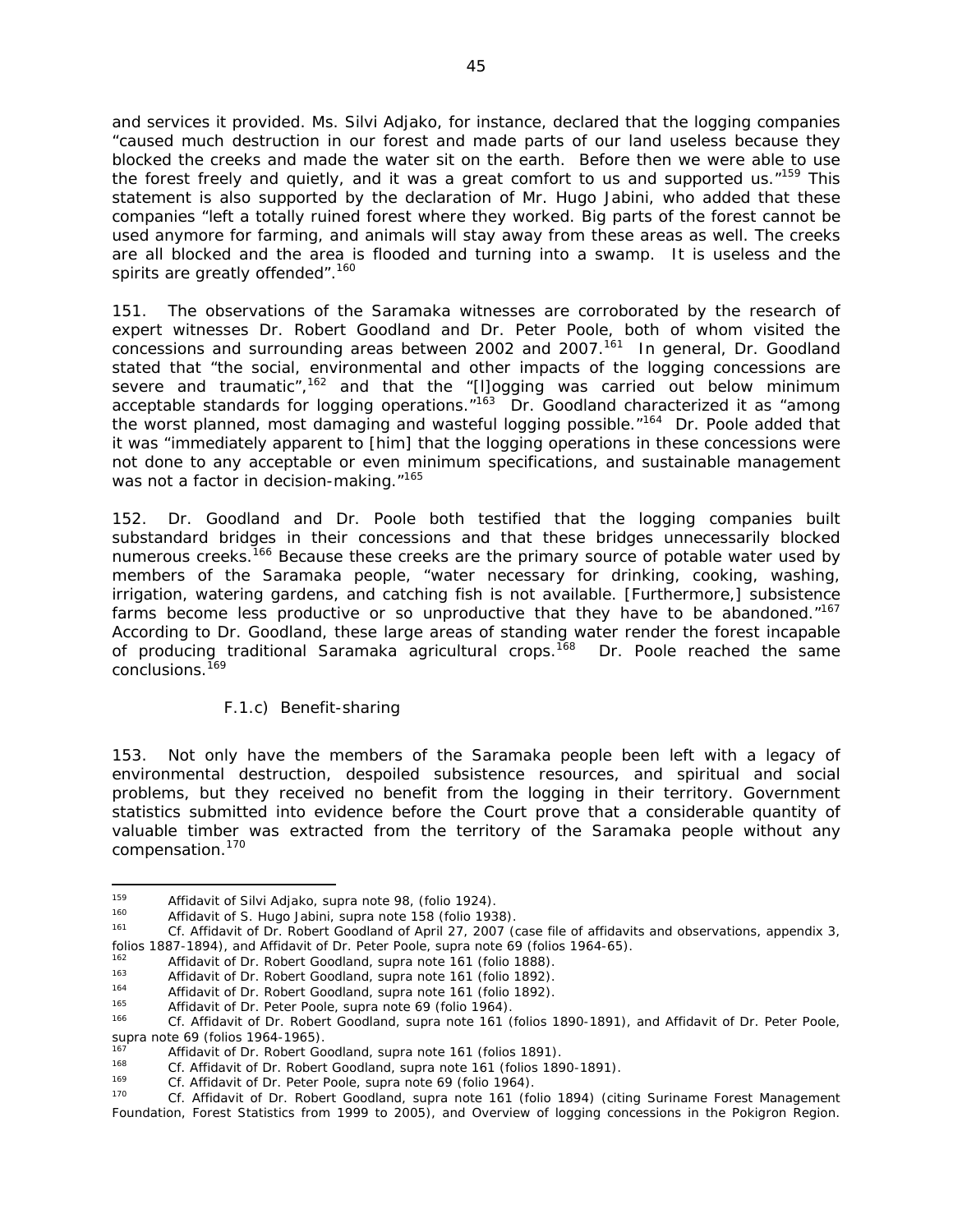and services it provided. Ms. Silvi Adjako, for instance, declared that the logging companies "caused much destruction in our forest and made parts of our land useless because they blocked the creeks and made the water sit on the earth. Before then we were able to use the forest freely and quietly, and it was a great comfort to us and supported us."[159] This statement is also supported by the declaration of Mr. Hugo Jabini, who added that these companies "left a totally ruined forest where they worked. Big parts of the forest cannot be used anymore for farming, and animals will stay away from these areas as well. The creeks are all blocked and the area is flooded and turning into a swamp. It is useless and the spirits are greatly offended".[160]

151. The observations of the Saramaka witnesses are corroborated by the research of expert witnesses Dr. Robert Goodland and Dr. Peter Poole, both of whom visited the concessions and surrounding areas between 2002 and 2007.[161] In general, Dr. Goodland stated that "the social, environmental and other impacts of the logging concessions are severe and traumatic",[162] and that the "[l]ogging was carried out below minimum acceptable standards for logging operations."[163] Dr. Goodland characterized it as "among the worst planned, most damaging and wasteful logging possible."[164] Dr. Poole added that it was "immediately apparent to [him] that the logging operations in these concessions were not done to any acceptable or even minimum specifications, and sustainable management was not a factor in decision-making."[165]

152. Dr. Goodland and Dr. Poole both testified that the logging companies built substandard bridges in their concessions and that these bridges unnecessarily blocked numerous creeks.[166] Because these creeks are the primary source of potable water used by members of the Saramaka people, "water necessary for drinking, cooking, washing, irrigation, watering gardens, and catching fish is not available. [Furthermore,] subsistence farms become less productive or so unproductive that they have to be abandoned."[167] According to Dr. Goodland, these large areas of standing water render the forest incapable of producing traditional Saramaka agricultural crops.[168] Dr. Poole reached the same conclusions.[169]

F.1.c) Benefit-sharing

153. Not only have the members of the Saramaka people been left with a legacy of environmental destruction, despoiled subsistence resources, and spiritual and social problems, but they received no benefit from the logging in their territory. Government statistics submitted into evidence before the Court prove that a considerable quantity of valuable timber was extracted from the territory of the Saramaka people without any compensation.[170]

---

[159] Affidavit of Silvi Adjako, supra note 98, (folio 1924).

[160] Affidavit of S. Hugo Jabini, supra note 158 (folio 1938).

[161] Cf. Affidavit of Dr. Robert Goodland of April 27, 2007 (case file of affidavits and observations, appendix 3, folios 1887-1894), and Affidavit of Dr. Peter Poole, supra note 69 (folios 1964-65).

[162] Affidavit of Dr. Robert Goodland, supra note 161 (folio 1888).

[163] Affidavit of Dr. Robert Goodland, supra note 161 (folio 1892).

[164] Affidavit of Dr. Robert Goodland, supra note 161 (folio 1892).

[165] Affidavit of Dr. Peter Poole, supra note 69 (folio 1964).

[166] Cf. Affidavit of Dr. Robert Goodland, supra note 161 (folios 1890-1891), and Affidavit of Dr. Peter Poole, supra note 69 (folios 1964-1965).

[167] Affidavit of Dr. Robert Goodland, supra note 161 (folios 1891).

[168] Cf. Affidavit of Dr. Robert Goodland, supra note 161 (folios 1890-1891).

[169] Cf. Affidavit of Dr. Peter Poole, supra note 69 (folio 1964).

[170] Cf. Affidavit of Dr. Robert Goodland, supra note 161 (folio 1894) (citing Suriname Forest Management Foundation, Forest Statistics from 1999 to 2005), and Overview of logging concessions in the Pokigron Region.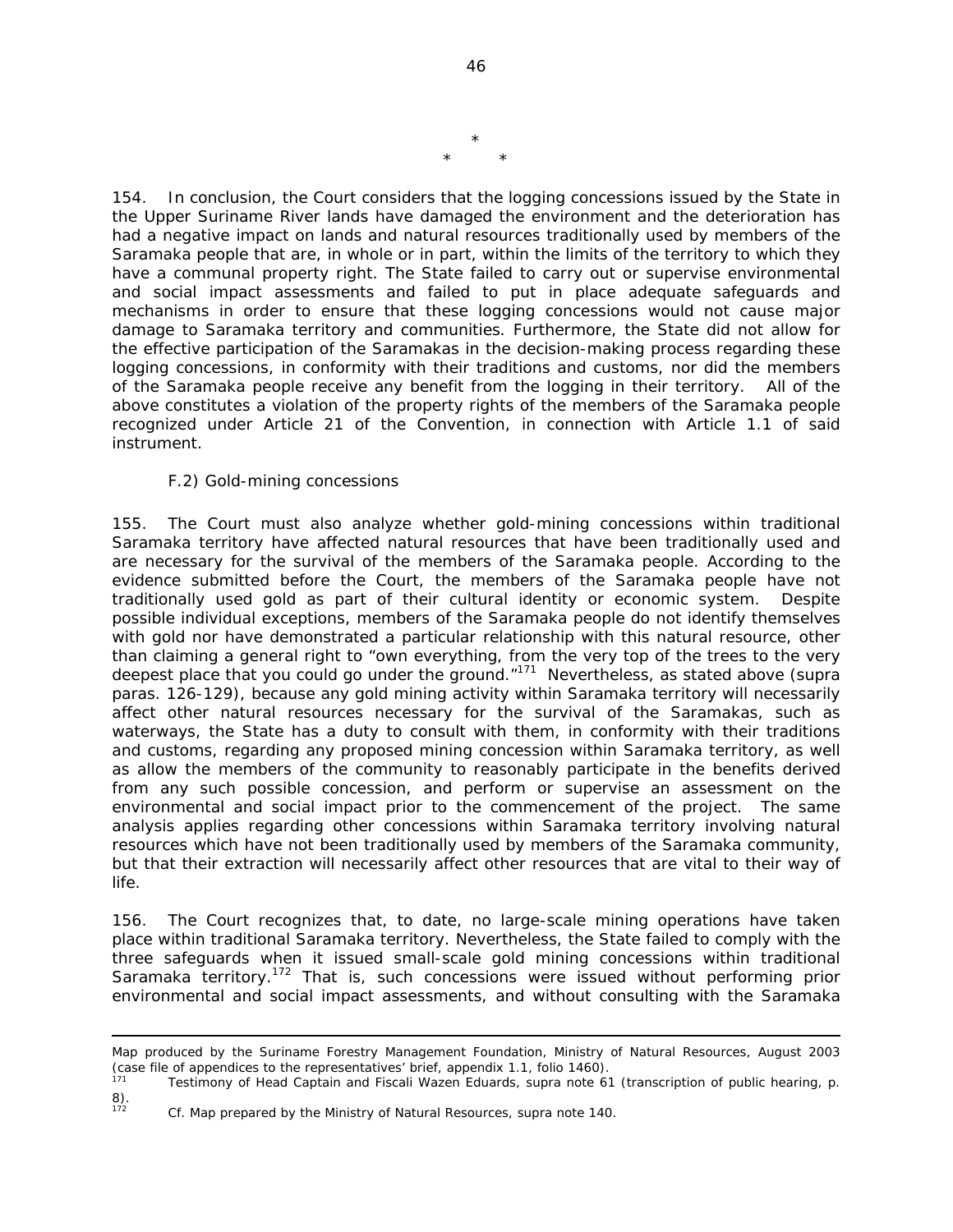*
\* *

154. In conclusion, the Court considers that the logging concessions issued by the State in the Upper Suriname River lands have damaged the environment and the deterioration has had a negative impact on lands and natural resources traditionally used by members of the Saramaka people that are, in whole or in part, within the limits of the territory to which they have a communal property right. The State failed to carry out or supervise environmental and social impact assessments and failed to put in place adequate safeguards and mechanisms in order to ensure that these logging concessions would not cause major damage to Saramaka territory and communities. Furthermore, the State did not allow for the effective participation of the Saramakas in the decision-making process regarding these logging concessions, in conformity with their traditions and customs, nor did the members of the Saramaka people receive any benefit from the logging in their territory. All of the above constitutes a violation of the property rights of the members of the Saramaka people recognized under Article 21 of the Convention, in connection with Article 1.1 of said instrument.

F.2) Gold-mining concessions

155. The Court must also analyze whether gold-mining concessions within traditional Saramaka territory have affected natural resources that have been traditionally used and are necessary for the survival of the members of the Saramaka people. According to the evidence submitted before the Court, the members of the Saramaka people have not traditionally used gold as part of their cultural identity or economic system. Despite possible individual exceptions, members of the Saramaka people do not identify themselves with gold nor have demonstrated a particular relationship with this natural resource, other than claiming a general right to "own everything, from the very top of the trees to the very deepest place that you could go under the ground."[171] Nevertheless, as stated above (*supra* paras. 126-129), because any gold mining activity within Saramaka territory will necessarily affect other natural resources necessary for the survival of the Saramakas, such as waterways, the State has a duty to consult with them, in conformity with their traditions and customs, regarding any proposed mining concession within Saramaka territory, as well as allow the members of the community to reasonably participate in the benefits derived from any such possible concession, and perform or supervise an assessment on the environmental and social impact prior to the commencement of the project. The same analysis applies regarding other concessions within Saramaka territory involving natural resources which have not been traditionally used by members of the Saramaka community, but that their extraction will necessarily affect other resources that are vital to their way of life.

156. The Court recognizes that, to date, no large-scale mining operations have taken place within traditional Saramaka territory. Nevertheless, the State failed to comply with the three safeguards when it issued small-scale gold mining concessions within traditional Saramaka territory.[172] That is, such concessions were issued without performing prior environmental and social impact assessments, and without consulting with the Saramaka

---

Map produced by the Suriname Forestry Management Foundation, Ministry of Natural Resources, August 2003 (case file of appendices to the representatives' brief, appendix 1.1, folio 1460).

[171] Testimony of Head Captain and Fiscali Wazen Eduards, *supra* note 61 (transcription of public hearing, p. 8).

[172] *Cf.* Map prepared by the Ministry of Natural Resources, *supra* note 140.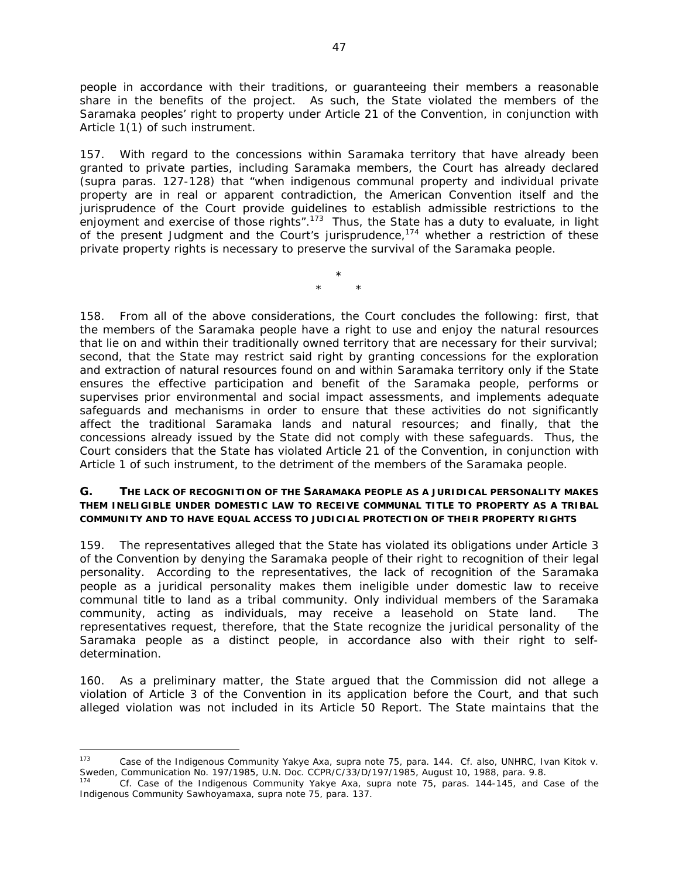people in accordance with their traditions, or guaranteeing their members a reasonable share in the benefits of the project. As such, the State violated the members of the Saramaka peoples' right to property under Article 21 of the Convention, in conjunction with Article 1(1) of such instrument.

157. With regard to the concessions within Saramaka territory that have already been granted to private parties, including Saramaka members, the Court has already declared (supra paras. 127-128) that "when indigenous communal property and individual private property are in real or apparent contradiction, the American Convention itself and the jurisprudence of the Court provide guidelines to establish admissible restrictions to the enjoyment and exercise of those rights".[173] Thus, the State has a duty to evaluate, in light of the present Judgment and the Court's jurisprudence,[174] whether a restriction of these private property rights is necessary to preserve the survival of the Saramaka people.

\*
\* \*

158. From all of the above considerations, the Court concludes the following: first, that the members of the Saramaka people have a right to use and enjoy the natural resources that lie on and within their traditionally owned territory that are necessary for their survival; second, that the State may restrict said right by granting concessions for the exploration and extraction of natural resources found on and within Saramaka territory only if the State ensures the effective participation and benefit of the Saramaka people, performs or supervises prior environmental and social impact assessments, and implements adequate safeguards and mechanisms in order to ensure that these activities do not significantly affect the traditional Saramaka lands and natural resources; and finally, that the concessions already issued by the State did not comply with these safeguards. Thus, the Court considers that the State has violated Article 21 of the Convention, in conjunction with Article 1 of such instrument, to the detriment of the members of the Saramaka people.

### G. THE LACK OF RECOGNITION OF THE SARAMAKA PEOPLE AS A JURIDICAL PERSONALITY MAKES THEM INELIGIBLE UNDER DOMESTIC LAW TO RECEIVE COMMUNAL TITLE TO PROPERTY AS A TRIBAL COMMUNITY AND TO HAVE EQUAL ACCESS TO JUDICIAL PROTECTION OF THEIR PROPERTY RIGHTS

159. The representatives alleged that the State has violated its obligations under Article 3 of the Convention by denying the Saramaka people of their right to recognition of their legal personality. According to the representatives, the lack of recognition of the Saramaka people as a juridical personality makes them ineligible under domestic law to receive communal title to land as a tribal community. Only individual members of the Saramaka community, acting as individuals, may receive a leasehold on State land. The representatives request, therefore, that the State recognize the juridical personality of the Saramaka people as a distinct people, in accordance also with their right to self-determination.

160. As a preliminary matter, the State argued that the Commission did not allege a violation of Article 3 of the Convention in its application before the Court, and that such alleged violation was not included in its Article 50 Report. The State maintains that the

---

[173] *Case of the Indigenous Community Yakye Axa*, supra note 75, para. 144. *Cf.* also, UNHRC, *Ivan Kitok v. Sweden*, Communication No. 197/1985, U.N. Doc. CCPR/C/33/D/197/1985, August 10, 1988, para. 9.8.

[174] *Cf. Case of the Indigenous Community Yakye Axa*, supra note 75, paras. 144-145, and *Case of the Indigenous Community Sawhoyamaxa*, supra note 75, para. 137.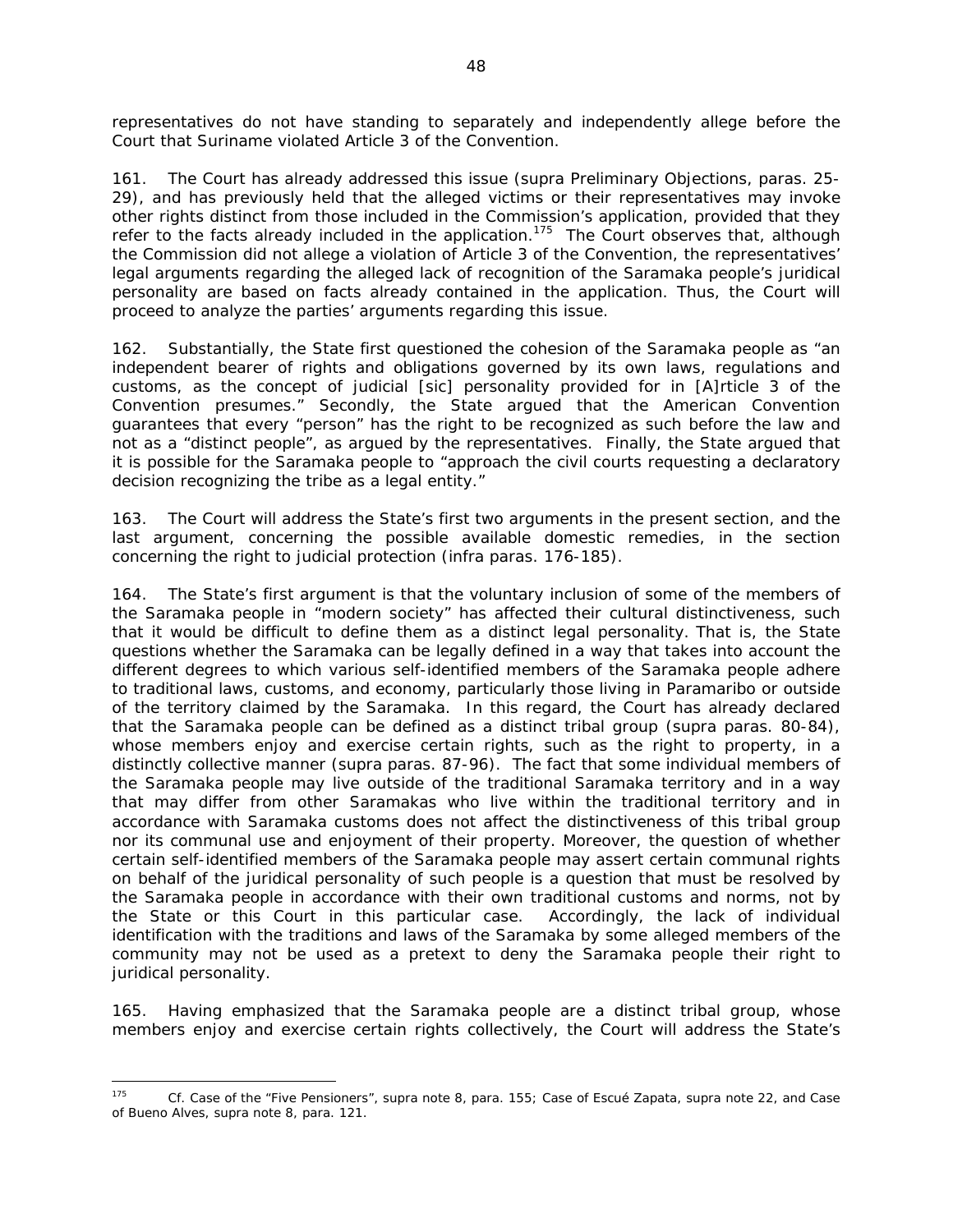representatives do not have standing to separately and independently allege before the Court that Suriname violated Article 3 of the Convention.

161. The Court has already addressed this issue (*supra* Preliminary Objections, paras. 25-29), and has previously held that the alleged victims or their representatives may invoke other rights distinct from those included in the Commission's application, provided that they refer to the facts already included in the application.[175] The Court observes that, although the Commission did not allege a violation of Article 3 of the Convention, the representatives' legal arguments regarding the alleged lack of recognition of the Saramaka people's juridical personality are based on facts already contained in the application. Thus, the Court will proceed to analyze the parties' arguments regarding this issue.

162. Substantially, the State first questioned the cohesion of the Saramaka people as "an independent bearer of rights and obligations governed by its own laws, regulations and customs, as the concept of judicial [*sic*] personality provided for in [A]rticle 3 of the Convention presumes." Secondly, the State argued that the American Convention guarantees that every "person" has the right to be recognized as such before the law and not as a "distinct people", as argued by the representatives. Finally, the State argued that it is possible for the Saramaka people to "approach the civil courts requesting a declaratory decision recognizing the tribe as a legal entity."

163. The Court will address the State's first two arguments in the present section, and the last argument, concerning the possible available domestic remedies, in the section concerning the right to judicial protection (*infra* paras. 176-185).

164. The State's first argument is that the voluntary inclusion of some of the members of the Saramaka people in "modern society" has affected their cultural distinctiveness, such that it would be difficult to define them as a distinct legal personality. That is, the State questions whether the Saramaka can be legally defined in a way that takes into account the different degrees to which various self-identified members of the Saramaka people adhere to traditional laws, customs, and economy, particularly those living in Paramaribo or outside of the territory claimed by the Saramaka. In this regard, the Court has already declared that the Saramaka people can be defined as a distinct tribal group (*supra* paras. 80-84), whose members enjoy and exercise certain rights, such as the right to property, in a distinctly collective manner (*supra* paras. 87-96). The fact that some individual members of the Saramaka people may live outside of the traditional Saramaka territory and in a way that may differ from other Saramakas who live within the traditional territory and in accordance with Saramaka customs does not affect the distinctiveness of this tribal group nor its communal use and enjoyment of their property. Moreover, the question of whether certain self-identified members of the Saramaka people may assert certain communal rights on behalf of the juridical personality of such people is a question that must be resolved by the Saramaka people in accordance with their own traditional customs and norms, not by the State or this Court in this particular case. Accordingly, the lack of individual identification with the traditions and laws of the Saramaka by some alleged members of the community may not be used as a pretext to deny the Saramaka people their right to juridical personality.

165. Having emphasized that the Saramaka people are a distinct tribal group, whose members enjoy and exercise certain rights collectively, the Court will address the State's

---

[175] *Cf.* *Case of the "Five Pensioners"*, *supra* note 8, para. 155; *Case of Escué Zapata*, *supra* note 22, and *Case of Bueno Alves*, *supra* note 8, para. 121.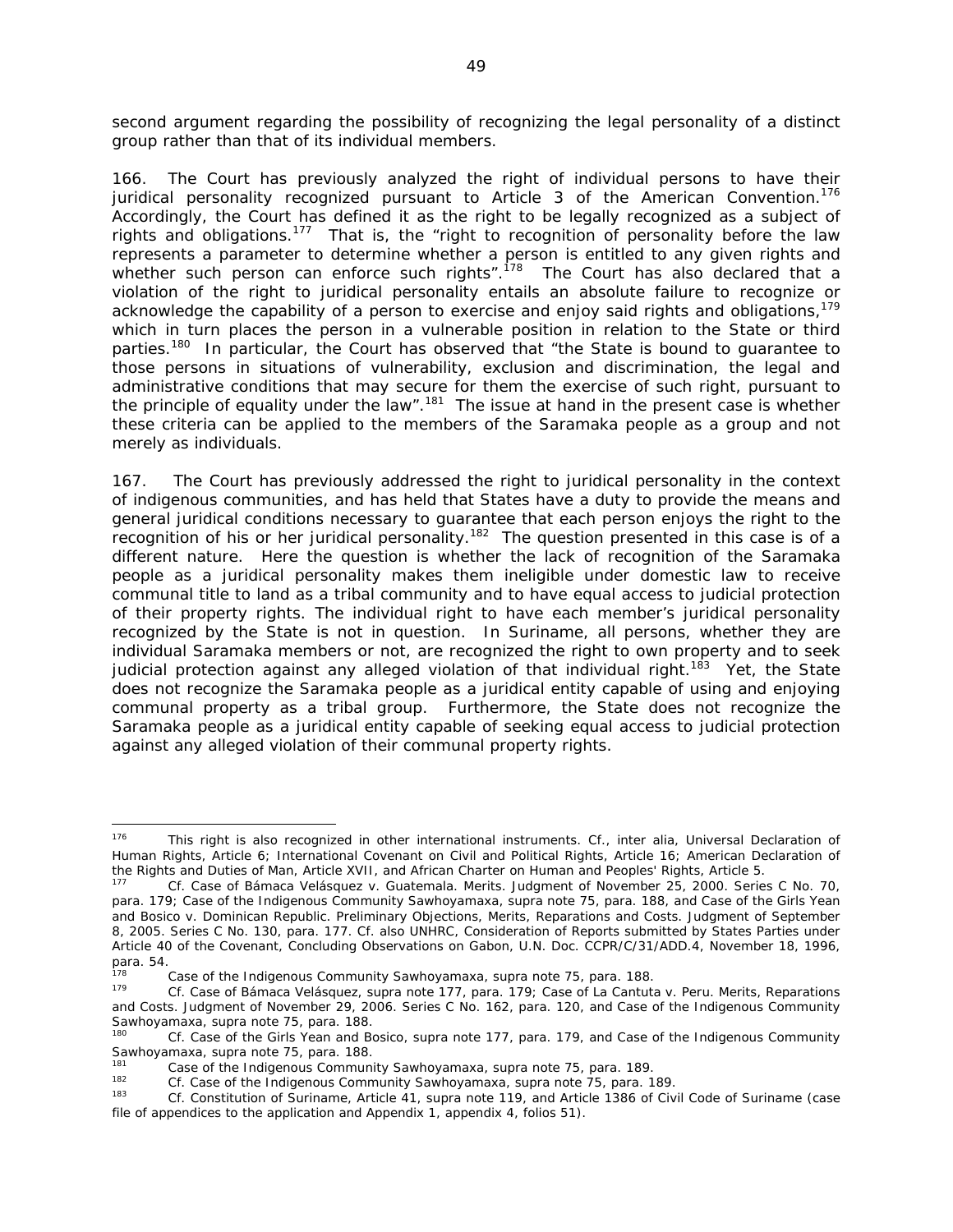second argument regarding the possibility of recognizing the legal personality of a distinct group rather than that of its individual members.

166. The Court has previously analyzed the right of individual persons to have their juridical personality recognized pursuant to Article 3 of the American Convention.[176] Accordingly, the Court has defined it as the right to be legally recognized as a subject of rights and obligations.[177] That is, the "right to recognition of personality before the law represents a parameter to determine whether a person is entitled to any given rights and whether such person can enforce such rights".[178] The Court has also declared that a violation of the right to juridical personality entails an absolute failure to recognize or acknowledge the capability of a person to exercise and enjoy said rights and obligations,[179] which in turn places the person in a vulnerable position in relation to the State or third parties.[180] In particular, the Court has observed that "the State is bound to guarantee to those persons in situations of vulnerability, exclusion and discrimination, the legal and administrative conditions that may secure for them the exercise of such right, pursuant to the principle of equality under the law".[181] The issue at hand in the present case is whether these criteria can be applied to the members of the Saramaka people as a group and not merely as individuals.

167. The Court has previously addressed the right to juridical personality in the context of indigenous communities, and has held that States have a duty to provide the means and general juridical conditions necessary to guarantee that each person enjoys the right to the recognition of his or her juridical personality.[182] The question presented in this case is of a different nature. Here the question is whether the lack of recognition of the Saramaka people as a juridical personality makes them ineligible under domestic law to receive communal title to land as a tribal community and to have equal access to judicial protection of their property rights. The individual right to have each member's juridical personality recognized by the State is not in question. In Suriname, all persons, whether they are individual Saramaka members or not, are recognized the right to own property and to seek judicial protection against any alleged violation of that individual right.[183] Yet, the State does not recognize the Saramaka people as a juridical entity capable of using and enjoying communal property as a tribal group. Furthermore, the State does not recognize the Saramaka people as a juridical entity capable of seeking equal access to judicial protection against any alleged violation of their communal property rights.

---

[176] This right is also recognized in other international instruments. Cf., *inter alia*, Universal Declaration of Human Rights, Article 6; International Covenant on Civil and Political Rights, Article 16; American Declaration of the Rights and Duties of Man, Article XVII, and African Charter on Human and Peoples' Rights, Article 5.

[177] *Cf. Case of Bámaca Velásquez v. Guatemala. Merits.* Judgment of November 25, 2000. Series C No. 70, para. 179; *Case of the Indigenous Community Sawhoyamaxa*, *supra* note 75, para. 188, and *Case of the Girls Yean and Bosico v. Dominican Republic. Preliminary Objections, Merits, Reparations and Costs.* Judgment of September 8, 2005. Series C No. 130, para. 177. *Cf. also* UNHRC, Consideration of Reports submitted by States Parties under Article 40 of the Covenant, Concluding Observations on Gabon, U.N. Doc. CCPR/C/31/ADD.4, November 18, 1996, para. 54.

[178] *Case of the Indigenous Community Sawhoyamaxa*, *supra* note 75, para. 188.

[179] *Cf. Case of Bámaca Velásquez*, *supra* note 177, para. 179; *Case of La Cantuta v. Peru. Merits, Reparations and Costs.* Judgment of November 29, 2006. Series C No. 162, para. 120, and *Case of the Indigenous Community Sawhoyamaxa*, *supra* note 75, para. 188.

[180] *Cf. Case of the Girls Yean and Bosico*, *supra* note 177, para. 179, and *Case of the Indigenous Community Sawhoyamaxa*, *supra* note 75, para. 188.

[181] *Case of the Indigenous Community Sawhoyamaxa*, *supra* note 75, para. 189.

[182] *Cf. Case of the Indigenous Community Sawhoyamaxa*, *supra* note 75, para. 189.

[183] *Cf.* Constitution of Suriname, Article 41, *supra* note 119, and Article 1386 of Civil Code of Suriname (case file of appendices to the application and Appendix 1, appendix 4, folios 51).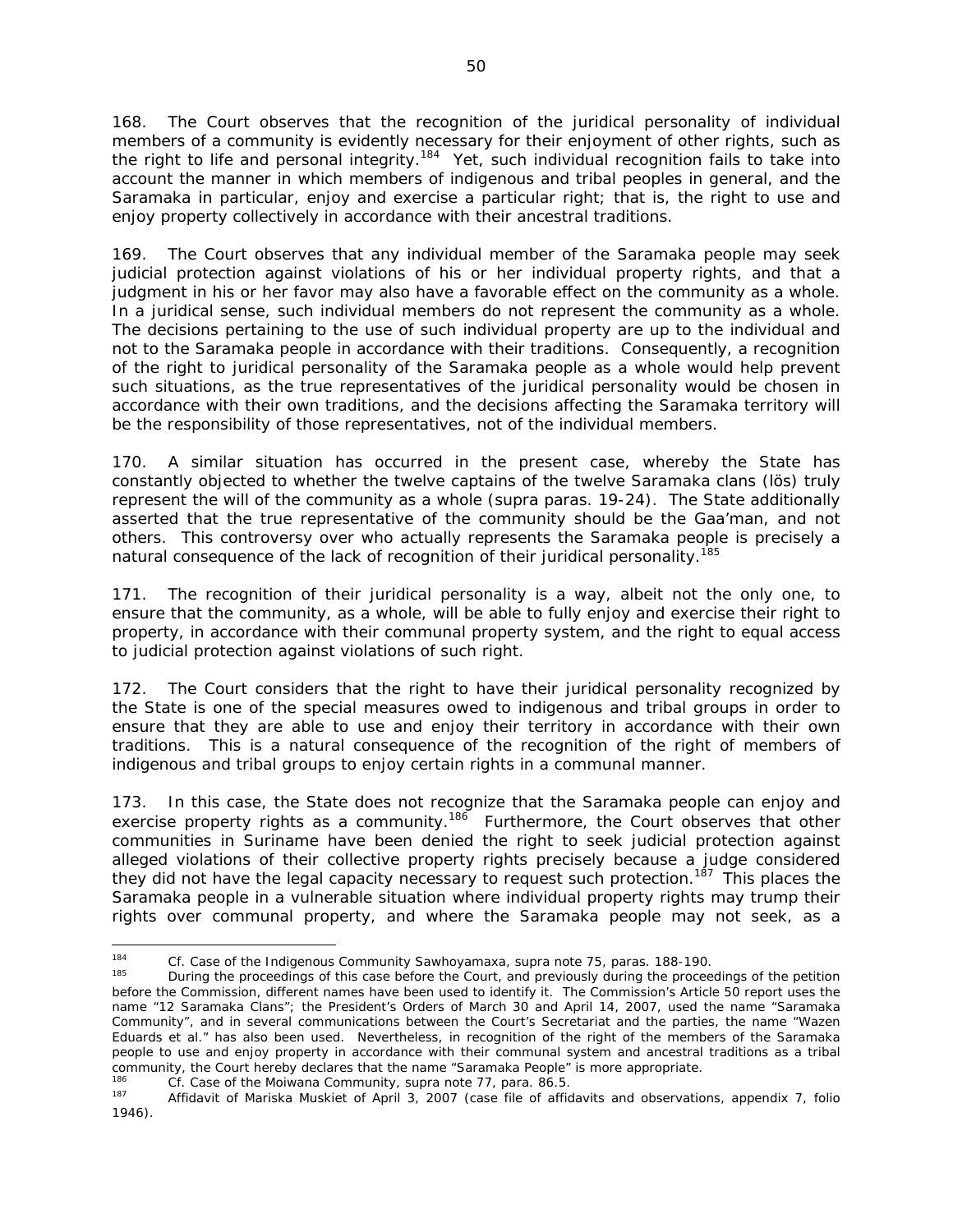168. The Court observes that the recognition of the juridical personality of individual members of a community is evidently necessary for their enjoyment of other rights, such as the right to life and personal integrity.[184] Yet, such individual recognition fails to take into account the manner in which members of indigenous and tribal peoples in general, and the Saramaka in particular, enjoy and exercise a particular right; that is, the right to use and enjoy property collectively in accordance with their ancestral traditions.

169. The Court observes that any individual member of the Saramaka people may seek judicial protection against violations of his or her individual property rights, and that a judgment in his or her favor may also have a favorable effect on the community as a whole. In a juridical sense, such individual members do not represent the community as a whole. The decisions pertaining to the use of such individual property are up to the individual and not to the Saramaka people in accordance with their traditions. Consequently, a recognition of the right to juridical personality of the Saramaka people as a whole would help prevent such situations, as the true representatives of the juridical personality would be chosen in accordance with their own traditions, and the decisions affecting the Saramaka territory will be the responsibility of those representatives, not of the individual members.

170. A similar situation has occurred in the present case, whereby the State has constantly objected to whether the twelve captains of the twelve Saramaka clans (lös) truly represent the will of the community as a whole (*supra* paras. 19-24). The State additionally asserted that the true representative of the community should be the Gaa'man, and not others. This controversy over who actually represents the Saramaka people is precisely a natural consequence of the lack of recognition of their juridical personality.[185]

171. The recognition of their juridical personality is a way, albeit not the only one, to ensure that the community, as a whole, will be able to fully enjoy and exercise their right to property, in accordance with their communal property system, and the right to equal access to judicial protection against violations of such right.

172. The Court considers that the right to have their juridical personality recognized by the State is one of the special measures owed to indigenous and tribal groups in order to ensure that they are able to use and enjoy their territory in accordance with their own traditions. This is a natural consequence of the recognition of the right of members of indigenous and tribal groups to enjoy certain rights in a communal manner.

173. In this case, the State does not recognize that the Saramaka people can enjoy and exercise property rights as a community.[186] Furthermore, the Court observes that other communities in Suriname have been denied the right to seek judicial protection against alleged violations of their collective property rights precisely because a judge considered they did not have the legal capacity necessary to request such protection.[187] This places the Saramaka people in a vulnerable situation where individual property rights may trump their rights over communal property, and where the Saramaka people may not seek, as a

---

[184] *Cf. Case of the Indigenous Community Sawhoyamaxa*, *supra* note 75, paras. 188-190.

[185] During the proceedings of this case before the Court, and previously during the proceedings of the petition before the Commission, different names have been used to identify it. The Commission's Article 50 report uses the name "12 Saramaka Clans"; the President's Orders of March 30 and April 14, 2007, used the name "Saramaka Community", and in several communications between the Court's Secretariat and the parties, the name "Wazen Eduards et al." has also been used. Nevertheless, in recognition of the right of the members of the Saramaka people to use and enjoy property in accordance with their communal system and ancestral traditions as a tribal community, the Court hereby declares that the name "Saramaka People" is more appropriate.

[186] *Cf. Case of the Moiwana Community*, *supra* note 77, para. 86.5.

[187] Affidavit of Mariska Muskiet of April 3, 2007 (case file of affidavits and observations, appendix 7, folio 1946).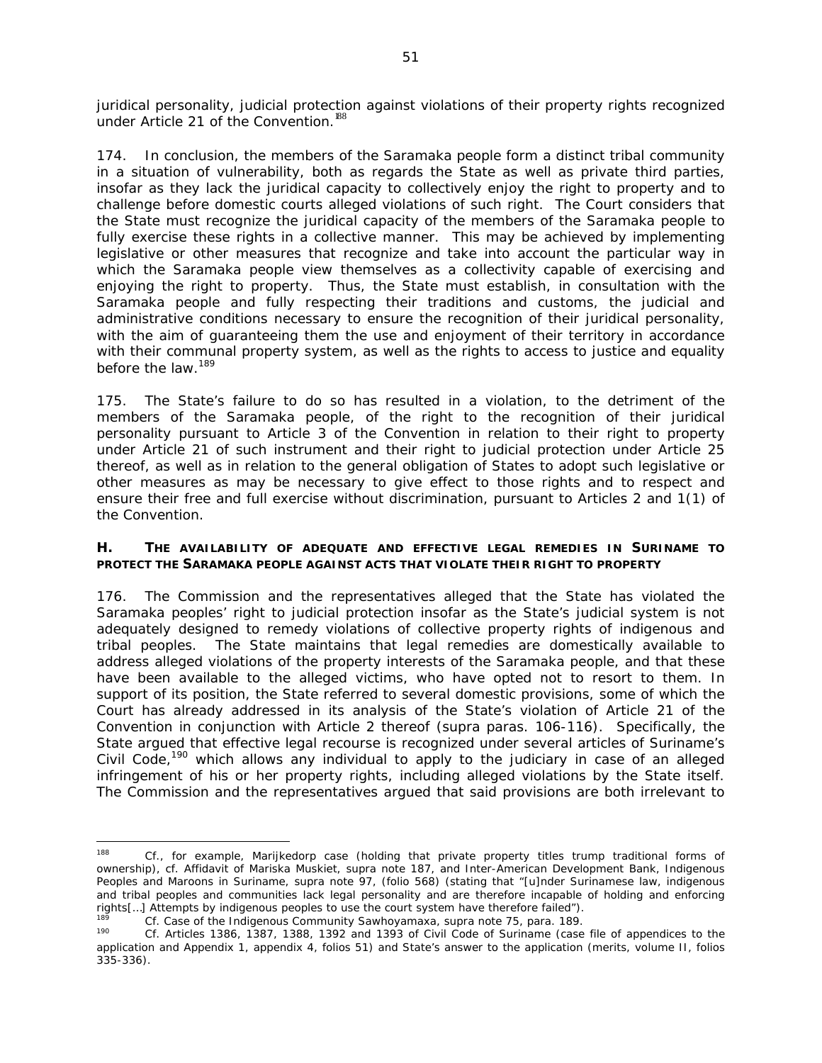juridical personality, judicial protection against violations of their property rights recognized under Article 21 of the Convention.[188]

174. In conclusion, the members of the Saramaka people form a distinct tribal community in a situation of vulnerability, both as regards the State as well as private third parties, insofar as they lack the juridical capacity to collectively enjoy the right to property and to challenge before domestic courts alleged violations of such right. The Court considers that the State must recognize the juridical capacity of the members of the Saramaka people to fully exercise these rights in a collective manner. This may be achieved by implementing legislative or other measures that recognize and take into account the particular way in which the Saramaka people view themselves as a collectivity capable of exercising and enjoying the right to property. Thus, the State must establish, in consultation with the Saramaka people and fully respecting their traditions and customs, the judicial and administrative conditions necessary to ensure the recognition of their juridical personality, with the aim of guaranteeing them the use and enjoyment of their territory in accordance with their communal property system, as well as the rights to access to justice and equality before the law.[189]

175. The State's failure to do so has resulted in a violation, to the detriment of the members of the Saramaka people, of the right to the recognition of their juridical personality pursuant to Article 3 of the Convention in relation to their right to property under Article 21 of such instrument and their right to judicial protection under Article 25 thereof, as well as in relation to the general obligation of States to adopt such legislative or other measures as may be necessary to give effect to those rights and to respect and ensure their free and full exercise without discrimination, pursuant to Articles 2 and 1(1) of the Convention.

### H. THE AVAILABILITY OF ADEQUATE AND EFFECTIVE LEGAL REMEDIES IN SURINAME TO PROTECT THE SARAMAKA PEOPLE AGAINST ACTS THAT VIOLATE THEIR RIGHT TO PROPERTY

176. The Commission and the representatives alleged that the State has violated the Saramaka peoples' right to judicial protection insofar as the State's judicial system is not adequately designed to remedy violations of collective property rights of indigenous and tribal peoples. The State maintains that legal remedies are domestically available to address alleged violations of the property interests of the Saramaka people, and that these have been available to the alleged victims, who have opted not to resort to them. In support of its position, the State referred to several domestic provisions, some of which the Court has already addressed in its analysis of the State's violation of Article 21 of the Convention in conjunction with Article 2 thereof (*supra* paras. 106-116). Specifically, the State argued that effective legal recourse is recognized under several articles of Suriname's Civil Code,[190] which allows any individual to apply to the judiciary in case of an alleged infringement of his or her property rights, including alleged violations by the State itself. The Commission and the representatives argued that said provisions are both irrelevant to

---

[188] *Cf.*, for example, Marijkedorp case (holding that private property titles trump traditional forms of ownership), *cf.* Affidavit of Mariska Muskiet, *supra* note 187, and Inter-American Development Bank, Indigenous Peoples and Maroons in Suriname, *supra* note 97, (folio 568) (stating that "[u]nder Surinamese law, indigenous and tribal peoples and communities lack legal personality and are therefore incapable of holding and enforcing rights[…] Attempts by indigenous peoples to use the court system have therefore failed").

[189] *Cf. Case of the Indigenous Community Sawhoyamaxa*, *supra* note 75, para. 189.

[190] *Cf.* Articles 1386, 1387, 1388, 1392 and 1393 of Civil Code of Suriname (case file of appendices to the application and Appendix 1, appendix 4, folios 51) and State's answer to the application (merits, volume II, folios 335-336).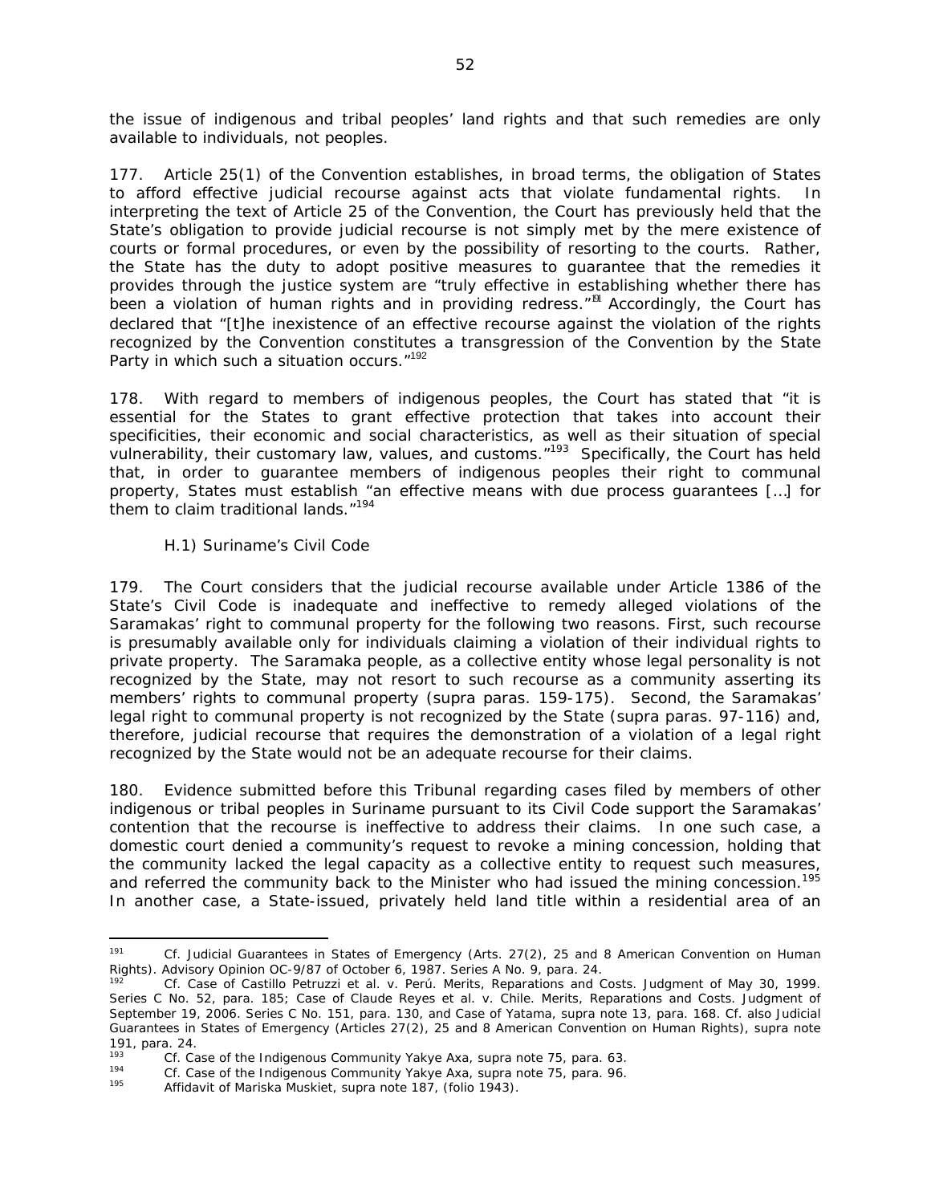the issue of indigenous and tribal peoples' land rights and that such remedies are only available to individuals, not peoples.

177. Article 25(1) of the Convention establishes, in broad terms, the obligation of States to afford effective judicial recourse against acts that violate fundamental rights. In interpreting the text of Article 25 of the Convention, the Court has previously held that the State's obligation to provide judicial recourse is not simply met by the mere existence of courts or formal procedures, or even by the possibility of resorting to the courts. Rather, the State has the duty to adopt positive measures to guarantee that the remedies it provides through the justice system are "truly effective in establishing whether there has been a violation of human rights and in providing redress."[191] Accordingly, the Court has declared that "[t]he inexistence of an effective recourse against the violation of the rights recognized by the Convention constitutes a transgression of the Convention by the State Party in which such a situation occurs."[192]

178. With regard to members of indigenous peoples, the Court has stated that "it is essential for the States to grant effective protection that takes into account their specificities, their economic and social characteristics, as well as their situation of special vulnerability, their customary law, values, and customs."[193] Specifically, the Court has held that, in order to guarantee members of indigenous peoples their right to communal property, States must establish "an effective means with due process guarantees […] for them to claim traditional lands."[194]

*H.1) Suriname's Civil Code*

179. The Court considers that the judicial recourse available under Article 1386 of the State's Civil Code is inadequate and ineffective to remedy alleged violations of the Saramakas' right to communal property for the following two reasons. First, such recourse is presumably available only for individuals claiming a violation of their individual rights to private property. The Saramaka people, as a collective entity whose legal personality is not recognized by the State, may not resort to such recourse as a community asserting its members' rights to communal property (*supra* paras. 159-175). Second, the Saramakas' legal right to communal property is not recognized by the State (*supra* paras. 97-116) and, therefore, judicial recourse that requires the demonstration of a violation of a legal right recognized by the State would not be an adequate recourse for their claims.

180. Evidence submitted before this Tribunal regarding cases filed by members of other indigenous or tribal peoples in Suriname pursuant to its Civil Code support the Saramakas' contention that the recourse is ineffective to address their claims. In one such case, a domestic court denied a community's request to revoke a mining concession, holding that the community lacked the legal capacity as a collective entity to request such measures, and referred the community back to the Minister who had issued the mining concession.[195] In another case, a State-issued, privately held land title within a residential area of an

---

[191] Cf. *Judicial Guarantees in States of Emergency (Arts. 27(2), 25 and 8 American Convention on Human Rights)*. Advisory Opinion OC-9/87 of October 6, 1987. Series A No. 9, para. 24.

[192] Cf. *Case of Castillo Petruzzi et al. v. Perú*. Merits, Reparations and Costs. Judgment of May 30, 1999. Series C No. 52, para. 185; *Case of Claude Reyes et al. v. Chile*. Merits, Reparations and Costs. Judgment of September 19, 2006. Series C No. 151, para. 130, and *Case of Yatama*, *supra* note 13, para. 168. Cf. also *Judicial Guarantees in States of Emergency (Articles 27(2), 25 and 8 American Convention on Human Rights)*, *supra* note 191, para. 24.

[193] Cf. *Case of the Indigenous Community Yakye Axa*, *supra* note 75, para. 63.

[194] Cf. *Case of the Indigenous Community Yakye Axa*, *supra* note 75, para. 96.

[195] Affidavit of Mariska Muskiet, *supra* note 187, (folio 1943).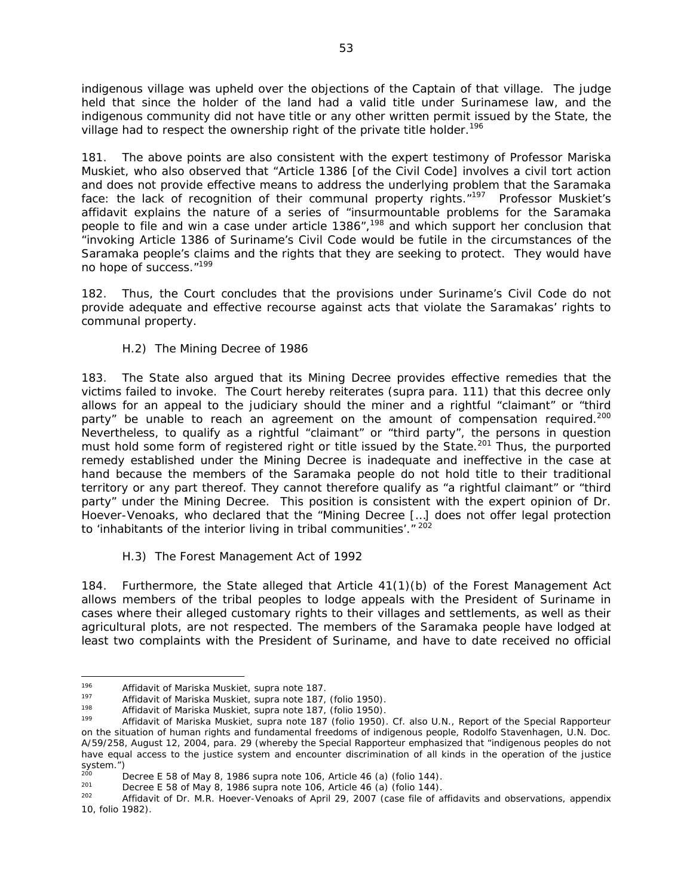indigenous village was upheld over the objections of the Captain of that village. The judge held that since the holder of the land had a valid title under Surinamese law, and the indigenous community did not have title or any other written permit issued by the State, the village had to respect the ownership right of the private title holder.[196]

181. The above points are also consistent with the expert testimony of Professor Mariska Muskiet, who also observed that "Article 1386 [of the Civil Code] involves a civil tort action and does not provide effective means to address the underlying problem that the Saramaka face: the lack of recognition of their communal property rights."[197] Professor Muskiet's affidavit explains the nature of a series of "insurmountable problems for the Saramaka people to file and win a case under article 1386",[198] and which support her conclusion that "invoking Article 1386 of Suriname's Civil Code would be futile in the circumstances of the Saramaka people's claims and the rights that they are seeking to protect. They would have no hope of success."[199]

182. Thus, the Court concludes that the provisions under Suriname's Civil Code do not provide adequate and effective recourse against acts that violate the Saramakas' rights to communal property.

*H.2) The Mining Decree of 1986*

183. The State also argued that its Mining Decree provides effective remedies that the victims failed to invoke. The Court hereby reiterates (*supra* para. 111) that this decree only allows for an appeal to the judiciary should the miner and a rightful "claimant" or "third party" be unable to reach an agreement on the amount of compensation required.[200] Nevertheless, to qualify as a rightful "claimant" or "third party", the persons in question must hold some form of registered right or title issued by the State.[201] Thus, the purported remedy established under the Mining Decree is inadequate and ineffective in the case at hand because the members of the Saramaka people do not hold title to their traditional territory or any part thereof. They cannot therefore qualify as "a rightful claimant" or "third party" under the Mining Decree. This position is consistent with the expert opinion of Dr. Hoever-Venoaks, who declared that the "Mining Decree […] does not offer legal protection to 'inhabitants of the interior living in tribal communities'."[202]

*H.3) The Forest Management Act of 1992*

184. Furthermore, the State alleged that Article 41(1)(b) of the Forest Management Act allows members of the tribal peoples to lodge appeals with the President of Suriname in cases where their alleged customary rights to their villages and settlements, as well as their agricultural plots, are not respected. The members of the Saramaka people have lodged at least two complaints with the President of Suriname, and have to date received no official

---

[196] Affidavit of Mariska Muskiet, *supra* note 187.

[197] Affidavit of Mariska Muskiet, *supra* note 187, (folio 1950).

[198] Affidavit of Mariska Muskiet, *supra* note 187, (folio 1950).

[199] Affidavit of Mariska Muskiet, *supra* note 187 (folio 1950). *Cf.* also U.N., Report of the Special Rapporteur on the situation of human rights and fundamental freedoms of indigenous people, Rodolfo Stavenhagen, U.N. Doc. A/59/258, August 12, 2004, para. 29 (whereby the Special Rapporteur emphasized that "indigenous peoples do not have equal access to the justice system and encounter discrimination of all kinds in the operation of the justice system.")

[200] Decree E 58 of May 8, 1986 *supra* note 106, Article 46 (a) (folio 144).

[201] Decree E 58 of May 8, 1986 *supra* note 106, Article 46 (a) (folio 144).

[202] Affidavit of Dr. M.R. Hoever-Venoaks of April 29, 2007 (case file of affidavits and observations, appendix 10, folio 1982).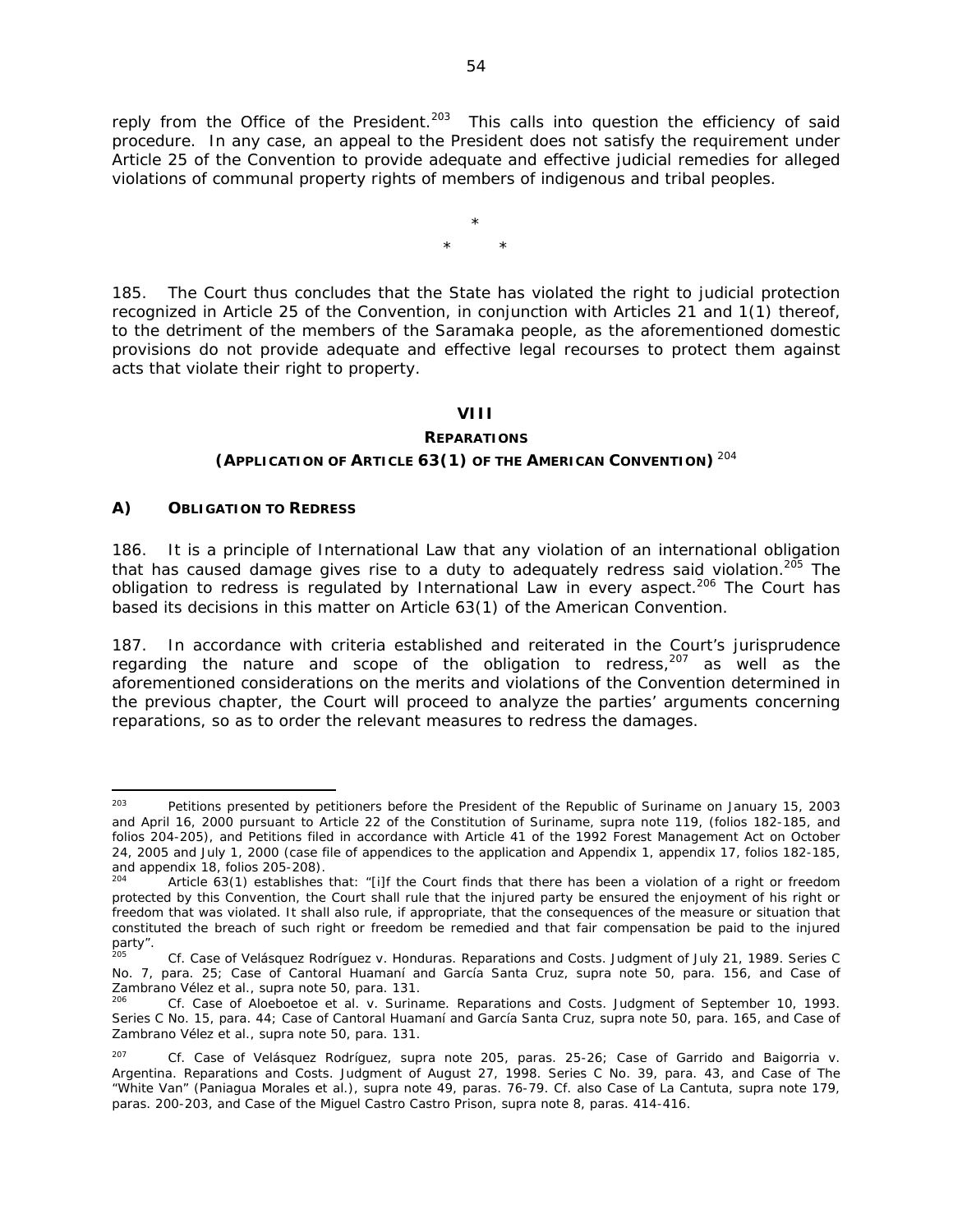reply from the Office of the President.[203] This calls into question the efficiency of said procedure. In any case, an appeal to the President does not satisfy the requirement under Article 25 of the Convention to provide adequate and effective judicial remedies for alleged violations of communal property rights of members of indigenous and tribal peoples.

\*

\* \*

185. The Court thus concludes that the State has violated the right to judicial protection recognized in Article 25 of the Convention, in conjunction with Articles 21 and 1(1) thereof, to the detriment of the members of the Saramaka people, as the aforementioned domestic provisions do not provide adequate and effective legal recourses to protect them against acts that violate their right to property.

## VIII

## REPARATIONS

### (APPLICATION OF ARTICLE 63(1) OF THE AMERICAN CONVENTION) [204]

### A) OBLIGATION TO REDRESS

186. It is a principle of International Law that any violation of an international obligation that has caused damage gives rise to a duty to adequately redress said violation.[205] The obligation to redress is regulated by International Law in every aspect.[206] The Court has based its decisions in this matter on Article 63(1) of the American Convention.

187. In accordance with criteria established and reiterated in the Court's jurisprudence regarding the nature and scope of the obligation to redress,[207] as well as the aforementioned considerations on the merits and violations of the Convention determined in the previous chapter, the Court will proceed to analyze the parties' arguments concerning reparations, so as to order the relevant measures to redress the damages.

---

[203] Petitions presented by petitioners before the President of the Republic of Suriname on January 15, 2003 and April 16, 2000 pursuant to Article 22 of the Constitution of Suriname, *supra* note 119, (folios 182-185, and folios 204-205), and Petitions filed in accordance with Article 41 of the 1992 Forest Management Act on October 24, 2005 and July 1, 2000 (case file of appendices to the application and Appendix 1, appendix 17, folios 182-185, and appendix 18, folios 205-208).

[204] Article 63(1) establishes that: "[i]f the Court finds that there has been a violation of a right or freedom protected by this Convention, the Court shall rule that the injured party be ensured the enjoyment of his right or freedom that was violated. It shall also rule, if appropriate, that the consequences of the measure or situation that constituted the breach of such right or freedom be remedied and that fair compensation be paid to the injured party".

[205] *Cf. Case of Velásquez Rodríguez v. Honduras. Reparations and Costs.* Judgment of July 21, 1989. Series C No. 7, para. 25; *Case of Cantoral Huamaní and García Santa Cruz, supra* note 50, para. 156, and *Case of Zambrano Vélez et al., supra* note 50, para. 131.

[206] *Cf. Case of Aloeboetoe et al. v. Suriname. Reparations and Costs.* Judgment of September 10, 1993. Series C No. 15, para. 44; *Case of Cantoral Huamaní and García Santa Cruz, supra* note 50, para. 165, and *Case of Zambrano Vélez et al., supra* note 50, para. 131.

[207] *Cf. Case of Velásquez Rodríguez, supra* note 205, paras. 25-26; *Case of Garrido and Baigorria v. Argentina. Reparations and Costs.* Judgment of August 27, 1998. Series C No. 39, para. 43, and *Case of The "White Van" (Paniagua Morales et al.), supra* note 49, paras. 76-79. *Cf.* also *Case of La Cantuta, supra* note 179, paras. 200-203, and *Case of the Miguel Castro Castro Prison, supra* note 8, paras. 414-416.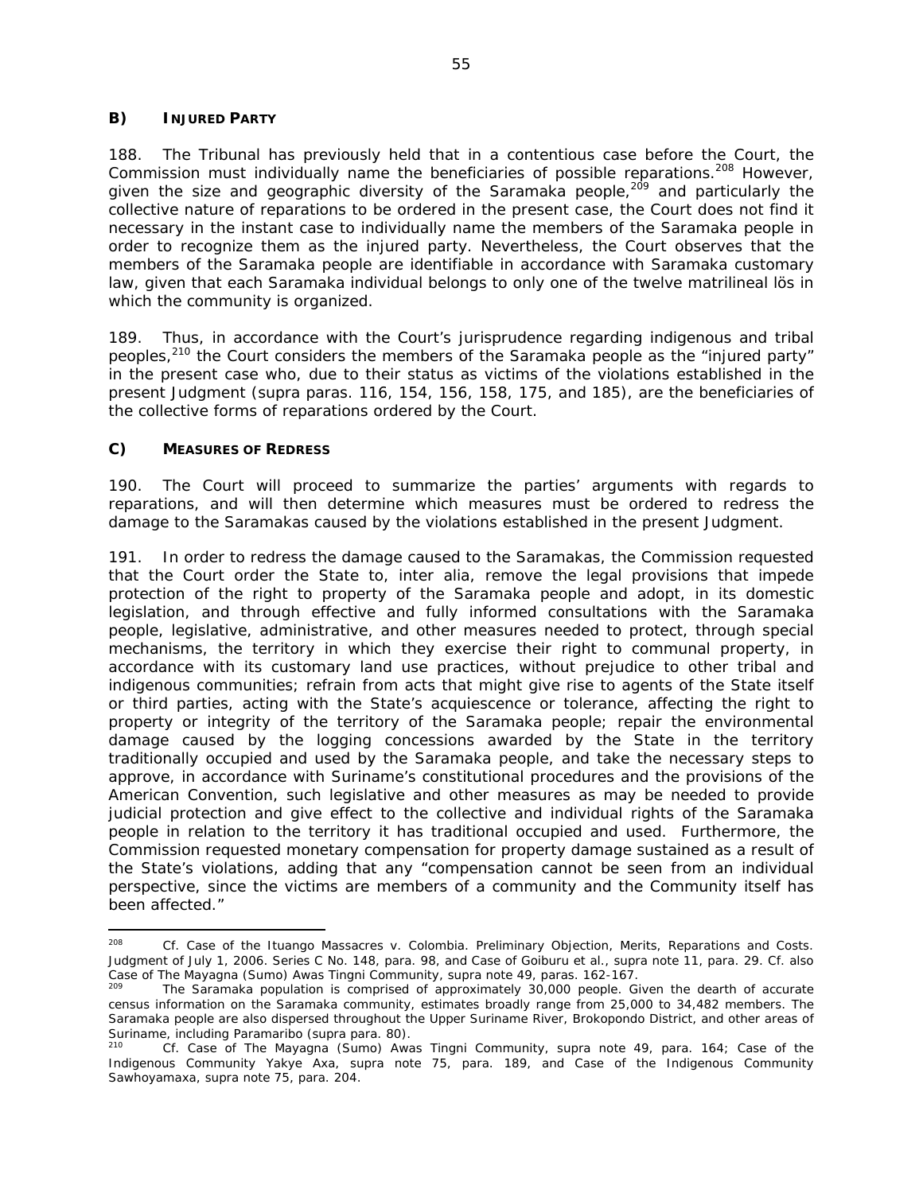### B) INJURED PARTY

188. The Tribunal has previously held that in a contentious case before the Court, the Commission must individually name the beneficiaries of possible reparations.[208] However, given the size and geographic diversity of the Saramaka people,[209] and particularly the collective nature of reparations to be ordered in the present case, the Court does not find it necessary in the instant case to individually name the members of the Saramaka people in order to recognize them as the injured party. Nevertheless, the Court observes that the members of the Saramaka people are identifiable in accordance with Saramaka customary law, given that each Saramaka individual belongs to only one of the twelve matrilineal *lös* in which the community is organized.

189. Thus, in accordance with the Court's jurisprudence regarding indigenous and tribal peoples,[210] the Court considers the members of the Saramaka people as the "injured party" in the present case who, due to their status as victims of the violations established in the present Judgment (*supra* paras. 116, 154, 156, 158, 175, and 185), are the beneficiaries of the collective forms of reparations ordered by the Court.

### C) MEASURES OF REDRESS

190. The Court will proceed to summarize the parties' arguments with regards to reparations, and will then determine which measures must be ordered to redress the damage to the Saramakas caused by the violations established in the present Judgment.

191. In order to redress the damage caused to the Saramakas, the Commission requested that the Court order the State to, *inter alia*, remove the legal provisions that impede protection of the right to property of the Saramaka people and adopt, in its domestic legislation, and through effective and fully informed consultations with the Saramaka people, legislative, administrative, and other measures needed to protect, through special mechanisms, the territory in which they exercise their right to communal property, in accordance with its customary land use practices, without prejudice to other tribal and indigenous communities; refrain from acts that might give rise to agents of the State itself or third parties, acting with the State's acquiescence or tolerance, affecting the right to property or integrity of the territory of the Saramaka people; repair the environmental damage caused by the logging concessions awarded by the State in the territory traditionally occupied and used by the Saramaka people, and take the necessary steps to approve, in accordance with Suriname's constitutional procedures and the provisions of the American Convention, such legislative and other measures as may be needed to provide judicial protection and give effect to the collective and individual rights of the Saramaka people in relation to the territory it has traditional occupied and used. Furthermore, the Commission requested monetary compensation for property damage sustained as a result of the State's violations, adding that any "compensation cannot be seen from an individual perspective, since the victims are members of a community and the Community itself has been affected."

---

[208] *Cf. Case of the Ituango Massacres v. Colombia. Preliminary Objection, Merits, Reparations and Costs.* Judgment of July 1, 2006. Series C No. 148, para. 98, and *Case of Goiburu et al.*, *supra* note 11, para. 29. *Cf.* also *Case of The Mayagna (Sumo) Awas Tingni Community*, *supra* note 49, paras. 162-167.

[209] The Saramaka population is comprised of approximately 30,000 people. Given the dearth of accurate census information on the Saramaka community, estimates broadly range from 25,000 to 34,482 members. The Saramaka people are also dispersed throughout the Upper Suriname River, Brokopondo District, and other areas of Suriname, including Paramaribo (*supra* para. 80).

[210] *Cf. Case of The Mayagna (Sumo) Awas Tingni Community*, *supra* note 49, para. 164; *Case of the Indigenous Community Yakye Axa*, *supra* note 75, para. 189, and *Case of the Indigenous Community Sawhoyamaxa*, *supra* note 75, para. 204.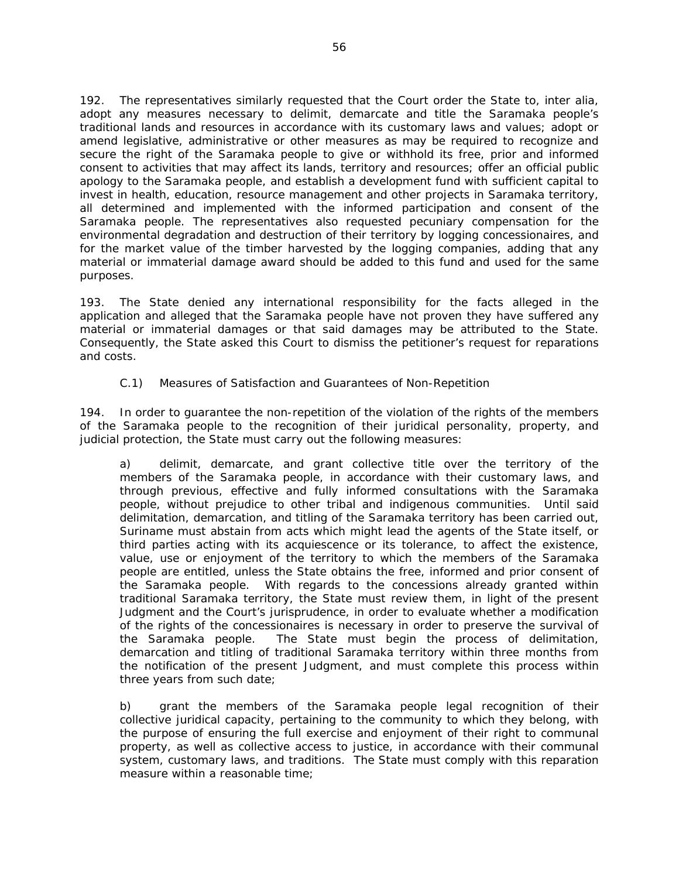192. The representatives similarly requested that the Court order the State to, inter alia, adopt any measures necessary to delimit, demarcate and title the Saramaka people's traditional lands and resources in accordance with its customary laws and values; adopt or amend legislative, administrative or other measures as may be required to recognize and secure the right of the Saramaka people to give or withhold its free, prior and informed consent to activities that may affect its lands, territory and resources; offer an official public apology to the Saramaka people, and establish a development fund with sufficient capital to invest in health, education, resource management and other projects in Saramaka territory, all determined and implemented with the informed participation and consent of the Saramaka people. The representatives also requested pecuniary compensation for the environmental degradation and destruction of their territory by logging concessionaires, and for the market value of the timber harvested by the logging companies, adding that any material or immaterial damage award should be added to this fund and used for the same purposes.

193. The State denied any international responsibility for the facts alleged in the application and alleged that the Saramaka people have not proven they have suffered any material or immaterial damages or that said damages may be attributed to the State. Consequently, the State asked this Court to dismiss the petitioner's request for reparations and costs.

C.1) Measures of Satisfaction and Guarantees of Non-Repetition

194. In order to guarantee the non-repetition of the violation of the rights of the members of the Saramaka people to the recognition of their juridical personality, property, and judicial protection, the State must carry out the following measures:

a) delimit, demarcate, and grant collective title over the territory of the members of the Saramaka people, in accordance with their customary laws, and through previous, effective and fully informed consultations with the Saramaka people, without prejudice to other tribal and indigenous communities. Until said delimitation, demarcation, and titling of the Saramaka territory has been carried out, Suriname must abstain from acts which might lead the agents of the State itself, or third parties acting with its acquiescence or its tolerance, to affect the existence, value, use or enjoyment of the territory to which the members of the Saramaka people are entitled, unless the State obtains the free, informed and prior consent of the Saramaka people. With regards to the concessions already granted within traditional Saramaka territory, the State must review them, in light of the present Judgment and the Court's jurisprudence, in order to evaluate whether a modification of the rights of the concessionaires is necessary in order to preserve the survival of the Saramaka people. The State must begin the process of delimitation, demarcation and titling of traditional Saramaka territory within three months from the notification of the present Judgment, and must complete this process within three years from such date;

b) grant the members of the Saramaka people legal recognition of their collective juridical capacity, pertaining to the community to which they belong, with the purpose of ensuring the full exercise and enjoyment of their right to communal property, as well as collective access to justice, in accordance with their communal system, customary laws, and traditions. The State must comply with this reparation measure within a reasonable time;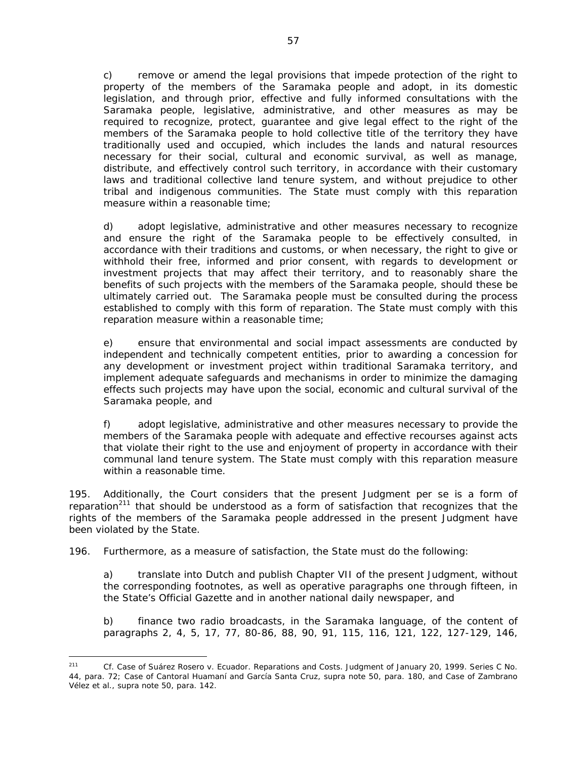c) remove or amend the legal provisions that impede protection of the right to property of the members of the Saramaka people and adopt, in its domestic legislation, and through prior, effective and fully informed consultations with the Saramaka people, legislative, administrative, and other measures as may be required to recognize, protect, guarantee and give legal effect to the right of the members of the Saramaka people to hold collective title of the territory they have traditionally used and occupied, which includes the lands and natural resources necessary for their social, cultural and economic survival, as well as manage, distribute, and effectively control such territory, in accordance with their customary laws and traditional collective land tenure system, and without prejudice to other tribal and indigenous communities. The State must comply with this reparation measure within a reasonable time;

d) adopt legislative, administrative and other measures necessary to recognize and ensure the right of the Saramaka people to be effectively consulted, in accordance with their traditions and customs, or when necessary, the right to give or withhold their free, informed and prior consent, with regards to development or investment projects that may affect their territory, and to reasonably share the benefits of such projects with the members of the Saramaka people, should these be ultimately carried out. The Saramaka people must be consulted during the process established to comply with this form of reparation. The State must comply with this reparation measure within a reasonable time;

e) ensure that environmental and social impact assessments are conducted by independent and technically competent entities, prior to awarding a concession for any development or investment project within traditional Saramaka territory, and implement adequate safeguards and mechanisms in order to minimize the damaging effects such projects may have upon the social, economic and cultural survival of the Saramaka people, and

f) adopt legislative, administrative and other measures necessary to provide the members of the Saramaka people with adequate and effective recourses against acts that violate their right to the use and enjoyment of property in accordance with their communal land tenure system. The State must comply with this reparation measure within a reasonable time.

195. Additionally, the Court considers that the present Judgment per se is a form of reparation[211] that should be understood as a form of satisfaction that recognizes that the rights of the members of the Saramaka people addressed in the present Judgment have been violated by the State.

196. Furthermore, as a measure of satisfaction, the State must do the following:

a) translate into Dutch and publish Chapter VII of the present Judgment, without the corresponding footnotes, as well as operative paragraphs one through fifteen, in the State's Official Gazette and in another national daily newspaper, and

b) finance two radio broadcasts, in the Saramaka language, of the content of paragraphs 2, 4, 5, 17, 77, 80-86, 88, 90, 91, 115, 116, 121, 122, 127-129, 146,

---

[211] *Cf. Case of Suárez Rosero v. Ecuador. Reparations and Costs.* Judgment of January 20, 1999. Series C No. 44, para. 72; *Case of Cantoral Huamaní and García Santa Cruz, supra* note 50, para. 180, and *Case of Zambrano Vélez et al., supra* note 50, para. 142.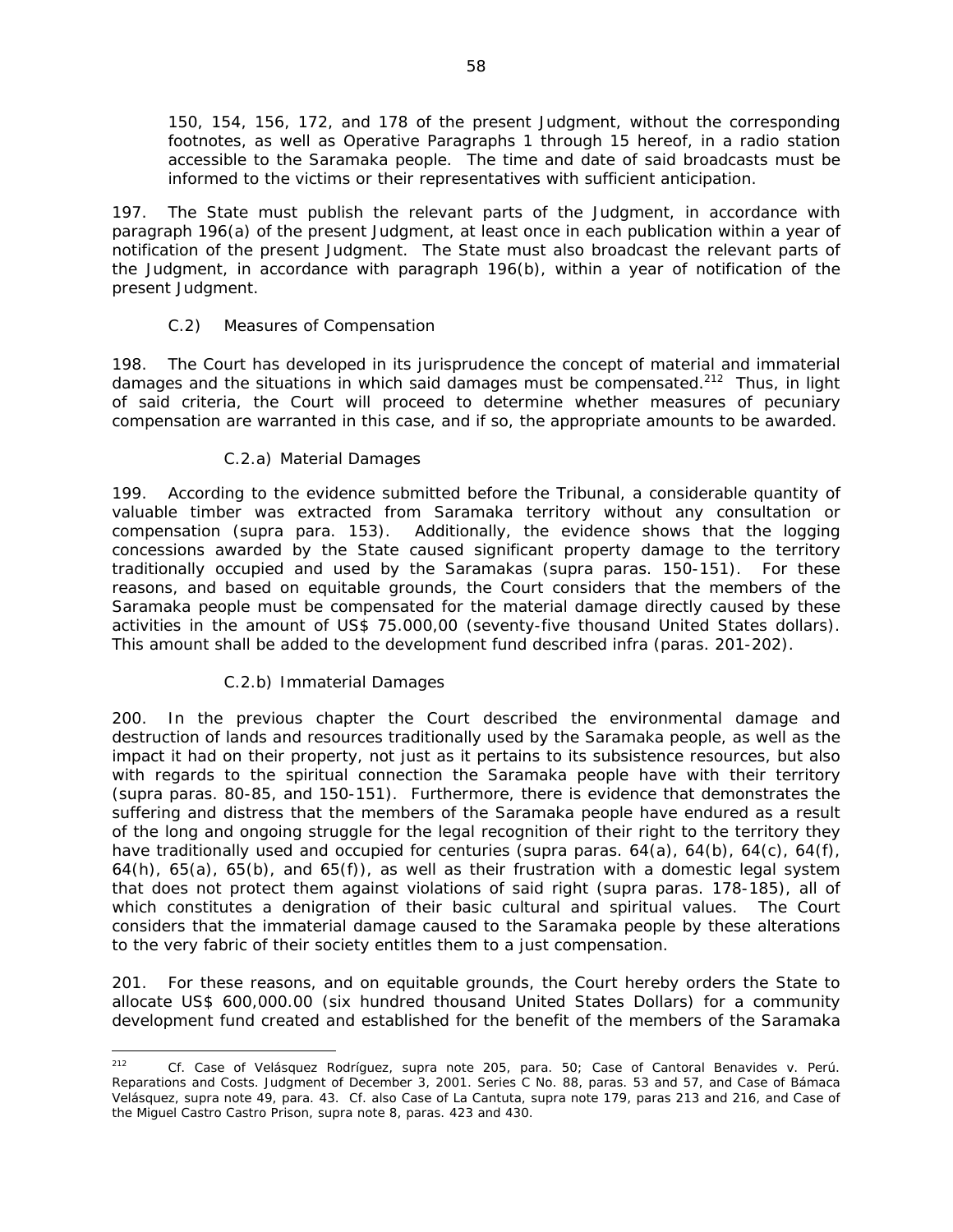150, 154, 156, 172, and 178 of the present Judgment, without the corresponding footnotes, as well as Operative Paragraphs 1 through 15 hereof, in a radio station accessible to the Saramaka people. The time and date of said broadcasts must be informed to the victims or their representatives with sufficient anticipation.

197. The State must publish the relevant parts of the Judgment, in accordance with paragraph 196(a) of the present Judgment, at least once in each publication within a year of notification of the present Judgment. The State must also broadcast the relevant parts of the Judgment, in accordance with paragraph 196(b), within a year of notification of the present Judgment.

C.2) Measures of Compensation

198. The Court has developed in its jurisprudence the concept of material and immaterial damages and the situations in which said damages must be compensated.[212] Thus, in light of said criteria, the Court will proceed to determine whether measures of pecuniary compensation are warranted in this case, and if so, the appropriate amounts to be awarded.

C.2.a) Material Damages

199. According to the evidence submitted before the Tribunal, a considerable quantity of valuable timber was extracted from Saramaka territory without any consultation or compensation (supra para. 153). Additionally, the evidence shows that the logging concessions awarded by the State caused significant property damage to the territory traditionally occupied and used by the Saramakas (supra paras. 150-151). For these reasons, and based on equitable grounds, the Court considers that the members of the Saramaka people must be compensated for the material damage directly caused by these activities in the amount of US$ 75.000,00 (seventy-five thousand United States dollars). This amount shall be added to the development fund described infra (paras. 201-202).

C.2.b) Immaterial Damages

200. In the previous chapter the Court described the environmental damage and destruction of lands and resources traditionally used by the Saramaka people, as well as the impact it had on their property, not just as it pertains to its subsistence resources, but also with regards to the spiritual connection the Saramaka people have with their territory (supra paras. 80-85, and 150-151). Furthermore, there is evidence that demonstrates the suffering and distress that the members of the Saramaka people have endured as a result of the long and ongoing struggle for the legal recognition of their right to the territory they have traditionally used and occupied for centuries (supra paras. 64(a), 64(b), 64(c), 64(f), 64(h), 65(a), 65(b), and 65(f)), as well as their frustration with a domestic legal system that does not protect them against violations of said right (supra paras. 178-185), all of which constitutes a denigration of their basic cultural and spiritual values. The Court considers that the immaterial damage caused to the Saramaka people by these alterations to the very fabric of their society entitles them to a just compensation.

201. For these reasons, and on equitable grounds, the Court hereby orders the State to allocate US$ 600,000.00 (six hundred thousand United States Dollars) for a community development fund created and established for the benefit of the members of the Saramaka

---

[212] *Cf. Case of Velásquez Rodríguez, supra* note 205, para. 50; *Case of Cantoral Benavides v. Perú. Reparations and Costs.* Judgment of December 3, 2001. Series C No. 88, paras. 53 and 57, and *Case of Bámaca Velásquez, supra* note 49, para. 43. *Cf. also Case of La Cantuta, supra* note 179, paras 213 and 216, and *Case of the Miguel Castro Castro Prison, supra* note 8, paras. 423 and 430.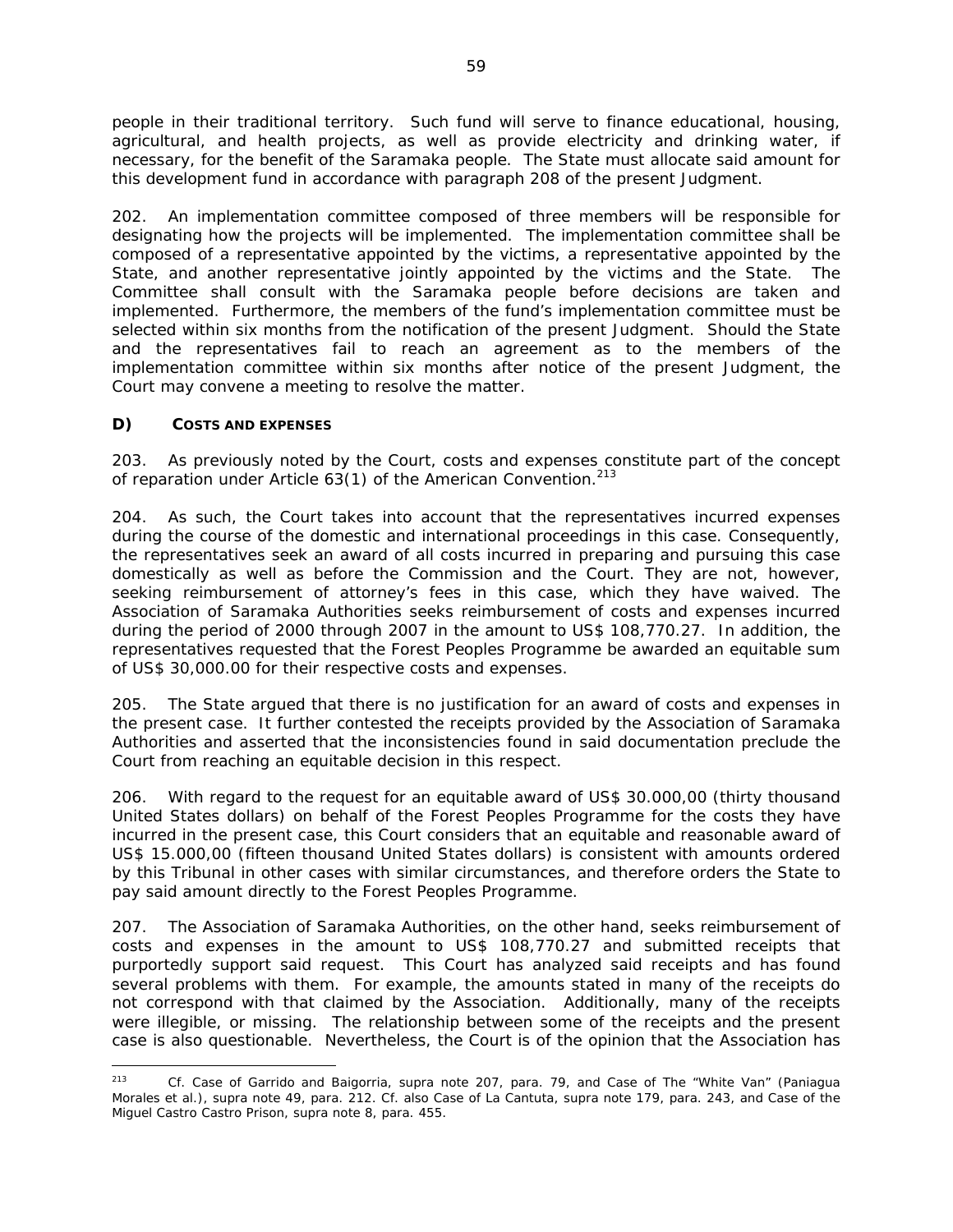people in their traditional territory. Such fund will serve to finance educational, housing, agricultural, and health projects, as well as provide electricity and drinking water, if necessary, for the benefit of the Saramaka people. The State must allocate said amount for this development fund in accordance with paragraph 208 of the present Judgment.

202. An implementation committee composed of three members will be responsible for designating how the projects will be implemented. The implementation committee shall be composed of a representative appointed by the victims, a representative appointed by the State, and another representative jointly appointed by the victims and the State. The Committee shall consult with the Saramaka people before decisions are taken and implemented. Furthermore, the members of the fund's implementation committee must be selected within six months from the notification of the present Judgment. Should the State and the representatives fail to reach an agreement as to the members of the implementation committee within six months after notice of the present Judgment, the Court may convene a meeting to resolve the matter.

### D) COSTS AND EXPENSES

203. As previously noted by the Court, costs and expenses constitute part of the concept of reparation under Article 63(1) of the American Convention.[213]

204. As such, the Court takes into account that the representatives incurred expenses during the course of the domestic and international proceedings in this case. Consequently, the representatives seek an award of all costs incurred in preparing and pursuing this case domestically as well as before the Commission and the Court. They are not, however, seeking reimbursement of attorney's fees in this case, which they have waived. The Association of Saramaka Authorities seeks reimbursement of costs and expenses incurred during the period of 2000 through 2007 in the amount to US$ 108,770.27. In addition, the representatives requested that the Forest Peoples Programme be awarded an equitable sum of US$ 30,000.00 for their respective costs and expenses.

205. The State argued that there is no justification for an award of costs and expenses in the present case. It further contested the receipts provided by the Association of Saramaka Authorities and asserted that the inconsistencies found in said documentation preclude the Court from reaching an equitable decision in this respect.

206. With regard to the request for an equitable award of US$ 30.000,00 (thirty thousand United States dollars) on behalf of the Forest Peoples Programme for the costs they have incurred in the present case, this Court considers that an equitable and reasonable award of US$ 15.000,00 (fifteen thousand United States dollars) is consistent with amounts ordered by this Tribunal in other cases with similar circumstances, and therefore orders the State to pay said amount directly to the Forest Peoples Programme.

207. The Association of Saramaka Authorities, on the other hand, seeks reimbursement of costs and expenses in the amount to US$ 108,770.27 and submitted receipts that purportedly support said request. This Court has analyzed said receipts and has found several problems with them. For example, the amounts stated in many of the receipts do not correspond with that claimed by the Association. Additionally, many of the receipts were illegible, or missing. The relationship between some of the receipts and the present case is also questionable. Nevertheless, the Court is of the opinion that the Association has

---

[213] *Cf. Case of Garrido and Baigorria*, *supra* note 207, para. 79, and *Case of The "White Van" (Paniagua Morales et al.)*, *supra* note 49, para. 212. *Cf.* also *Case of La Cantuta*, *supra* note 179, para. 243, and *Case of the Miguel Castro Castro Prison*, *supra* note 8, para. 455.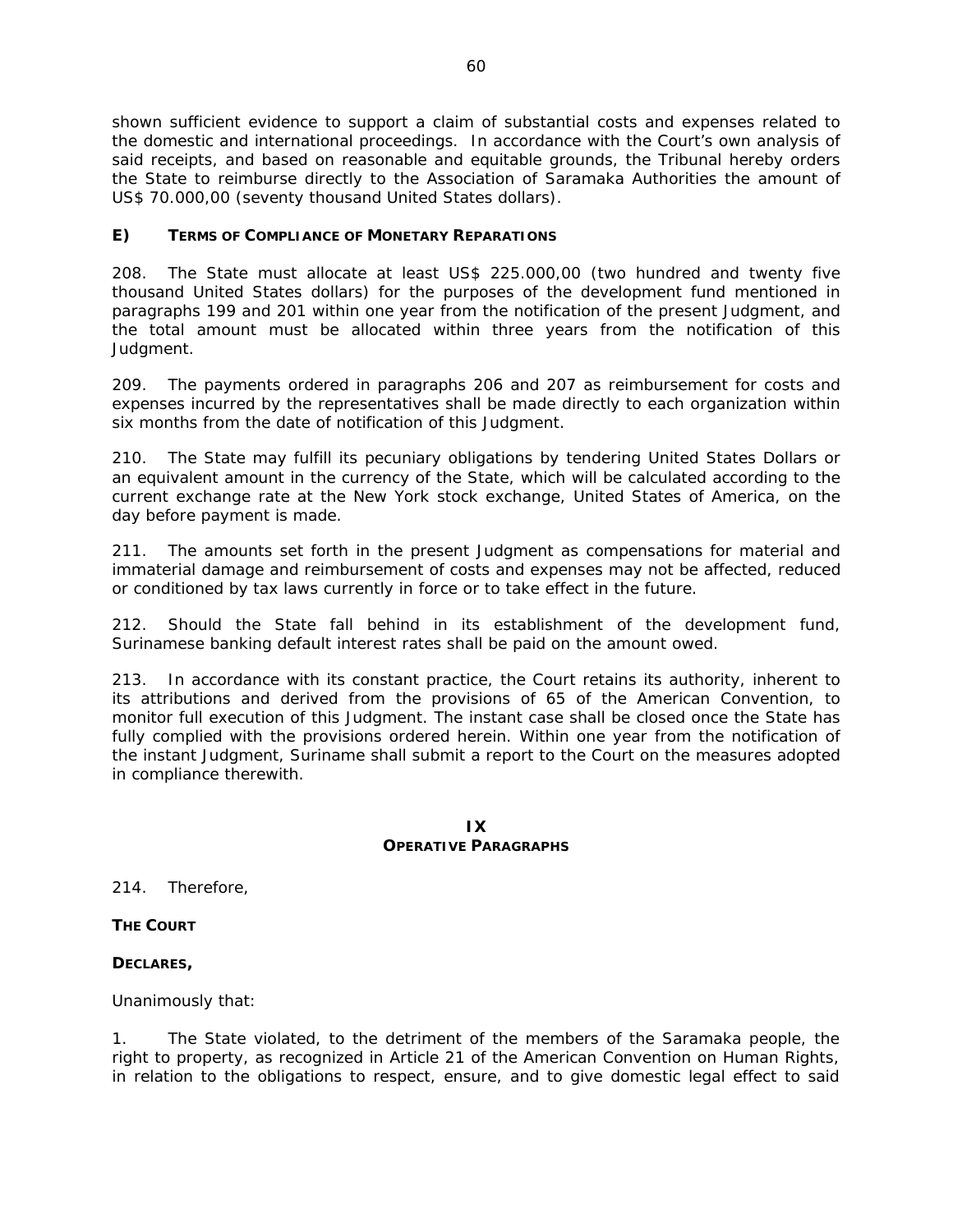shown sufficient evidence to support a claim of substantial costs and expenses related to the domestic and international proceedings. In accordance with the Court's own analysis of said receipts, and based on reasonable and equitable grounds, the Tribunal hereby orders the State to reimburse directly to the Association of Saramaka Authorities the amount of US$ 70.000,00 (seventy thousand United States dollars).

### E) Terms of Compliance of Monetary Reparations

208. The State must allocate at least US$ 225.000,00 (two hundred and twenty five thousand United States dollars) for the purposes of the development fund mentioned in paragraphs 199 and 201 within one year from the notification of the present Judgment, and the total amount must be allocated within three years from the notification of this Judgment.

209. The payments ordered in paragraphs 206 and 207 as reimbursement for costs and expenses incurred by the representatives shall be made directly to each organization within six months from the date of notification of this Judgment.

210. The State may fulfill its pecuniary obligations by tendering United States Dollars or an equivalent amount in the currency of the State, which will be calculated according to the current exchange rate at the New York stock exchange, United States of America, on the day before payment is made.

211. The amounts set forth in the present Judgment as compensations for material and immaterial damage and reimbursement of costs and expenses may not be affected, reduced or conditioned by tax laws currently in force or to take effect in the future.

212. Should the State fall behind in its establishment of the development fund, Surinamese banking default interest rates shall be paid on the amount owed.

213. In accordance with its constant practice, the Court retains its authority, inherent to its attributions and derived from the provisions of 65 of the American Convention, to monitor full execution of this Judgment. The instant case shall be closed once the State has fully complied with the provisions ordered herein. Within one year from the notification of the instant Judgment, Suriname shall submit a report to the Court on the measures adopted in compliance therewith.

## IX
## Operative Paragraphs

214. Therefore,

**THE COURT**

**DECLARES,**

Unanimously that:

1. The State violated, to the detriment of the members of the Saramaka people, the right to property, as recognized in Article 21 of the American Convention on Human Rights, in relation to the obligations to respect, ensure, and to give domestic legal effect to said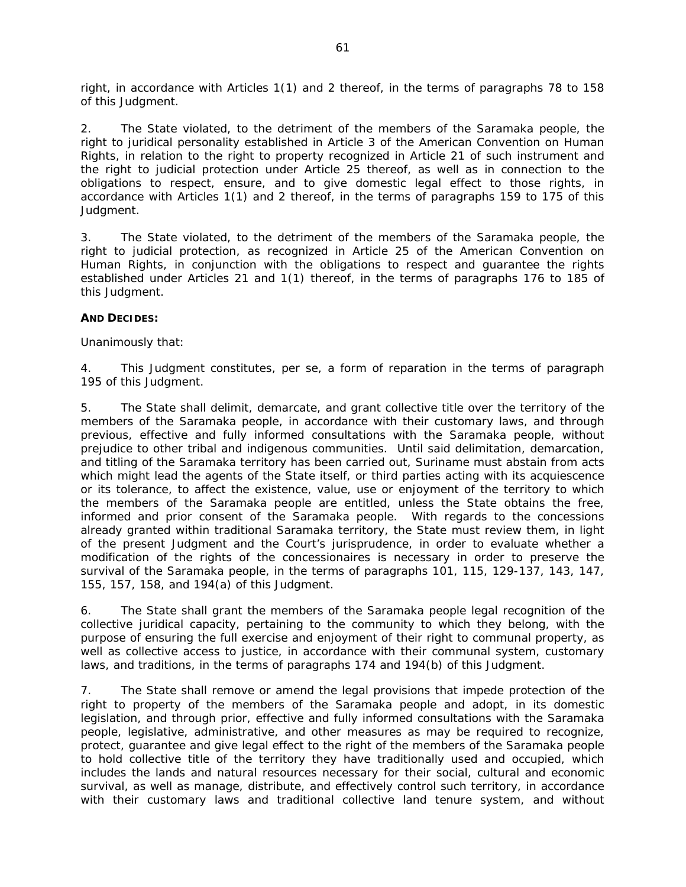right, in accordance with Articles 1(1) and 2 thereof, in the terms of paragraphs 78 to 158 of this Judgment.

2. The State violated, to the detriment of the members of the Saramaka people, the right to juridical personality established in Article 3 of the American Convention on Human Rights, in relation to the right to property recognized in Article 21 of such instrument and the right to judicial protection under Article 25 thereof, as well as in connection to the obligations to respect, ensure, and to give domestic legal effect to those rights, in accordance with Articles 1(1) and 2 thereof, in the terms of paragraphs 159 to 175 of this Judgment.

3. The State violated, to the detriment of the members of the Saramaka people, the right to judicial protection, as recognized in Article 25 of the American Convention on Human Rights, in conjunction with the obligations to respect and guarantee the rights established under Articles 21 and 1(1) thereof, in the terms of paragraphs 176 to 185 of this Judgment.

**AND DECIDES:**

Unanimously that:

4. This Judgment constitutes, per se, a form of reparation in the terms of paragraph 195 of this Judgment.

5. The State shall delimit, demarcate, and grant collective title over the territory of the members of the Saramaka people, in accordance with their customary laws, and through previous, effective and fully informed consultations with the Saramaka people, without prejudice to other tribal and indigenous communities. Until said delimitation, demarcation, and titling of the Saramaka territory has been carried out, Suriname must abstain from acts which might lead the agents of the State itself, or third parties acting with its acquiescence or its tolerance, to affect the existence, value, use or enjoyment of the territory to which the members of the Saramaka people are entitled, unless the State obtains the free, informed and prior consent of the Saramaka people. With regards to the concessions already granted within traditional Saramaka territory, the State must review them, in light of the present Judgment and the Court's jurisprudence, in order to evaluate whether a modification of the rights of the concessionaires is necessary in order to preserve the survival of the Saramaka people, in the terms of paragraphs 101, 115, 129-137, 143, 147, 155, 157, 158, and 194(a) of this Judgment.

6. The State shall grant the members of the Saramaka people legal recognition of the collective juridical capacity, pertaining to the community to which they belong, with the purpose of ensuring the full exercise and enjoyment of their right to communal property, as well as collective access to justice, in accordance with their communal system, customary laws, and traditions, in the terms of paragraphs 174 and 194(b) of this Judgment.

7. The State shall remove or amend the legal provisions that impede protection of the right to property of the members of the Saramaka people and adopt, in its domestic legislation, and through prior, effective and fully informed consultations with the Saramaka people, legislative, administrative, and other measures as may be required to recognize, protect, guarantee and give legal effect to the right of the members of the Saramaka people to hold collective title of the territory they have traditionally used and occupied, which includes the lands and natural resources necessary for their social, cultural and economic survival, as well as manage, distribute, and effectively control such territory, in accordance with their customary laws and traditional collective land tenure system, and without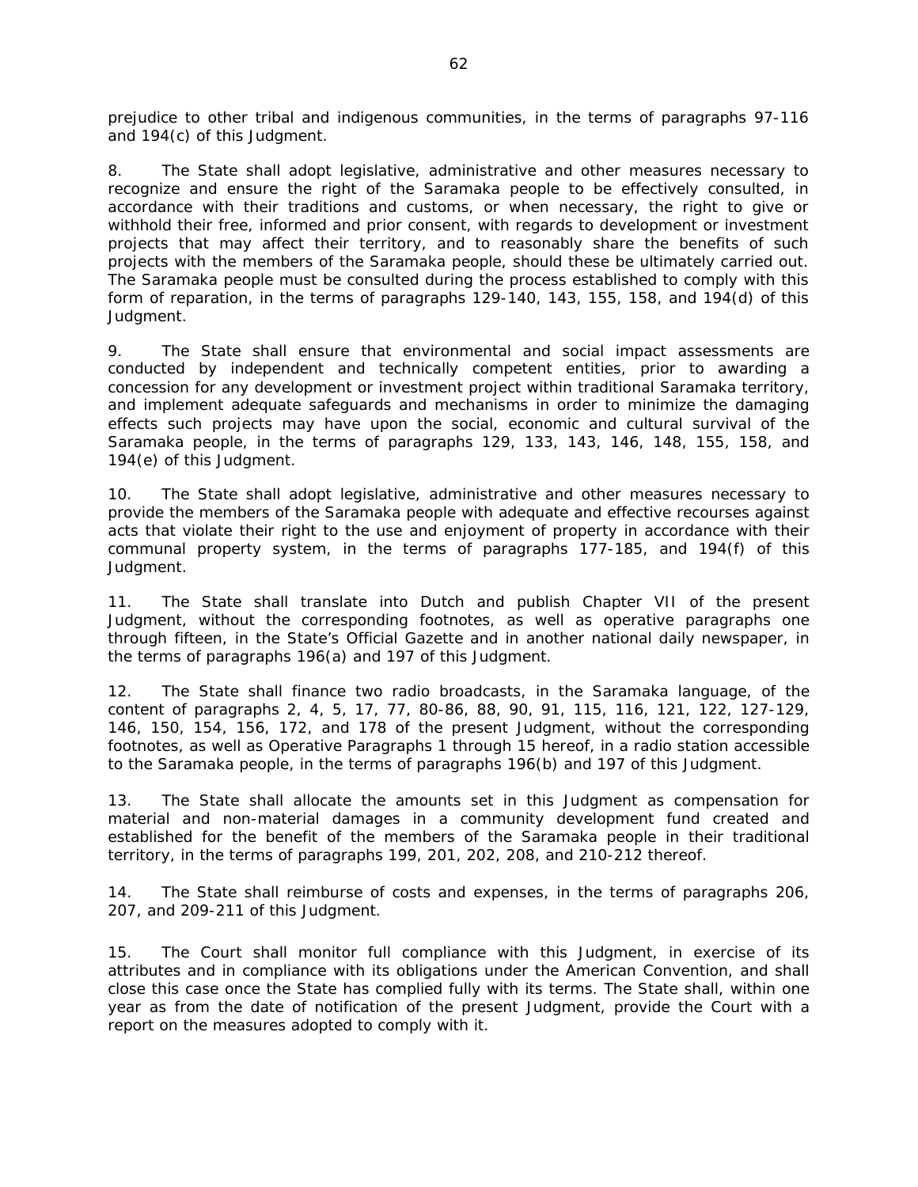prejudice to other tribal and indigenous communities, in the terms of paragraphs 97-116 and 194(c) of this Judgment.

8. The State shall adopt legislative, administrative and other measures necessary to recognize and ensure the right of the Saramaka people to be effectively consulted, in accordance with their traditions and customs, or when necessary, the right to give or withhold their free, informed and prior consent, with regards to development or investment projects that may affect their territory, and to reasonably share the benefits of such projects with the members of the Saramaka people, should these be ultimately carried out. The Saramaka people must be consulted during the process established to comply with this form of reparation, in the terms of paragraphs 129-140, 143, 155, 158, and 194(d) of this Judgment.

9. The State shall ensure that environmental and social impact assessments are conducted by independent and technically competent entities, prior to awarding a concession for any development or investment project within traditional Saramaka territory, and implement adequate safeguards and mechanisms in order to minimize the damaging effects such projects may have upon the social, economic and cultural survival of the Saramaka people, in the terms of paragraphs 129, 133, 143, 146, 148, 155, 158, and 194(e) of this Judgment.

10. The State shall adopt legislative, administrative and other measures necessary to provide the members of the Saramaka people with adequate and effective recourses against acts that violate their right to the use and enjoyment of property in accordance with their communal property system, in the terms of paragraphs 177-185, and 194(f) of this Judgment.

11. The State shall translate into Dutch and publish Chapter VII of the present Judgment, without the corresponding footnotes, as well as operative paragraphs one through fifteen, in the State's Official Gazette and in another national daily newspaper, in the terms of paragraphs 196(a) and 197 of this Judgment.

12. The State shall finance two radio broadcasts, in the Saramaka language, of the content of paragraphs 2, 4, 5, 17, 77, 80-86, 88, 90, 91, 115, 116, 121, 122, 127-129, 146, 150, 154, 156, 172, and 178 of the present Judgment, without the corresponding footnotes, as well as Operative Paragraphs 1 through 15 hereof, in a radio station accessible to the Saramaka people, in the terms of paragraphs 196(b) and 197 of this Judgment.

13. The State shall allocate the amounts set in this Judgment as compensation for material and non-material damages in a community development fund created and established for the benefit of the members of the Saramaka people in their traditional territory, in the terms of paragraphs 199, 201, 202, 208, and 210-212 thereof.

14. The State shall reimburse of costs and expenses, in the terms of paragraphs 206, 207, and 209-211 of this Judgment.

15. The Court shall monitor full compliance with this Judgment, in exercise of its attributes and in compliance with its obligations under the American Convention, and shall close this case once the State has complied fully with its terms. The State shall, within one year as from the date of notification of the present Judgment, provide the Court with a report on the measures adopted to comply with it.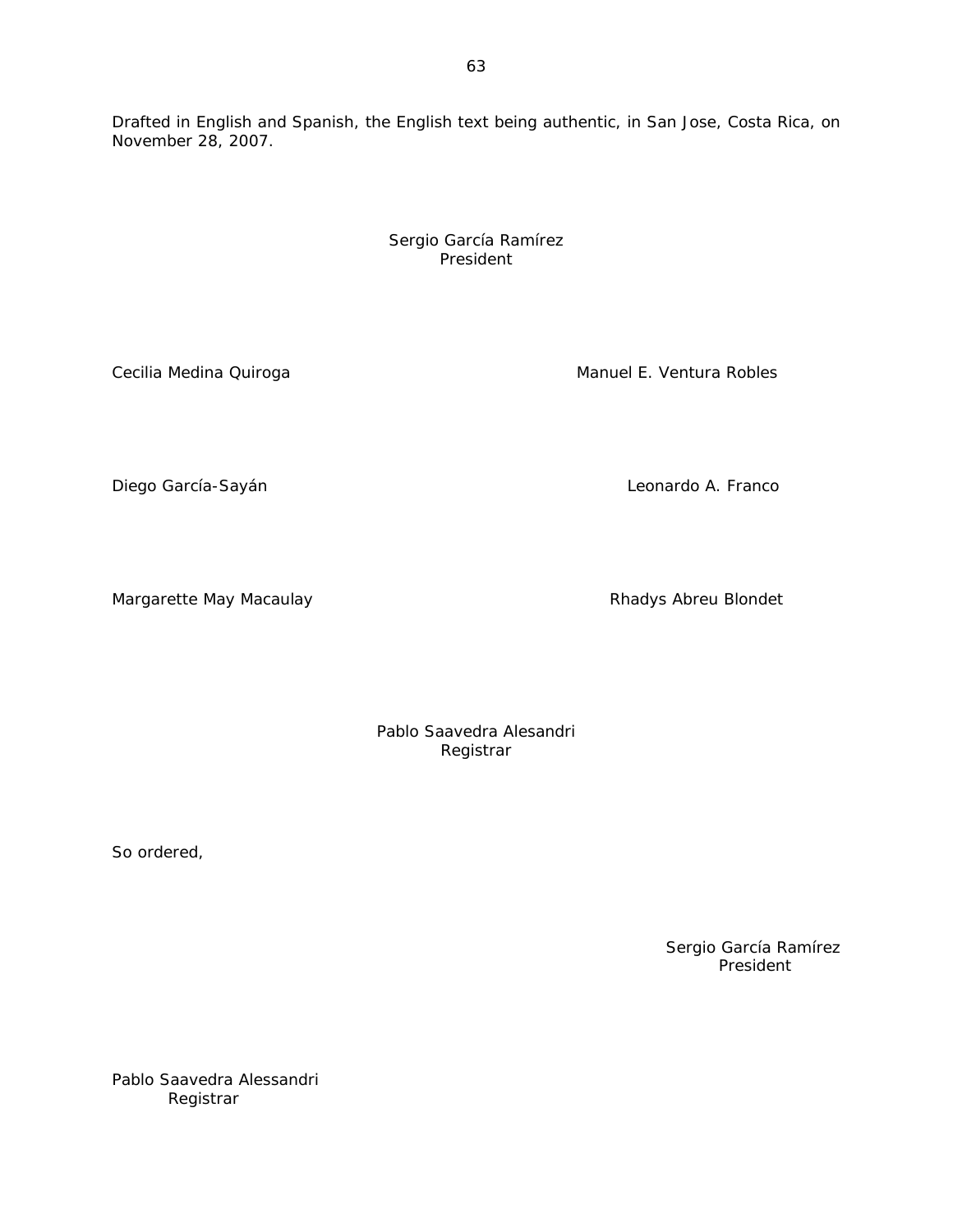Drafted in English and Spanish, the English text being authentic, in San Jose, Costa Rica, on November 28, 2007.

Sergio García Ramírez
President

Cecilia Medina Quiroga

Manuel E. Ventura Robles

Diego García-Sayán

Leonardo A. Franco

Margarette May Macaulay

Rhadys Abreu Blondet

Pablo Saavedra Alesandri
Registrar

So ordered,

Sergio García Ramírez
President

Pablo Saavedra Alessandri
Registrar